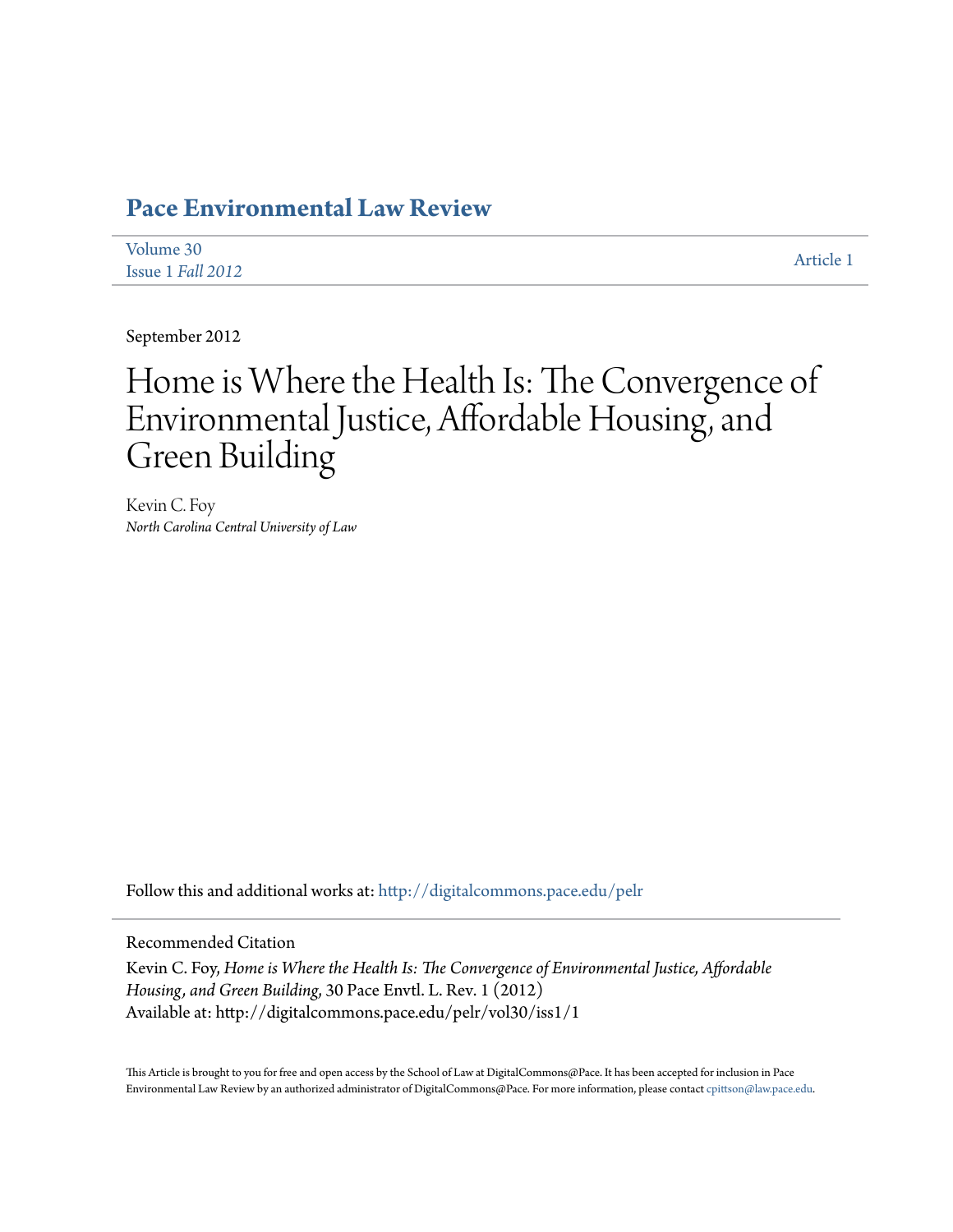# Pace Environmental Law Review

Volume 30
Issue 1 *Fall 2012*

Article 1

September 2012

# Home is Where the Health Is: The Convergence of Environmental Justice, Affordable Housing, and Green Building

Kevin C. Foy
*North Carolina Central University of Law*

Follow this and additional works at: http://digitalcommons.pace.edu/pelr

## Recommended Citation

Kevin C. Foy, *Home is Where the Health Is: The Convergence of Environmental Justice, Affordable Housing, and Green Building*, 30 Pace Envtl. L. Rev. 1 (2012)
Available at: http://digitalcommons.pace.edu/pelr/vol30/iss1/1

This Article is brought to you for free and open access by the School of Law at DigitalCommons@Pace. It has been accepted for inclusion in Pace Environmental Law Review by an authorized administrator of DigitalCommons@Pace. For more information, please contact cpittson@law.pace.edu.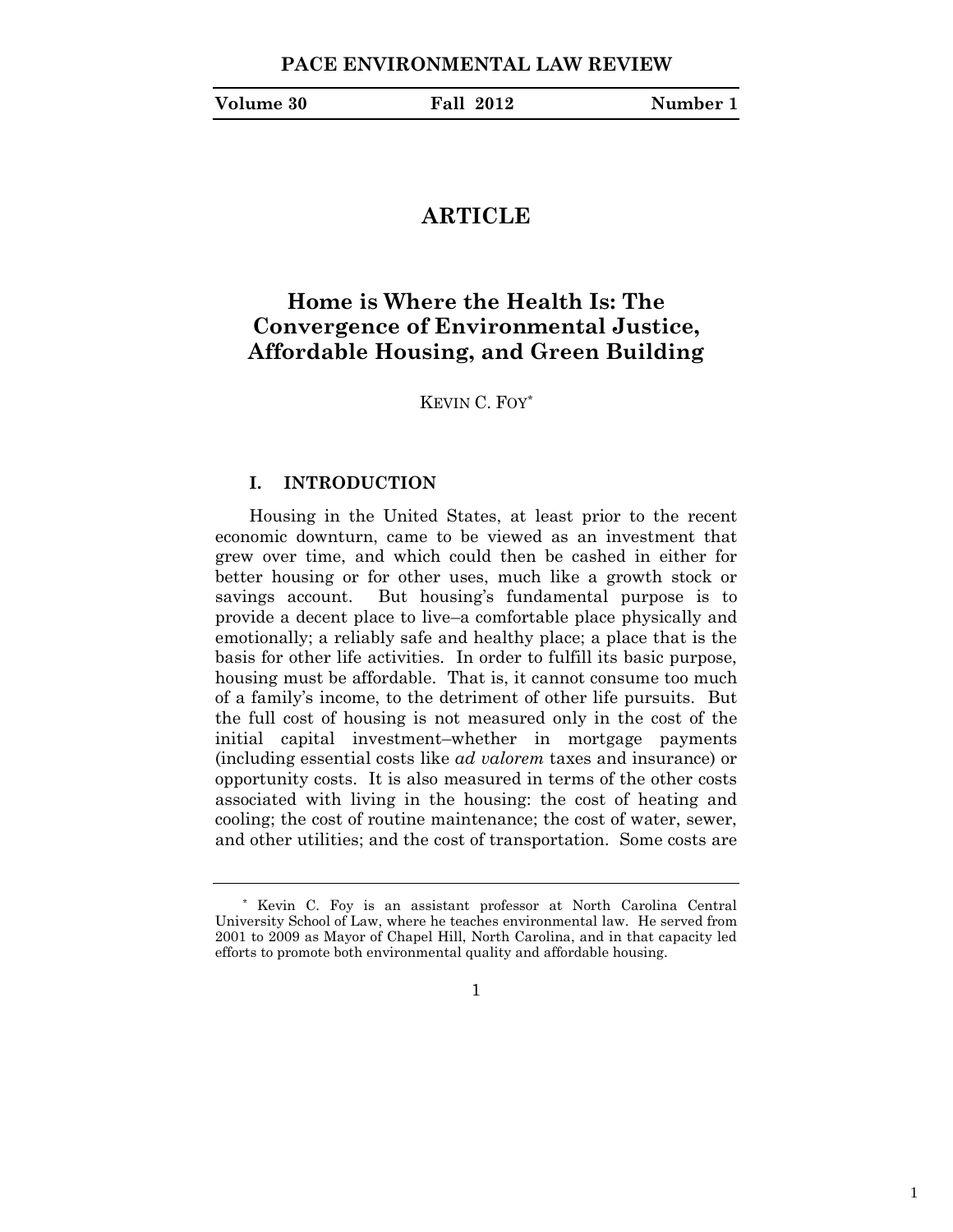# Home is Where the Health Is: The Convergence of Environmental Justice, Affordable Housing, and Green Building

KEVIN C. FOY[*]

## I. INTRODUCTION

Housing in the United States, at least prior to the recent economic downturn, came to be viewed as an investment that grew over time, and which could then be cashed in either for better housing or for other uses, much like a growth stock or savings account. But housing's fundamental purpose is to provide a decent place to live–a comfortable place physically and emotionally; a reliably safe and healthy place; a place that is the basis for other life activities. In order to fulfill its basic purpose, housing must be affordable. That is, it cannot consume too much of a family's income, to the detriment of other life pursuits. But the full cost of housing is not measured only in the cost of the initial capital investment–whether in mortgage payments (including essential costs like *ad valorem* taxes and insurance) or opportunity costs. It is also measured in terms of the other costs associated with living in the housing: the cost of heating and cooling; the cost of routine maintenance; the cost of water, sewer, and other utilities; and the cost of transportation. Some costs are

---

[*] Kevin C. Foy is an assistant professor at North Carolina Central University School of Law, where he teaches environmental law. He served from 2001 to 2009 as Mayor of Chapel Hill, North Carolina, and in that capacity led efforts to promote both environmental quality and affordable housing.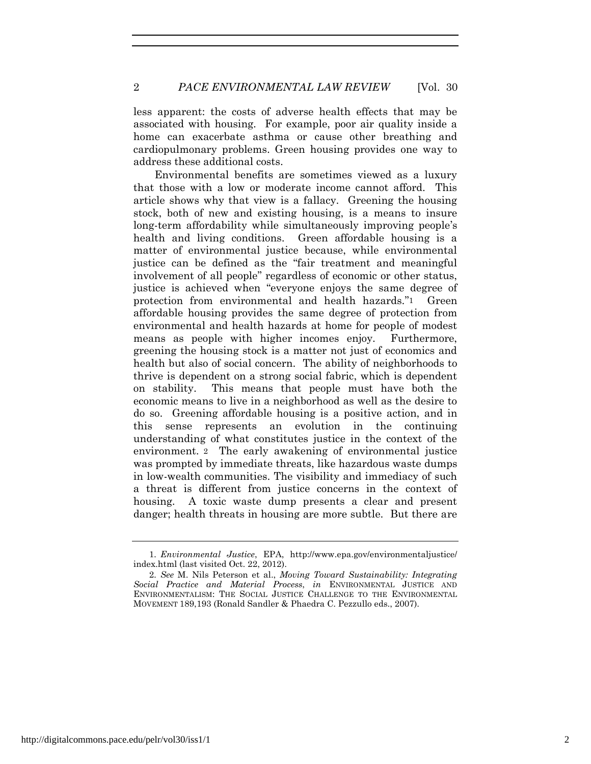less apparent: the costs of adverse health effects that may be associated with housing. For example, poor air quality inside a home can exacerbate asthma or cause other breathing and cardiopulmonary problems. Green housing provides one way to address these additional costs.

Environmental benefits are sometimes viewed as a luxury that those with a low or moderate income cannot afford. This article shows why that view is a fallacy. Greening the housing stock, both of new and existing housing, is a means to insure long-term affordability while simultaneously improving people's health and living conditions. Green affordable housing is a matter of environmental justice because, while environmental justice can be defined as the "fair treatment and meaningful involvement of all people" regardless of economic or other status, justice is achieved when "everyone enjoys the same degree of protection from environmental and health hazards."[1] Green affordable housing provides the same degree of protection from environmental and health hazards at home for people of modest means as people with higher incomes enjoy. Furthermore, greening the housing stock is a matter not just of economics and health but also of social concern. The ability of neighborhoods to thrive is dependent on a strong social fabric, which is dependent on stability. This means that people must have both the economic means to live in a neighborhood as well as the desire to do so. Greening affordable housing is a positive action, and in this sense represents an evolution in the continuing understanding of what constitutes justice in the context of the environment.[2] The early awakening of environmental justice was prompted by immediate threats, like hazardous waste dumps in low-wealth communities. The visibility and immediacy of such a threat is different from justice concerns in the context of housing. A toxic waste dump presents a clear and present danger; health threats in housing are more subtle. But there are

---

1. *Environmental Justice*, EPA, http://www.epa.gov/environmentaljustice/index.html (last visited Oct. 22, 2012).

2. *See* M. Nils Peterson et al., *Moving Toward Sustainability: Integrating Social Practice and Material Process*, *in* ENVIRONMENTAL JUSTICE AND ENVIRONMENTALISM: THE SOCIAL JUSTICE CHALLENGE TO THE ENVIRONMENTAL MOVEMENT 189,193 (Ronald Sandler & Phaedra C. Pezzullo eds., 2007).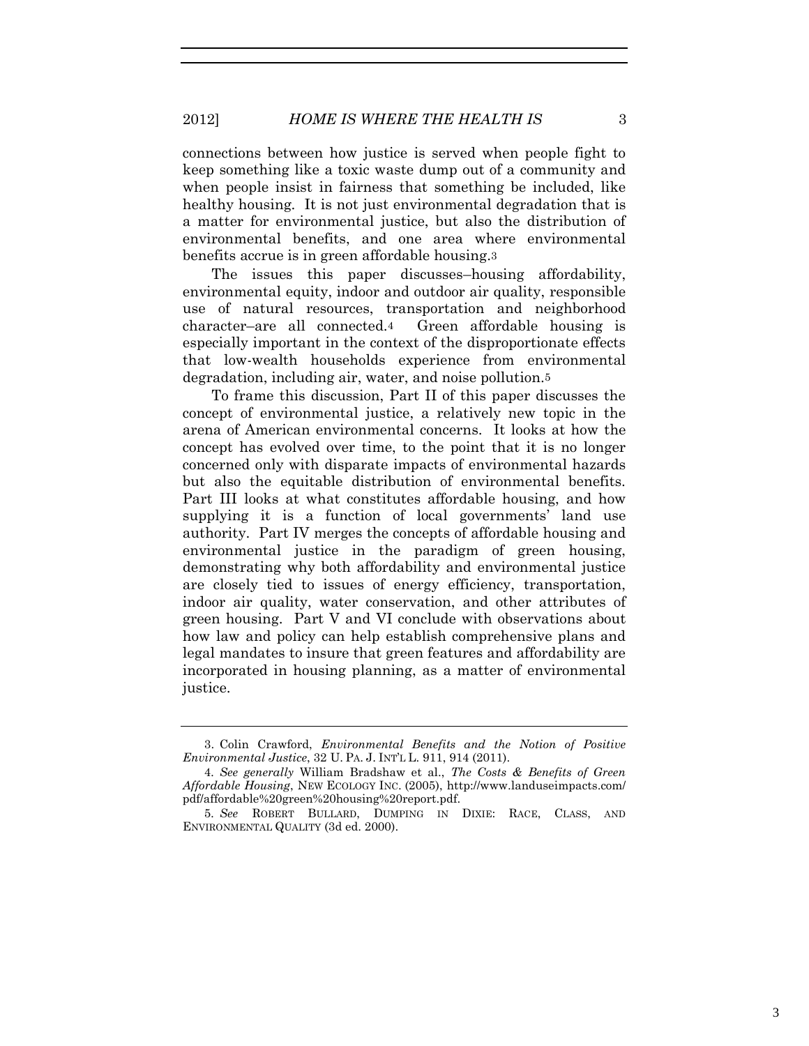connections between how justice is served when people fight to keep something like a toxic waste dump out of a community and when people insist in fairness that something be included, like healthy housing. It is not just environmental degradation that is a matter for environmental justice, but also the distribution of environmental benefits, and one area where environmental benefits accrue is in green affordable housing.[3]

The issues this paper discusses–housing affordability, environmental equity, indoor and outdoor air quality, responsible use of natural resources, transportation and neighborhood character–are all connected.[4] Green affordable housing is especially important in the context of the disproportionate effects that low-wealth households experience from environmental degradation, including air, water, and noise pollution.[5]

To frame this discussion, Part II of this paper discusses the concept of environmental justice, a relatively new topic in the arena of American environmental concerns. It looks at how the concept has evolved over time, to the point that it is no longer concerned only with disparate impacts of environmental hazards but also the equitable distribution of environmental benefits. Part III looks at what constitutes affordable housing, and how supplying it is a function of local governments' land use authority. Part IV merges the concepts of affordable housing and environmental justice in the paradigm of green housing, demonstrating why both affordability and environmental justice are closely tied to issues of energy efficiency, transportation, indoor air quality, water conservation, and other attributes of green housing. Part V and VI conclude with observations about how law and policy can help establish comprehensive plans and legal mandates to insure that green features and affordability are incorporated in housing planning, as a matter of environmental justice.

---

3. Colin Crawford, *Environmental Benefits and the Notion of Positive Environmental Justice*, 32 U. PA. J. INT'L L. 911, 914 (2011).

4. *See generally* William Bradshaw et al., *The Costs & Benefits of Green Affordable Housing*, NEW ECOLOGY INC. (2005), http://www.landuseimpacts.com/pdf/affordable%20green%20housing%20report.pdf.

5. *See* ROBERT BULLARD, DUMPING IN DIXIE: RACE, CLASS, AND ENVIRONMENTAL QUALITY (3d ed. 2000).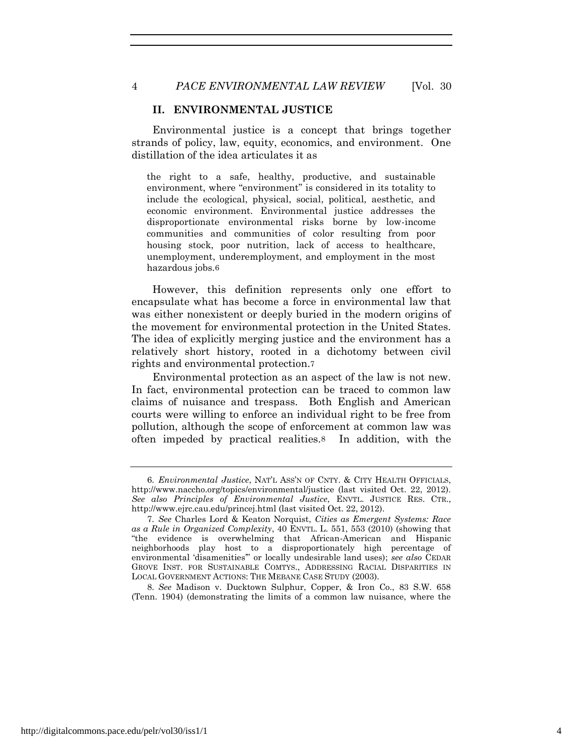## II. ENVIRONMENTAL JUSTICE

Environmental justice is a concept that brings together strands of policy, law, equity, economics, and environment. One distillation of the idea articulates it as

> the right to a safe, healthy, productive, and sustainable environment, where "environment" is considered in its totality to include the ecological, physical, social, political, aesthetic, and economic environment. Environmental justice addresses the disproportionate environmental risks borne by low-income communities and communities of color resulting from poor housing stock, poor nutrition, lack of access to healthcare, unemployment, underemployment, and employment in the most hazardous jobs.[6]

However, this definition represents only one effort to encapsulate what has become a force in environmental law that was either nonexistent or deeply buried in the modern origins of the movement for environmental protection in the United States. The idea of explicitly merging justice and the environment has a relatively short history, rooted in a dichotomy between civil rights and environmental protection.[7]

Environmental protection as an aspect of the law is not new. In fact, environmental protection can be traced to common law claims of nuisance and trespass. Both English and American courts were willing to enforce an individual right to be free from pollution, although the scope of enforcement at common law was often impeded by practical realities.[8] In addition, with the

---

6. *Environmental Justice*, NAT'L ASS'N OF CNTY. & CITY HEALTH OFFICIALS, http://www.naccho.org/topics/environmental/justice (last visited Oct. 22, 2012). *See also Principles of Environmental Justice*, ENVTL. JUSTICE RES. CTR., http://www.ejrc.cau.edu/princej.html (last visited Oct. 22, 2012).

7. *See* Charles Lord & Keaton Norquist, *Cities as Emergent Systems: Race as a Rule in Organized Complexity*, 40 ENVTL. L. 551, 553 (2010) (showing that "the evidence is overwhelming that African-American and Hispanic neighborhoods play host to a disproportionately high percentage of environmental 'disamenities'" or locally undesirable land uses); *see also* CEDAR GROVE INST. FOR SUSTAINABLE COMTYS., ADDRESSING RACIAL DISPARITIES IN LOCAL GOVERNMENT ACTIONS: THE MEBANE CASE STUDY (2003).

8. *See* Madison v. Ducktown Sulphur, Copper, & Iron Co., 83 S.W. 658 (Tenn. 1904) (demonstrating the limits of a common law nuisance, where the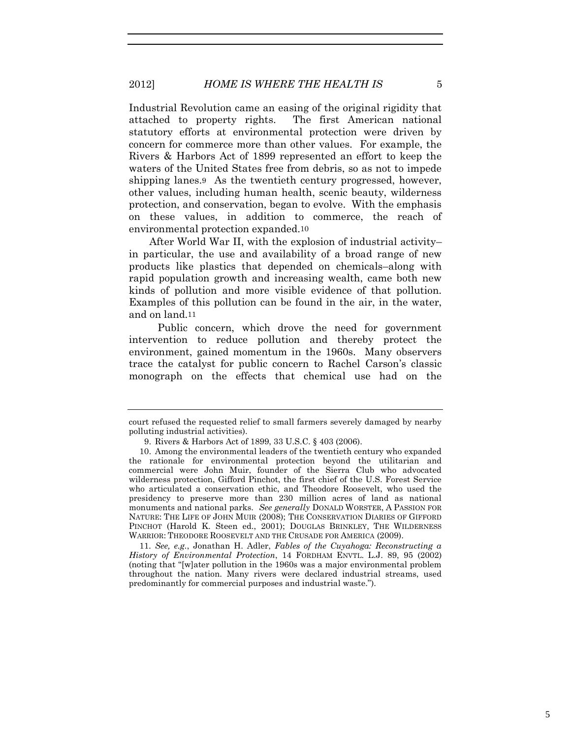Industrial Revolution came an easing of the original rigidity that attached to property rights. The first American national statutory efforts at environmental protection were driven by concern for commerce more than other values. For example, the Rivers & Harbors Act of 1899 represented an effort to keep the waters of the United States free from debris, so as not to impede shipping lanes.[9] As the twentieth century progressed, however, other values, including human health, scenic beauty, wilderness protection, and conservation, began to evolve. With the emphasis on these values, in addition to commerce, the reach of environmental protection expanded.[10]

After World War II, with the explosion of industrial activity– in particular, the use and availability of a broad range of new products like plastics that depended on chemicals–along with rapid population growth and increasing wealth, came both new kinds of pollution and more visible evidence of that pollution. Examples of this pollution can be found in the air, in the water, and on land.[11]

Public concern, which drove the need for government intervention to reduce pollution and thereby protect the environment, gained momentum in the 1960s. Many observers trace the catalyst for public concern to Rachel Carson's classic monograph on the effects that chemical use had on the

---

court refused the requested relief to small farmers severely damaged by nearby polluting industrial activities).

9. Rivers & Harbors Act of 1899, 33 U.S.C. § 403 (2006).

10. Among the environmental leaders of the twentieth century who expanded the rationale for environmental protection beyond the utilitarian and commercial were John Muir, founder of the Sierra Club who advocated wilderness protection, Gifford Pinchot, the first chief of the U.S. Forest Service who articulated a conservation ethic, and Theodore Roosevelt, who used the presidency to preserve more than 230 million acres of land as national monuments and national parks. *See generally* DONALD WORSTER, A PASSION FOR NATURE: THE LIFE OF JOHN MUIR (2008); THE CONSERVATION DIARIES OF GIFFORD PINCHOT (Harold K. Steen ed., 2001); DOUGLAS BRINKLEY, THE WILDERNESS WARRIOR: THEODORE ROOSEVELT AND THE CRUSADE FOR AMERICA (2009).

11. *See, e.g.*, Jonathan H. Adler, *Fables of the Cuyahoga: Reconstructing a History of Environmental Protection*, 14 FORDHAM ENVTL. L.J. 89, 95 (2002) (noting that "[w]ater pollution in the 1960s was a major environmental problem throughout the nation. Many rivers were declared industrial streams, used predominantly for commercial purposes and industrial waste.").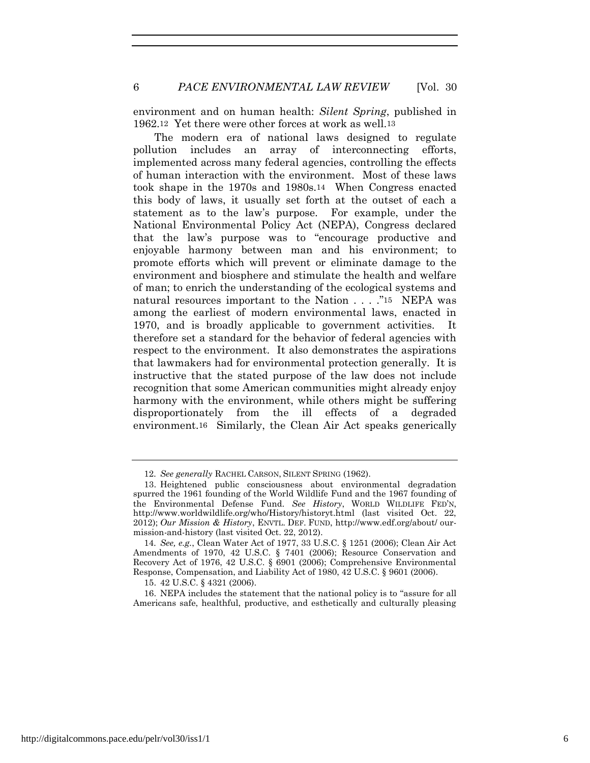environment and on human health: *Silent Spring*, published in 1962.[12] Yet there were other forces at work as well.[13]

The modern era of national laws designed to regulate pollution includes an array of interconnecting efforts, implemented across many federal agencies, controlling the effects of human interaction with the environment. Most of these laws took shape in the 1970s and 1980s.[14] When Congress enacted this body of laws, it usually set forth at the outset of each a statement as to the law's purpose. For example, under the National Environmental Policy Act (NEPA), Congress declared that the law's purpose was to "encourage productive and enjoyable harmony between man and his environment; to promote efforts which will prevent or eliminate damage to the environment and biosphere and stimulate the health and welfare of man; to enrich the understanding of the ecological systems and natural resources important to the Nation . . . ."[15] NEPA was among the earliest of modern environmental laws, enacted in 1970, and is broadly applicable to government activities. It therefore set a standard for the behavior of federal agencies with respect to the environment. It also demonstrates the aspirations that lawmakers had for environmental protection generally. It is instructive that the stated purpose of the law does not include recognition that some American communities might already enjoy harmony with the environment, while others might be suffering disproportionately from the ill effects of a degraded environment.[16] Similarly, the Clean Air Act speaks generically

---

12. *See generally* RACHEL CARSON, SILENT SPRING (1962).

13. Heightened public consciousness about environmental degradation spurred the 1961 founding of the World Wildlife Fund and the 1967 founding of the Environmental Defense Fund. *See History*, WORLD WILDLIFE FED'N, http://www.worldwildlife.org/who/History/historyt.html (last visited Oct. 22, 2012); *Our Mission & History*, ENVTL. DEF. FUND, http://www.edf.org/about/ our-mission-and-history (last visited Oct. 22, 2012).

14. *See, e.g.*, Clean Water Act of 1977, 33 U.S.C. § 1251 (2006); Clean Air Act Amendments of 1970, 42 U.S.C. § 7401 (2006); Resource Conservation and Recovery Act of 1976, 42 U.S.C. § 6901 (2006); Comprehensive Environmental Response, Compensation, and Liability Act of 1980, 42 U.S.C. § 9601 (2006).

15. 42 U.S.C. § 4321 (2006).

16. NEPA includes the statement that the national policy is to "assure for all Americans safe, healthful, productive, and esthetically and culturally pleasing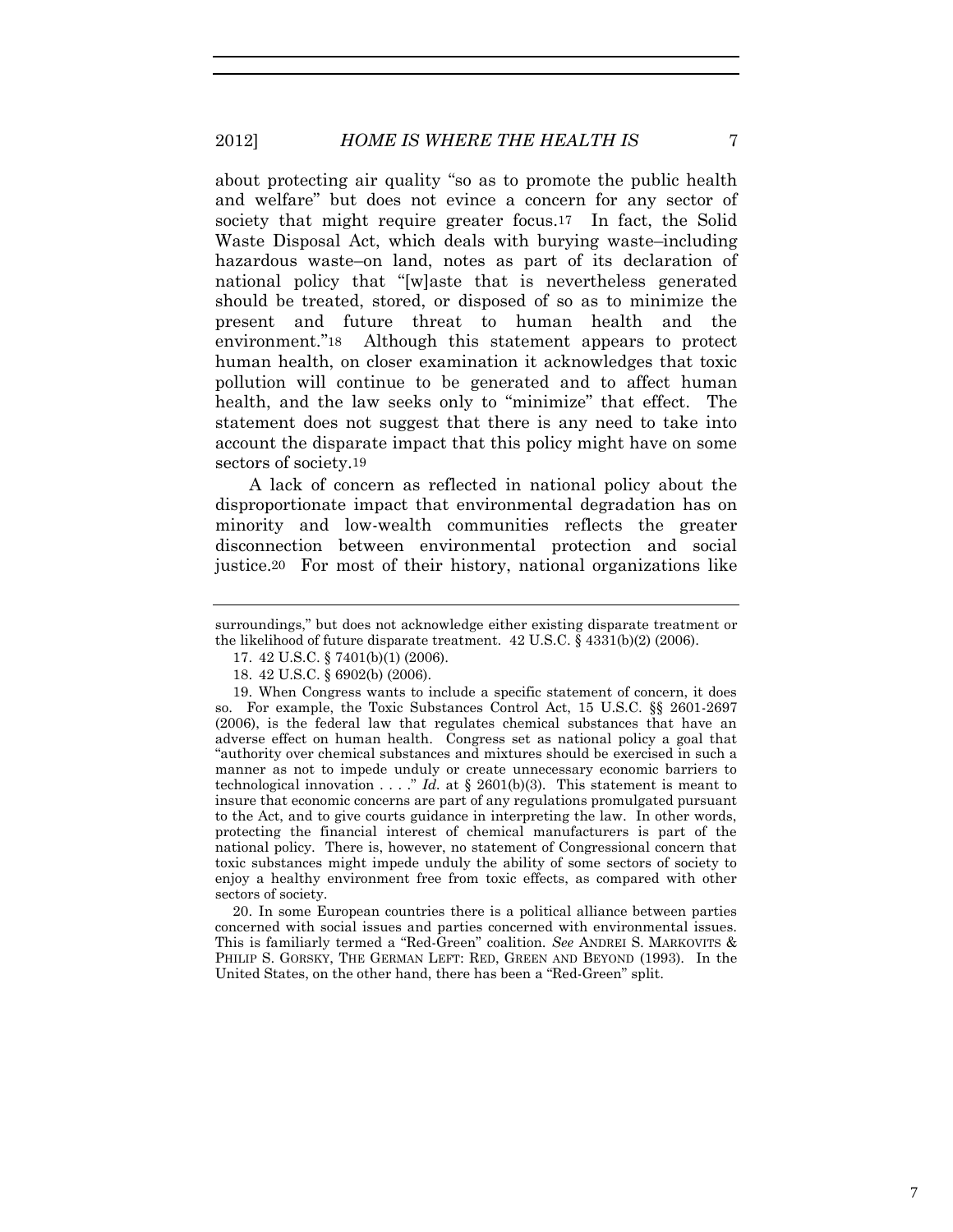about protecting air quality "so as to promote the public health and welfare" but does not evince a concern for any sector of society that might require greater focus.[17] In fact, the Solid Waste Disposal Act, which deals with burying waste–including hazardous waste–on land, notes as part of its declaration of national policy that "[w]aste that is nevertheless generated should be treated, stored, or disposed of so as to minimize the present and future threat to human health and the environment."[18] Although this statement appears to protect human health, on closer examination it acknowledges that toxic pollution will continue to be generated and to affect human health, and the law seeks only to "minimize" that effect. The statement does not suggest that there is any need to take into account the disparate impact that this policy might have on some sectors of society.[19]

A lack of concern as reflected in national policy about the disproportionate impact that environmental degradation has on minority and low-wealth communities reflects the greater disconnection between environmental protection and social justice.[20] For most of their history, national organizations like

---

surroundings," but does not acknowledge either existing disparate treatment or the likelihood of future disparate treatment. 42 U.S.C. § 4331(b)(2) (2006).

17. 42 U.S.C. § 7401(b)(1) (2006).

18. 42 U.S.C. § 6902(b) (2006).

19. When Congress wants to include a specific statement of concern, it does so. For example, the Toxic Substances Control Act, 15 U.S.C. §§ 2601-2697 (2006), is the federal law that regulates chemical substances that have an adverse effect on human health. Congress set as national policy a goal that "authority over chemical substances and mixtures should be exercised in such a manner as not to impede unduly or create unnecessary economic barriers to technological innovation . . . ." *Id.* at § 2601(b)(3). This statement is meant to insure that economic concerns are part of any regulations promulgated pursuant to the Act, and to give courts guidance in interpreting the law. In other words, protecting the financial interest of chemical manufacturers is part of the national policy. There is, however, no statement of Congressional concern that toxic substances might impede unduly the ability of some sectors of society to enjoy a healthy environment free from toxic effects, as compared with other sectors of society.

20. In some European countries there is a political alliance between parties concerned with social issues and parties concerned with environmental issues. This is familiarly termed a "Red-Green" coalition. *See* ANDREI S. MARKOVITS & PHILIP S. GORSKY, THE GERMAN LEFT: RED, GREEN AND BEYOND (1993). In the United States, on the other hand, there has been a "Red-Green" split.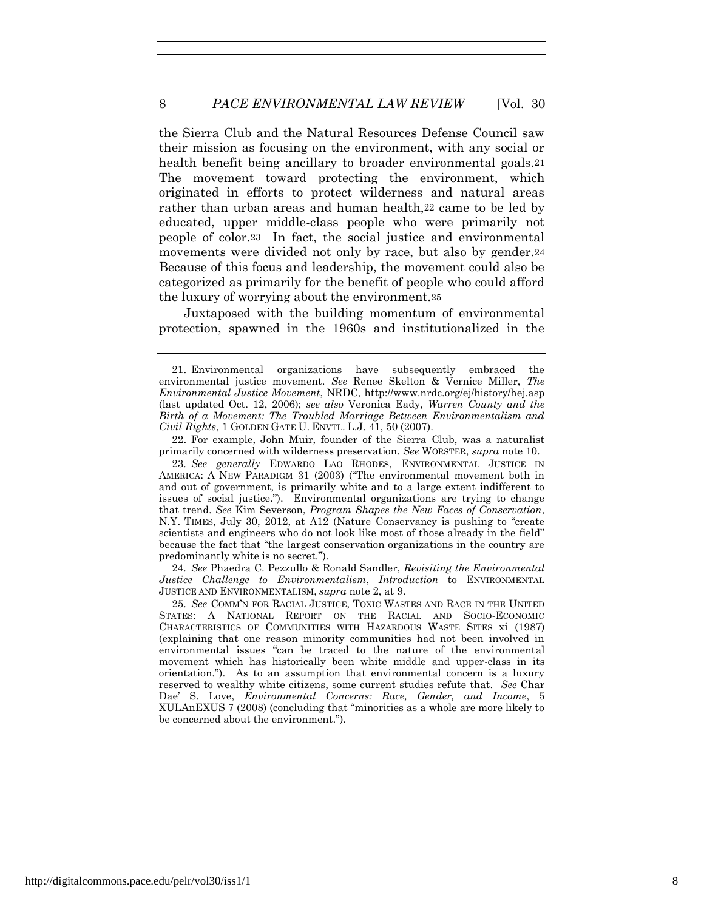the Sierra Club and the Natural Resources Defense Council saw their mission as focusing on the environment, with any social or health benefit being ancillary to broader environmental goals.[21] The movement toward protecting the environment, which originated in efforts to protect wilderness and natural areas rather than urban areas and human health,[22] came to be led by educated, upper middle-class people who were primarily not people of color.[23] In fact, the social justice and environmental movements were divided not only by race, but also by gender.[24] Because of this focus and leadership, the movement could also be categorized as primarily for the benefit of people who could afford the luxury of worrying about the environment.[25]

Juxtaposed with the building momentum of environmental protection, spawned in the 1960s and institutionalized in the

---

21. Environmental organizations have subsequently embraced the environmental justice movement. *See* Renee Skelton & Vernice Miller, *The Environmental Justice Movement*, NRDC, http://www.nrdc.org/ej/history/hej.asp (last updated Oct. 12, 2006); *see also* Veronica Eady, *Warren County and the Birth of a Movement: The Troubled Marriage Between Environmentalism and Civil Rights*, 1 GOLDEN GATE U. ENVTL. L.J. 41, 50 (2007).

22. For example, John Muir, founder of the Sierra Club, was a naturalist primarily concerned with wilderness preservation. *See* WORSTER, *supra* note 10.

23. *See generally* EDWARDO LAO RHODES, ENVIRONMENTAL JUSTICE IN AMERICA: A NEW PARADIGM 31 (2003) ("The environmental movement both in and out of government, is primarily white and to a large extent indifferent to issues of social justice."). Environmental organizations are trying to change that trend. *See* Kim Severson, *Program Shapes the New Faces of Conservation*, N.Y. TIMES, July 30, 2012, at A12 (Nature Conservancy is pushing to "create scientists and engineers who do not look like most of those already in the field" because the fact that "the largest conservation organizations in the country are predominantly white is no secret.").

24. *See* Phaedra C. Pezzullo & Ronald Sandler, *Revisiting the Environmental Justice Challenge to Environmentalism*, *Introduction* to ENVIRONMENTAL JUSTICE AND ENVIRONMENTALISM, *supra* note 2, at 9.

25. *See* COMM'N FOR RACIAL JUSTICE, TOXIC WASTES AND RACE IN THE UNITED STATES: A NATIONAL REPORT ON THE RACIAL AND SOCIO-ECONOMIC CHARACTERISTICS OF COMMUNITIES WITH HAZARDOUS WASTE SITES xi (1987) (explaining that one reason minority communities had not been involved in environmental issues "can be traced to the nature of the environmental movement which has historically been white middle and upper-class in its orientation."). As to an assumption that environmental concern is a luxury reserved to wealthy white citizens, some current studies refute that. *See* Char Dae' S. Love, *Environmental Concerns: Race, Gender, and Income*, 5 XULAnEXUS 7 (2008) (concluding that "minorities as a whole are more likely to be concerned about the environment.").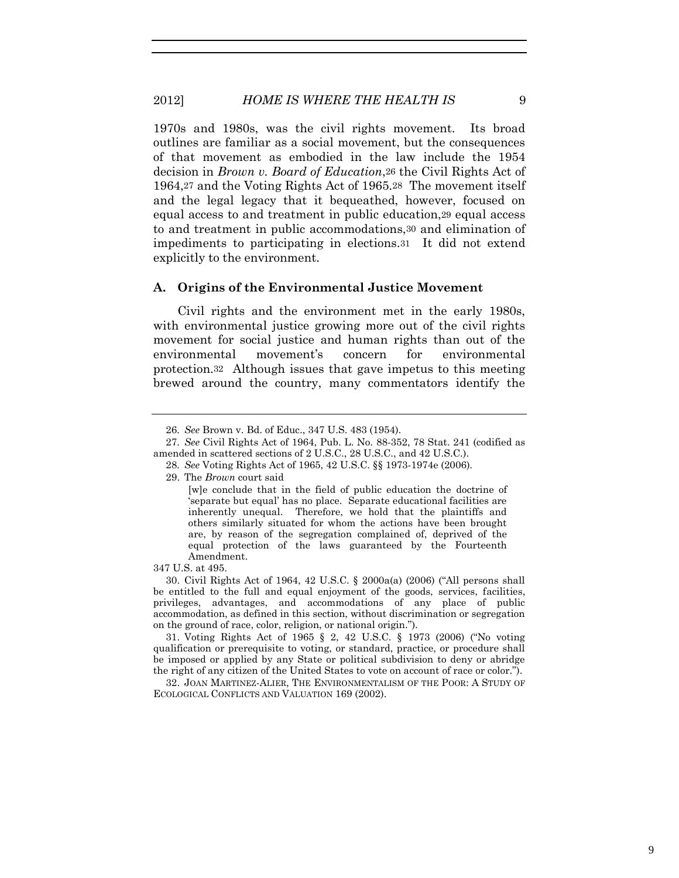1970s and 1980s, was the civil rights movement. Its broad outlines are familiar as a social movement, but the consequences of that movement as embodied in the law include the 1954 decision in *Brown v. Board of Education*,[26] the Civil Rights Act of 1964,[27] and the Voting Rights Act of 1965.[28] The movement itself and the legal legacy that it bequeathed, however, focused on equal access to and treatment in public education,[29] equal access to and treatment in public accommodations,[30] and elimination of impediments to participating in elections.[31] It did not extend explicitly to the environment.

### A. Origins of the Environmental Justice Movement

Civil rights and the environment met in the early 1980s, with environmental justice growing more out of the civil rights movement for social justice and human rights than out of the environmental movement's concern for environmental protection.[32] Although issues that gave impetus to this meeting brewed around the country, many commentators identify the

---

26. *See* Brown v. Bd. of Educ., 347 U.S. 483 (1954).

27. *See* Civil Rights Act of 1964, Pub. L. No. 88-352, 78 Stat. 241 (codified as amended in scattered sections of 2 U.S.C., 28 U.S.C., and 42 U.S.C.).

28. *See* Voting Rights Act of 1965, 42 U.S.C. §§ 1973-1974e (2006).

29. The *Brown* court said

> [w]e conclude that in the field of public education the doctrine of 'separate but equal' has no place. Separate educational facilities are inherently unequal. Therefore, we hold that the plaintiffs and others similarly situated for whom the actions have been brought are, by reason of the segregation complained of, deprived of the equal protection of the laws guaranteed by the Fourteenth Amendment.

347 U.S. at 495.

30. Civil Rights Act of 1964, 42 U.S.C. § 2000a(a) (2006) ("All persons shall be entitled to the full and equal enjoyment of the goods, services, facilities, privileges, advantages, and accommodations of any place of public accommodation, as defined in this section, without discrimination or segregation on the ground of race, color, religion, or national origin.").

31. Voting Rights Act of 1965 § 2, 42 U.S.C. § 1973 (2006) ("No voting qualification or prerequisite to voting, or standard, practice, or procedure shall be imposed or applied by any State or political subdivision to deny or abridge the right of any citizen of the United States to vote on account of race or color.").

32. JOAN MARTINEZ-ALIER, THE ENVIRONMENTALISM OF THE POOR: A STUDY OF ECOLOGICAL CONFLICTS AND VALUATION 169 (2002).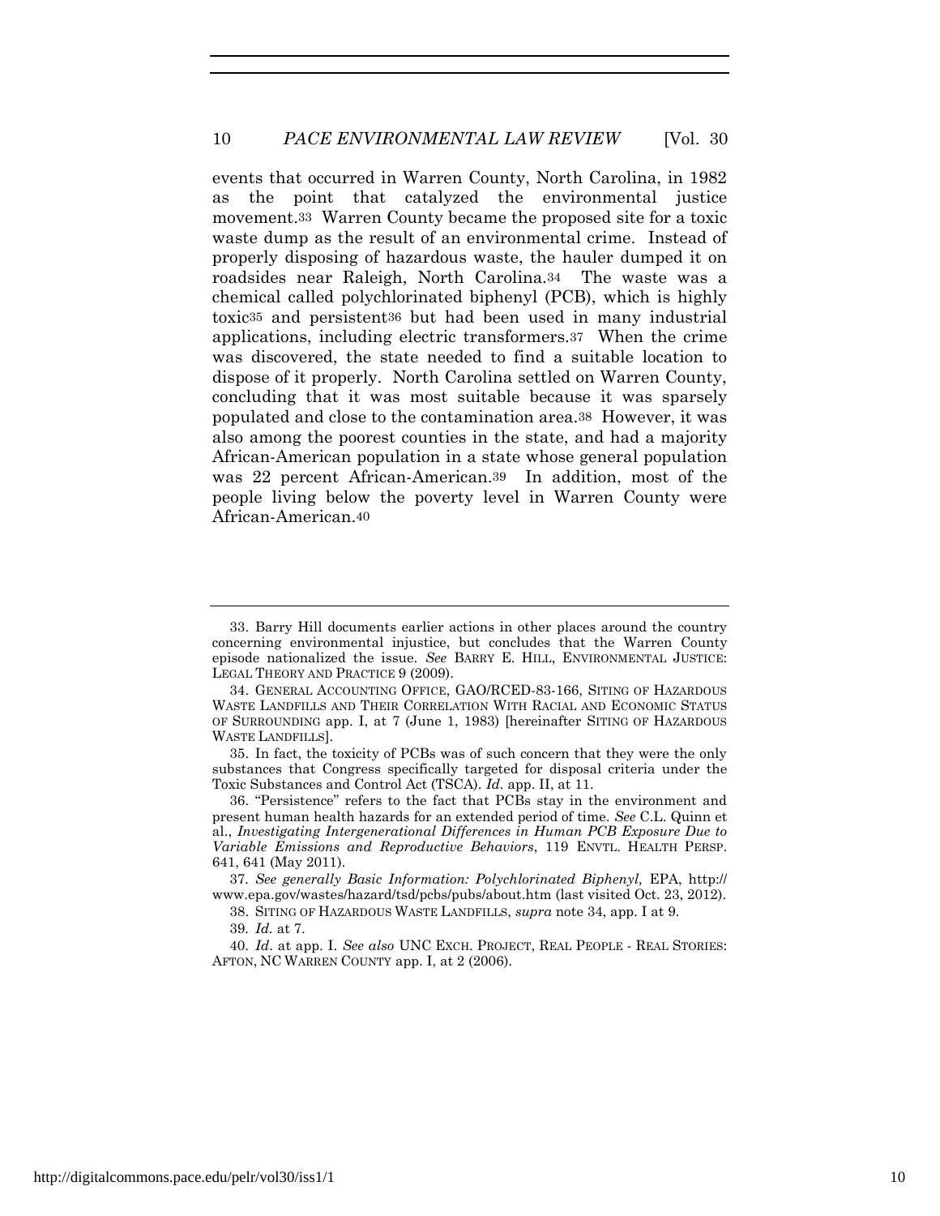events that occurred in Warren County, North Carolina, in 1982 as the point that catalyzed the environmental justice movement.[33] Warren County became the proposed site for a toxic waste dump as the result of an environmental crime. Instead of properly disposing of hazardous waste, the hauler dumped it on roadsides near Raleigh, North Carolina.[34] The waste was a chemical called polychlorinated biphenyl (PCB), which is highly toxic[35] and persistent[36] but had been used in many industrial applications, including electric transformers.[37] When the crime was discovered, the state needed to find a suitable location to dispose of it properly. North Carolina settled on Warren County, concluding that it was most suitable because it was sparsely populated and close to the contamination area.[38] However, it was also among the poorest counties in the state, and had a majority African-American population in a state whose general population was 22 percent African-American.[39] In addition, most of the people living below the poverty level in Warren County were African-American.[40]

---

33. Barry Hill documents earlier actions in other places around the country concerning environmental injustice, but concludes that the Warren County episode nationalized the issue. *See* BARRY E. HILL, ENVIRONMENTAL JUSTICE: LEGAL THEORY AND PRACTICE 9 (2009).

34. GENERAL ACCOUNTING OFFICE, GAO/RCED-83-166, SITING OF HAZARDOUS WASTE LANDFILLS AND THEIR CORRELATION WITH RACIAL AND ECONOMIC STATUS OF SURROUNDING app. I, at 7 (June 1, 1983) [hereinafter SITING OF HAZARDOUS WASTE LANDFILLS].

35. In fact, the toxicity of PCBs was of such concern that they were the only substances that Congress specifically targeted for disposal criteria under the Toxic Substances and Control Act (TSCA). *Id.* app. II, at 11.

36. "Persistence" refers to the fact that PCBs stay in the environment and present human health hazards for an extended period of time. *See* C.L. Quinn et al., *Investigating Intergenerational Differences in Human PCB Exposure Due to Variable Emissions and Reproductive Behaviors*, 119 ENVTL. HEALTH PERSP. 641, 641 (May 2011).

37. *See generally Basic Information: Polychlorinated Biphenyl,* EPA, http://www.epa.gov/wastes/hazard/tsd/pcbs/pubs/about.htm (last visited Oct. 23, 2012).

38. SITING OF HAZARDOUS WASTE LANDFILLS, *supra* note 34, app. I at 9.

39. *Id.* at 7.

40. *Id*. at app. I. *See also* UNC EXCH. PROJECT, REAL PEOPLE - REAL STORIES: AFTON, NC WARREN COUNTY app. I, at 2 (2006).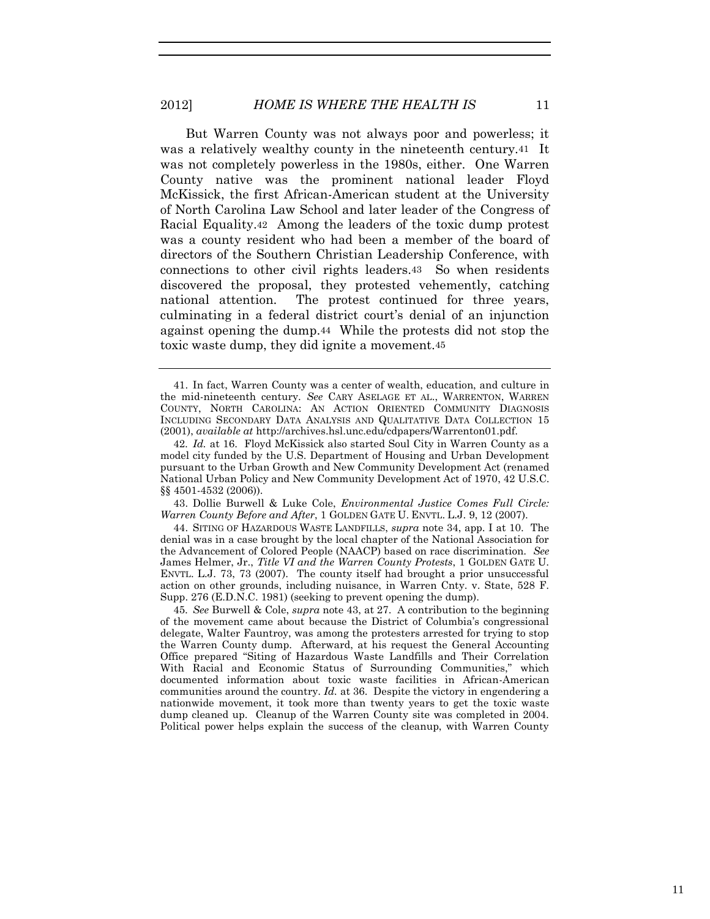But Warren County was not always poor and powerless; it was a relatively wealthy county in the nineteenth century.[41] It was not completely powerless in the 1980s, either. One Warren County native was the prominent national leader Floyd McKissick, the first African-American student at the University of North Carolina Law School and later leader of the Congress of Racial Equality.[42] Among the leaders of the toxic dump protest was a county resident who had been a member of the board of directors of the Southern Christian Leadership Conference, with connections to other civil rights leaders.[43] So when residents discovered the proposal, they protested vehemently, catching national attention. The protest continued for three years, culminating in a federal district court's denial of an injunction against opening the dump.[44] While the protests did not stop the toxic waste dump, they did ignite a movement.[45]

---

41. In fact, Warren County was a center of wealth, education, and culture in the mid-nineteenth century. *See* CARY ASELAGE ET AL., WARRENTON, WARREN COUNTY, NORTH CAROLINA: AN ACTION ORIENTED COMMUNITY DIAGNOSIS INCLUDING SECONDARY DATA ANALYSIS AND QUALITATIVE DATA COLLECTION 15 (2001), *available at* http://archives.hsl.unc.edu/cdpapers/Warrenton01.pdf.

42. *Id.* at 16. Floyd McKissick also started Soul City in Warren County as a model city funded by the U.S. Department of Housing and Urban Development pursuant to the Urban Growth and New Community Development Act (renamed National Urban Policy and New Community Development Act of 1970, 42 U.S.C. §§ 4501-4532 (2006)).

43. Dollie Burwell & Luke Cole, *Environmental Justice Comes Full Circle: Warren County Before and After*, 1 GOLDEN GATE U. ENVTL. L.J. 9, 12 (2007).

44. SITING OF HAZARDOUS WASTE LANDFILLS, *supra* note 34, app. I at 10. The denial was in a case brought by the local chapter of the National Association for the Advancement of Colored People (NAACP) based on race discrimination. *See* James Helmer, Jr., *Title VI and the Warren County Protests*, 1 GOLDEN GATE U. ENVTL. L.J. 73, 73 (2007). The county itself had brought a prior unsuccessful action on other grounds, including nuisance, in Warren Cnty. v. State, 528 F. Supp. 276 (E.D.N.C. 1981) (seeking to prevent opening the dump).

45. *See* Burwell & Cole, *supra* note 43, at 27. A contribution to the beginning of the movement came about because the District of Columbia's congressional delegate, Walter Fauntroy, was among the protesters arrested for trying to stop the Warren County dump. Afterward, at his request the General Accounting Office prepared "Siting of Hazardous Waste Landfills and Their Correlation With Racial and Economic Status of Surrounding Communities," which documented information about toxic waste facilities in African-American communities around the country. *Id.* at 36. Despite the victory in engendering a nationwide movement, it took more than twenty years to get the toxic waste dump cleaned up. Cleanup of the Warren County site was completed in 2004. Political power helps explain the success of the cleanup, with Warren County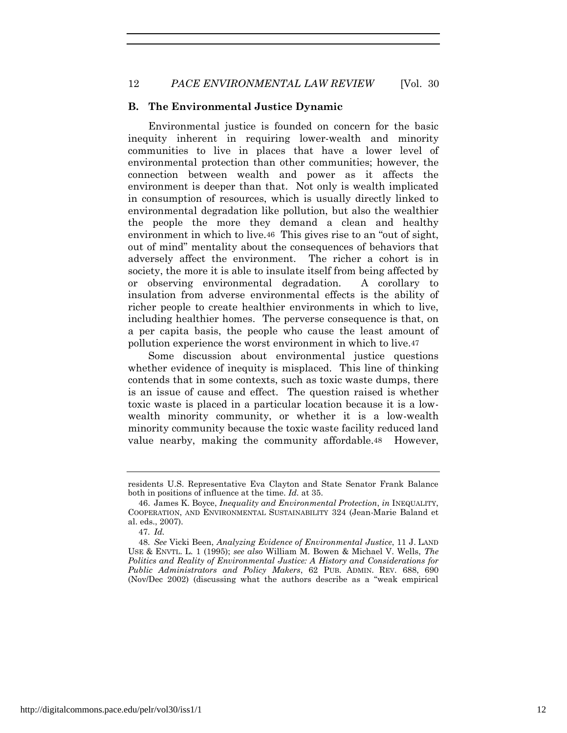### B. The Environmental Justice Dynamic

Environmental justice is founded on concern for the basic inequity inherent in requiring lower-wealth and minority communities to live in places that have a lower level of environmental protection than other communities; however, the connection between wealth and power as it affects the environment is deeper than that. Not only is wealth implicated in consumption of resources, which is usually directly linked to environmental degradation like pollution, but also the wealthier the people the more they demand a clean and healthy environment in which to live.[46] This gives rise to an "out of sight, out of mind" mentality about the consequences of behaviors that adversely affect the environment. The richer a cohort is in society, the more it is able to insulate itself from being affected by or observing environmental degradation. A corollary to insulation from adverse environmental effects is the ability of richer people to create healthier environments in which to live, including healthier homes. The perverse consequence is that, on a per capita basis, the people who cause the least amount of pollution experience the worst environment in which to live.[47]

Some discussion about environmental justice questions whether evidence of inequity is misplaced. This line of thinking contends that in some contexts, such as toxic waste dumps, there is an issue of cause and effect. The question raised is whether toxic waste is placed in a particular location because it is a low-wealth minority community, or whether it is a low-wealth minority community because the toxic waste facility reduced land value nearby, making the community affordable.[48] However,

---

residents U.S. Representative Eva Clayton and State Senator Frank Balance both in positions of influence at the time. *Id.* at 35.

46. James K. Boyce, *Inequality and Environmental Protection*, *in* INEQUALITY, COOPERATION, AND ENVIRONMENTAL SUSTAINABILITY 324 (Jean-Marie Baland et al. eds., 2007).

47. *Id.*

48. *See* Vicki Been, *Analyzing Evidence of Environmental Justice*, 11 J. LAND USE & ENVTL. L. 1 (1995); *see also* William M. Bowen & Michael V. Wells, *The Politics and Reality of Environmental Justice: A History and Considerations for Public Administrators and Policy Makers*, 62 PUB. ADMIN. REV. 688, 690 (Nov/Dec 2002) (discussing what the authors describe as a "weak empirical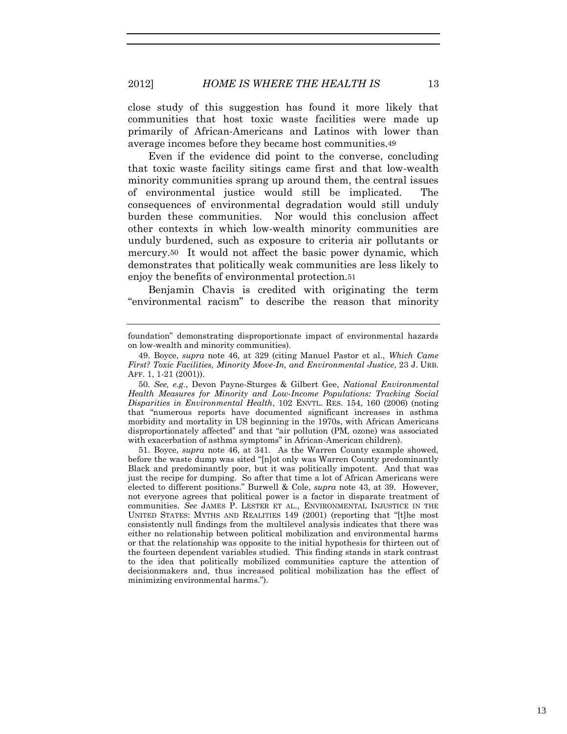close study of this suggestion has found it more likely that communities that host toxic waste facilities were made up primarily of African-Americans and Latinos with lower than average incomes before they became host communities.[49]

Even if the evidence did point to the converse, concluding that toxic waste facility sitings came first and that low-wealth minority communities sprang up around them, the central issues of environmental justice would still be implicated. The consequences of environmental degradation would still unduly burden these communities. Nor would this conclusion affect other contexts in which low-wealth minority communities are unduly burdened, such as exposure to criteria air pollutants or mercury.[50] It would not affect the basic power dynamic, which demonstrates that politically weak communities are less likely to enjoy the benefits of environmental protection.[51]

Benjamin Chavis is credited with originating the term "environmental racism" to describe the reason that minority

---

foundation" demonstrating disproportionate impact of environmental hazards on low-wealth and minority communities).

49. Boyce, *supra* note 46, at 329 (citing Manuel Pastor et al., *Which Came First? Toxic Facilities, Minority Move-In, and Environmental Justice*, 23 J. URB. AFF. 1, 1-21 (2001)).

50. *See, e.g.*, Devon Payne-Sturges & Gilbert Gee, *National Environmental Health Measures for Minority and Low-Income Populations: Tracking Social Disparities in Environmental Health*, 102 ENVTL. RES. 154, 160 (2006) (noting that "numerous reports have documented significant increases in asthma morbidity and mortality in US beginning in the 1970s, with African Americans disproportionately affected" and that "air pollution (PM, ozone) was associated with exacerbation of asthma symptoms" in African-American children).

51. Boyce, *supra* note 46, at 341. As the Warren County example showed, before the waste dump was sited "[n]ot only was Warren County predominantly Black and predominantly poor, but it was politically impotent. And that was just the recipe for dumping. So after that time a lot of African Americans were elected to different positions." Burwell & Cole, *supra* note 43, at 39. However, not everyone agrees that political power is a factor in disparate treatment of communities. *See* JAMES P. LESTER ET AL., ENVIRONMENTAL INJUSTICE IN THE UNITED STATES: MYTHS AND REALITIES 149 (2001) (reporting that "[t]he most consistently null findings from the multilevel analysis indicates that there was either no relationship between political mobilization and environmental harms or that the relationship was opposite to the initial hypothesis for thirteen out of the fourteen dependent variables studied. This finding stands in stark contrast to the idea that politically mobilized communities capture the attention of decisionmakers and, thus increased political mobilization has the effect of minimizing environmental harms.").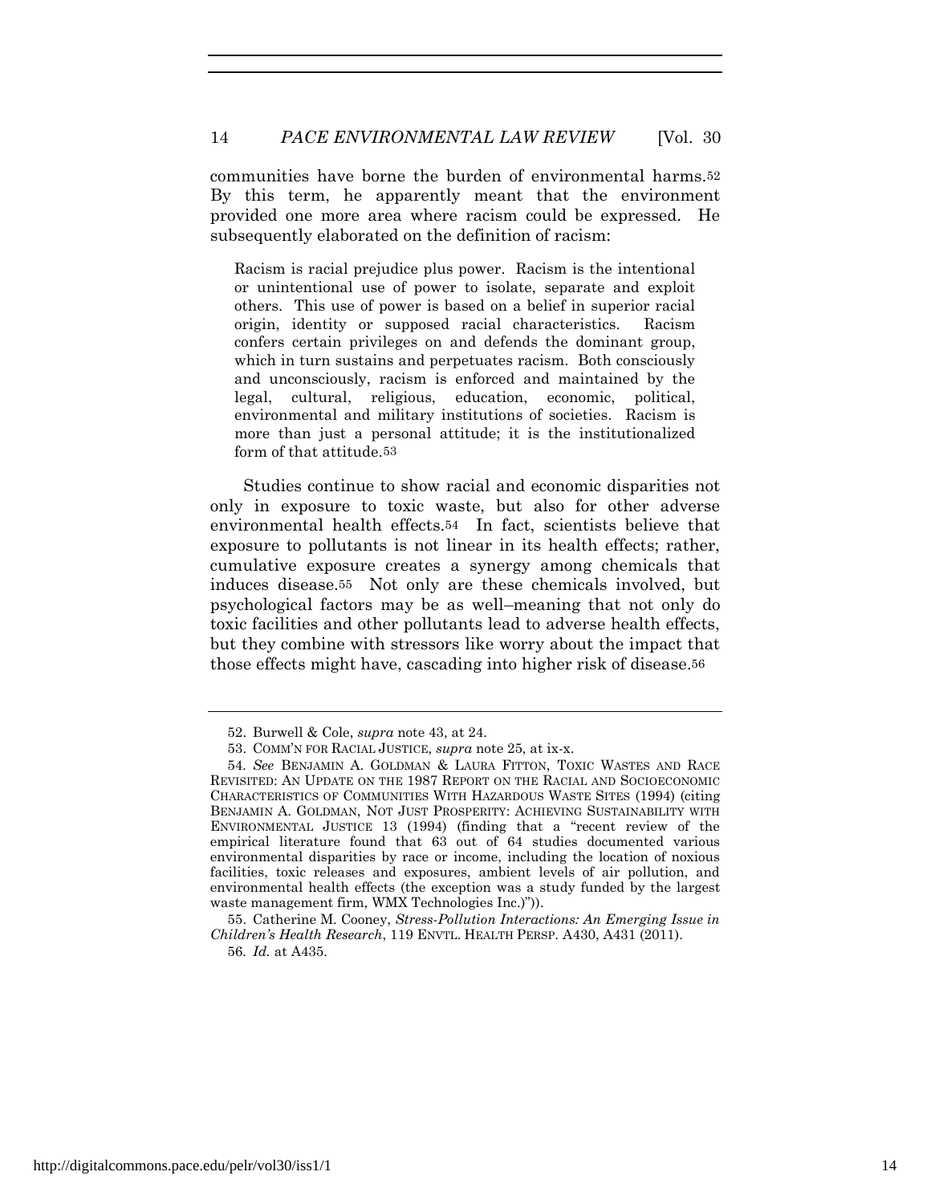communities have borne the burden of environmental harms.[52] By this term, he apparently meant that the environment provided one more area where racism could be expressed. He subsequently elaborated on the definition of racism:

> Racism is racial prejudice plus power. Racism is the intentional or unintentional use of power to isolate, separate and exploit others. This use of power is based on a belief in superior racial origin, identity or supposed racial characteristics. Racism confers certain privileges on and defends the dominant group, which in turn sustains and perpetuates racism. Both consciously and unconsciously, racism is enforced and maintained by the legal, cultural, religious, education, economic, political, environmental and military institutions of societies. Racism is more than just a personal attitude; it is the institutionalized form of that attitude.[53]

Studies continue to show racial and economic disparities not only in exposure to toxic waste, but also for other adverse environmental health effects.[54] In fact, scientists believe that exposure to pollutants is not linear in its health effects; rather, cumulative exposure creates a synergy among chemicals that induces disease.[55] Not only are these chemicals involved, but psychological factors may be as well–meaning that not only do toxic facilities and other pollutants lead to adverse health effects, but they combine with stressors like worry about the impact that those effects might have, cascading into higher risk of disease.[56]

---

52. Burwell & Cole, *supra* note 43, at 24.

53. COMM'N FOR RACIAL JUSTICE, *supra* note 25, at ix-x.

54. *See* BENJAMIN A. GOLDMAN & LAURA FITTON, TOXIC WASTES AND RACE REVISITED: AN UPDATE ON THE 1987 REPORT ON THE RACIAL AND SOCIOECONOMIC CHARACTERISTICS OF COMMUNITIES WITH HAZARDOUS WASTE SITES (1994) (citing BENJAMIN A. GOLDMAN, NOT JUST PROSPERITY: ACHIEVING SUSTAINABILITY WITH ENVIRONMENTAL JUSTICE 13 (1994) (finding that a "recent review of the empirical literature found that 63 out of 64 studies documented various environmental disparities by race or income, including the location of noxious facilities, toxic releases and exposures, ambient levels of air pollution, and environmental health effects (the exception was a study funded by the largest waste management firm, WMX Technologies Inc.)")).

55. Catherine M. Cooney, *Stress-Pollution Interactions: An Emerging Issue in Children's Health Research*, 119 ENVTL. HEALTH PERSP. A430, A431 (2011).

56. *Id.* at A435.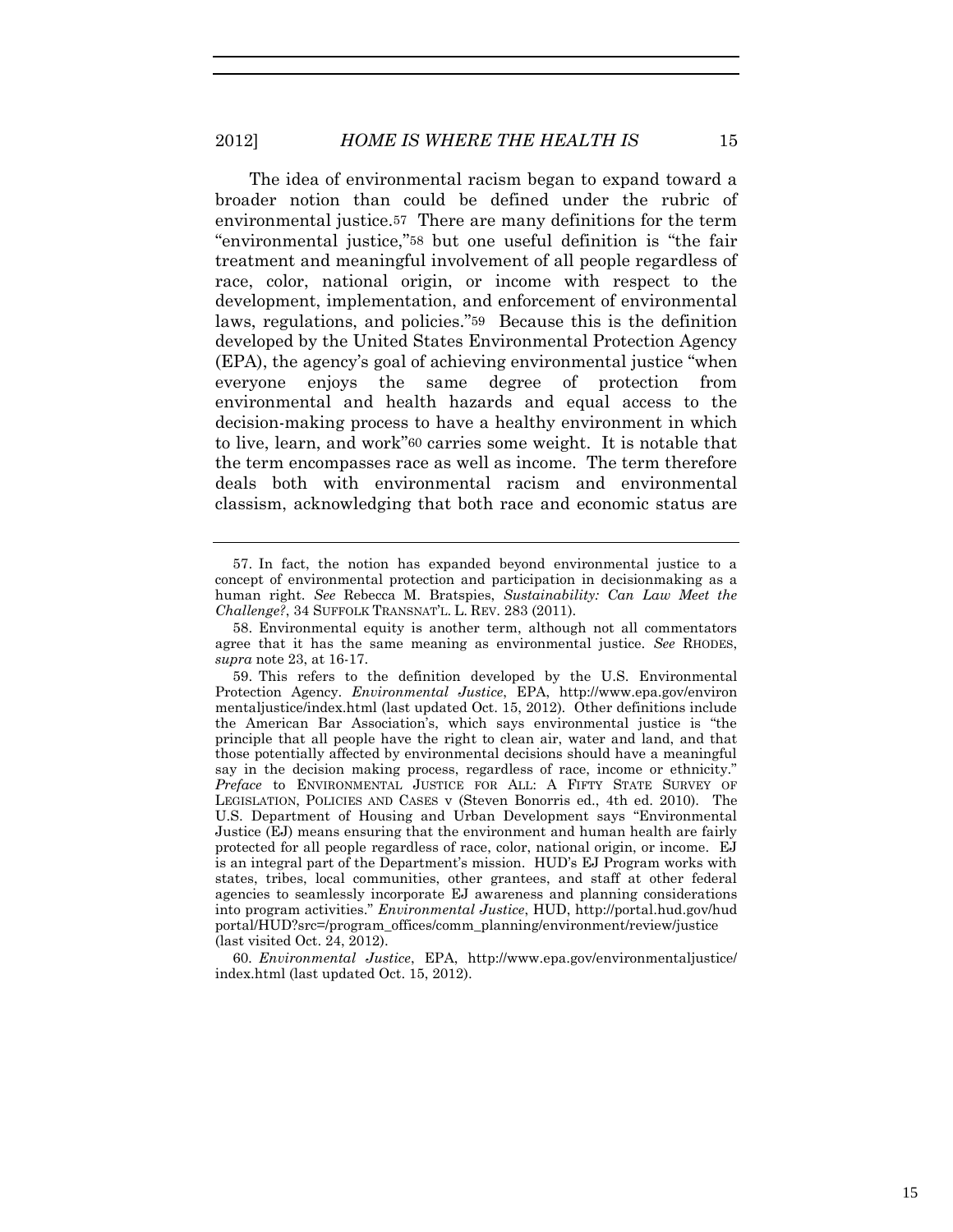The idea of environmental racism began to expand toward a broader notion than could be defined under the rubric of environmental justice.[57] There are many definitions for the term "environmental justice,"[58] but one useful definition is "the fair treatment and meaningful involvement of all people regardless of race, color, national origin, or income with respect to the development, implementation, and enforcement of environmental laws, regulations, and policies."[59] Because this is the definition developed by the United States Environmental Protection Agency (EPA), the agency's goal of achieving environmental justice "when everyone enjoys the same degree of protection from environmental and health hazards and equal access to the decision-making process to have a healthy environment in which to live, learn, and work"[60] carries some weight. It is notable that the term encompasses race as well as income. The term therefore deals both with environmental racism and environmental classism, acknowledging that both race and economic status are

---

57. In fact, the notion has expanded beyond environmental justice to a concept of environmental protection and participation in decisionmaking as a human right. *See* Rebecca M. Bratspies, *Sustainability: Can Law Meet the Challenge?*, 34 SUFFOLK TRANSNAT'L. L. REV. 283 (2011).

58. Environmental equity is another term, although not all commentators agree that it has the same meaning as environmental justice. *See* RHODES, *supra* note 23, at 16-17.

59. This refers to the definition developed by the U.S. Environmental Protection Agency. *Environmental Justice*, EPA, http://www.epa.gov/environmentaljustice/index.html (last updated Oct. 15, 2012). Other definitions include the American Bar Association's, which says environmental justice is "the principle that all people have the right to clean air, water and land, and that those potentially affected by environmental decisions should have a meaningful say in the decision making process, regardless of race, income or ethnicity." *Preface* to ENVIRONMENTAL JUSTICE FOR ALL: A FIFTY STATE SURVEY OF LEGISLATION, POLICIES AND CASES v (Steven Bonorris ed., 4th ed. 2010). The U.S. Department of Housing and Urban Development says "Environmental Justice (EJ) means ensuring that the environment and human health are fairly protected for all people regardless of race, color, national origin, or income. EJ is an integral part of the Department's mission. HUD's EJ Program works with states, tribes, local communities, other grantees, and staff at other federal agencies to seamlessly incorporate EJ awareness and planning considerations into program activities." *Environmental Justice*, HUD, http://portal.hud.gov/hudportal/HUD?src=/program_offices/comm_planning/environment/review/justice (last visited Oct. 24, 2012).

60. *Environmental Justice*, EPA, http://www.epa.gov/environmentaljustice/index.html (last updated Oct. 15, 2012).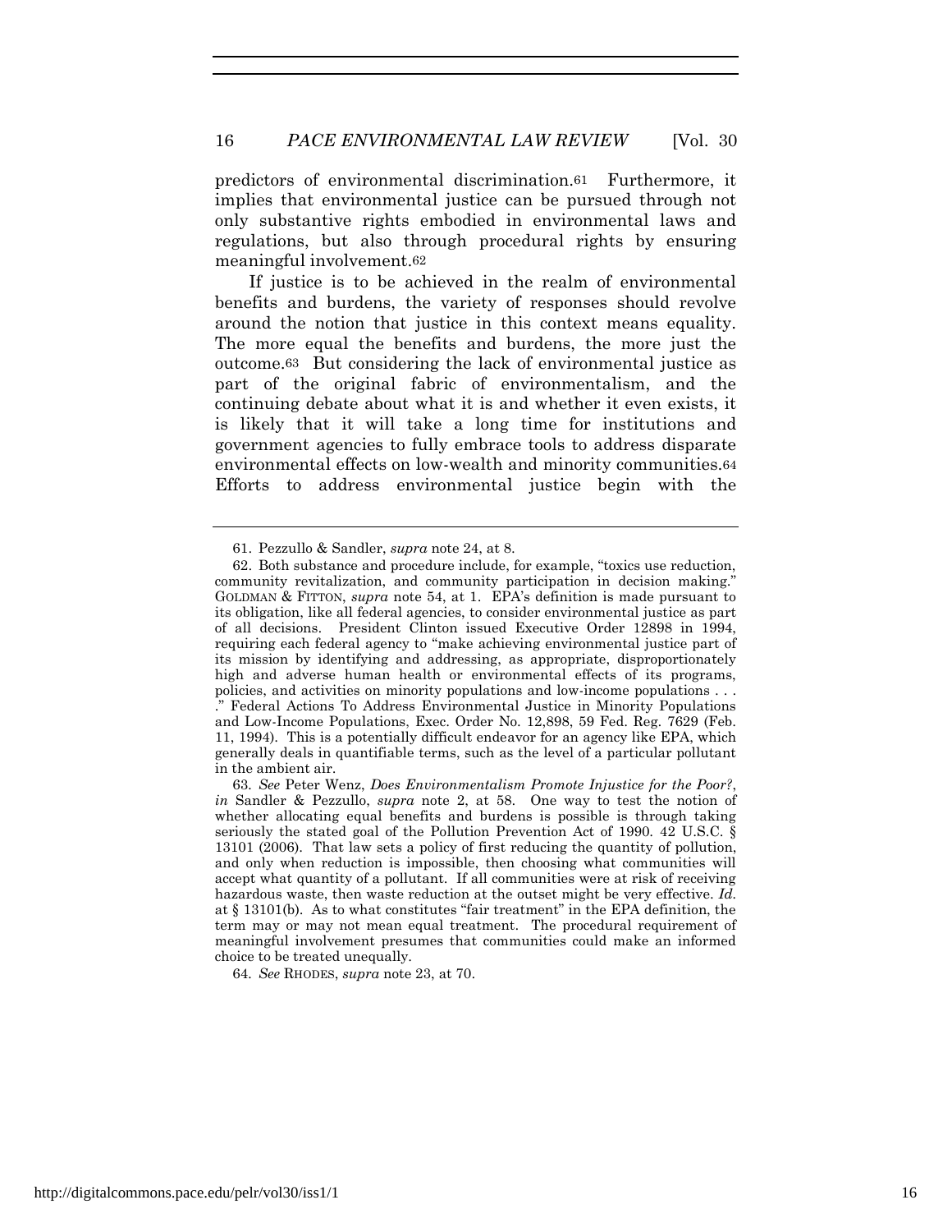predictors of environmental discrimination.[61] Furthermore, it implies that environmental justice can be pursued through not only substantive rights embodied in environmental laws and regulations, but also through procedural rights by ensuring meaningful involvement.[62]

If justice is to be achieved in the realm of environmental benefits and burdens, the variety of responses should revolve around the notion that justice in this context means equality. The more equal the benefits and burdens, the more just the outcome.[63] But considering the lack of environmental justice as part of the original fabric of environmentalism, and the continuing debate about what it is and whether it even exists, it is likely that it will take a long time for institutions and government agencies to fully embrace tools to address disparate environmental effects on low-wealth and minority communities.[64] Efforts to address environmental justice begin with the

---

61. Pezzullo & Sandler, *supra* note 24, at 8.

62. Both substance and procedure include, for example, "toxics use reduction, community revitalization, and community participation in decision making." GOLDMAN & FITTON, *supra* note 54, at 1. EPA's definition is made pursuant to its obligation, like all federal agencies, to consider environmental justice as part of all decisions. President Clinton issued Executive Order 12898 in 1994, requiring each federal agency to "make achieving environmental justice part of its mission by identifying and addressing, as appropriate, disproportionately high and adverse human health or environmental effects of its programs, policies, and activities on minority populations and low-income populations . . . ." Federal Actions To Address Environmental Justice in Minority Populations and Low-Income Populations, Exec. Order No. 12,898, 59 Fed. Reg. 7629 (Feb. 11, 1994). This is a potentially difficult endeavor for an agency like EPA, which generally deals in quantifiable terms, such as the level of a particular pollutant in the ambient air.

63. *See* Peter Wenz, *Does Environmentalism Promote Injustice for the Poor?*, *in* Sandler & Pezzullo, *supra* note 2, at 58. One way to test the notion of whether allocating equal benefits and burdens is possible is through taking seriously the stated goal of the Pollution Prevention Act of 1990. 42 U.S.C. § 13101 (2006). That law sets a policy of first reducing the quantity of pollution, and only when reduction is impossible, then choosing what communities will accept what quantity of a pollutant. If all communities were at risk of receiving hazardous waste, then waste reduction at the outset might be very effective. *Id.* at § 13101(b). As to what constitutes "fair treatment" in the EPA definition, the term may or may not mean equal treatment. The procedural requirement of meaningful involvement presumes that communities could make an informed choice to be treated unequally.

64. *See* RHODES, *supra* note 23, at 70.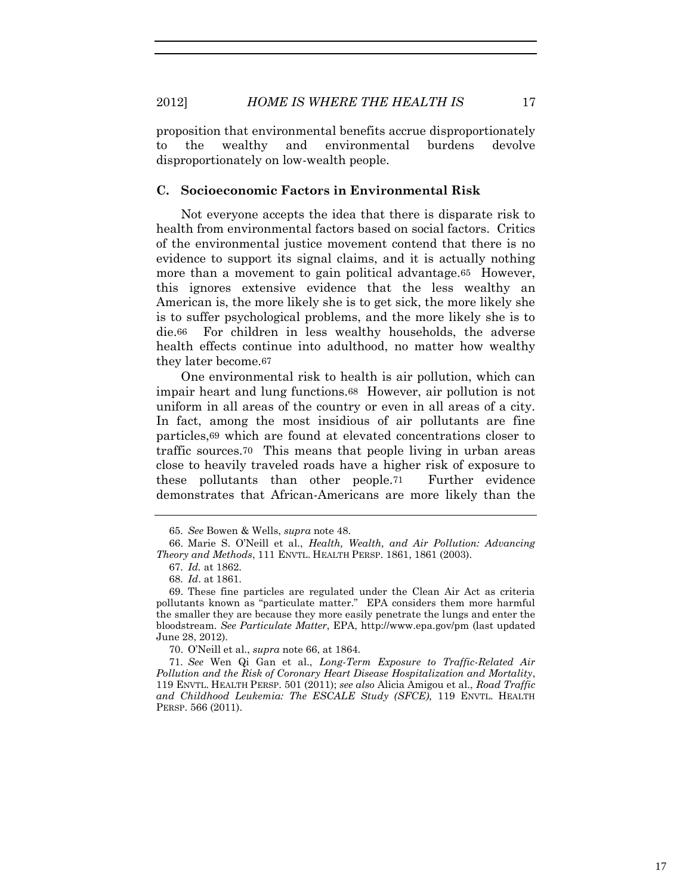proposition that environmental benefits accrue disproportionately to the wealthy and environmental burdens devolve disproportionately on low-wealth people.

### C. Socioeconomic Factors in Environmental Risk

Not everyone accepts the idea that there is disparate risk to health from environmental factors based on social factors. Critics of the environmental justice movement contend that there is no evidence to support its signal claims, and it is actually nothing more than a movement to gain political advantage.[65] However, this ignores extensive evidence that the less wealthy an American is, the more likely she is to get sick, the more likely she is to suffer psychological problems, and the more likely she is to die.[66] For children in less wealthy households, the adverse health effects continue into adulthood, no matter how wealthy they later become.[67]

One environmental risk to health is air pollution, which can impair heart and lung functions.[68] However, air pollution is not uniform in all areas of the country or even in all areas of a city. In fact, among the most insidious of air pollutants are fine particles,[69] which are found at elevated concentrations closer to traffic sources.[70] This means that people living in urban areas close to heavily traveled roads have a higher risk of exposure to these pollutants than other people.[71] Further evidence demonstrates that African-Americans are more likely than the

---

65. *See* Bowen & Wells, *supra* note 48.

66. Marie S. O'Neill et al., *Health, Wealth, and Air Pollution: Advancing Theory and Methods*, 111 ENVTL. HEALTH PERSP. 1861, 1861 (2003).

67. *Id.* at 1862.

68. *Id*. at 1861.

69. These fine particles are regulated under the Clean Air Act as criteria pollutants known as "particulate matter." EPA considers them more harmful the smaller they are because they more easily penetrate the lungs and enter the bloodstream. *See Particulate Matter*, EPA, http://www.epa.gov/pm (last updated June 28, 2012).

70. O'Neill et al., *supra* note 66, at 1864.

71. *See* Wen Qi Gan et al., *Long-Term Exposure to Traffic-Related Air Pollution and the Risk of Coronary Heart Disease Hospitalization and Mortality*, 119 ENVTL. HEALTH PERSP. 501 (2011); *see also* Alicia Amigou et al., *Road Traffic and Childhood Leukemia: The ESCALE Study (SFCE),* 119 ENVTL. HEALTH PERSP. 566 (2011).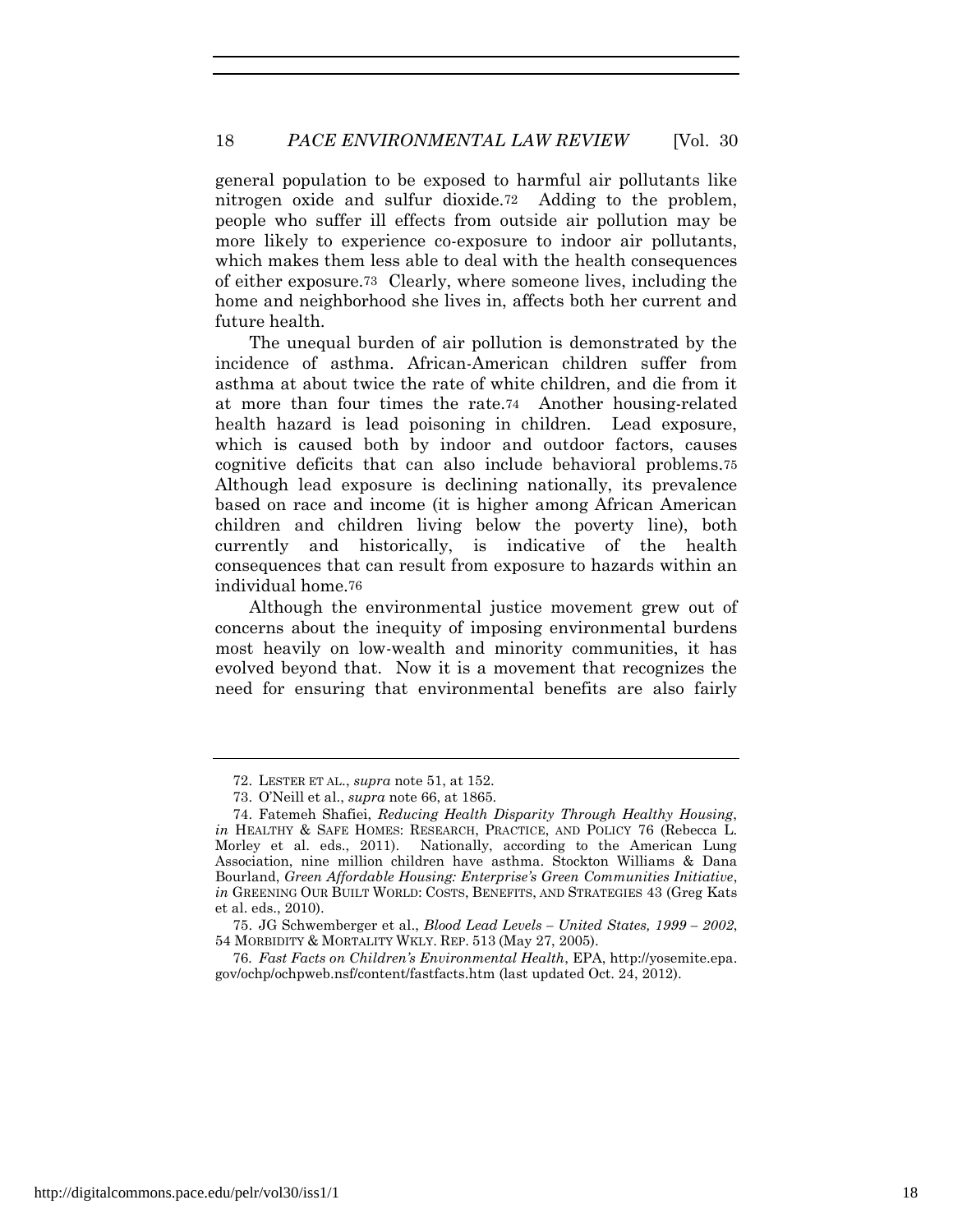general population to be exposed to harmful air pollutants like nitrogen oxide and sulfur dioxide.[72] Adding to the problem, people who suffer ill effects from outside air pollution may be more likely to experience co-exposure to indoor air pollutants, which makes them less able to deal with the health consequences of either exposure.[73] Clearly, where someone lives, including the home and neighborhood she lives in, affects both her current and future health.

The unequal burden of air pollution is demonstrated by the incidence of asthma. African-American children suffer from asthma at about twice the rate of white children, and die from it at more than four times the rate.[74] Another housing-related health hazard is lead poisoning in children. Lead exposure, which is caused both by indoor and outdoor factors, causes cognitive deficits that can also include behavioral problems.[75] Although lead exposure is declining nationally, its prevalence based on race and income (it is higher among African American children and children living below the poverty line), both currently and historically, is indicative of the health consequences that can result from exposure to hazards within an individual home.[76]

Although the environmental justice movement grew out of concerns about the inequity of imposing environmental burdens most heavily on low-wealth and minority communities, it has evolved beyond that. Now it is a movement that recognizes the need for ensuring that environmental benefits are also fairly

---

72. LESTER ET AL., *supra* note 51, at 152.

73. O'Neill et al., *supra* note 66, at 1865.

74. Fatemeh Shafiei, *Reducing Health Disparity Through Healthy Housing*, *in* HEALTHY & SAFE HOMES: RESEARCH, PRACTICE, AND POLICY 76 (Rebecca L. Morley et al. eds., 2011). Nationally, according to the American Lung Association, nine million children have asthma. Stockton Williams & Dana Bourland, *Green Affordable Housing: Enterprise's Green Communities Initiative*, *in* GREENING OUR BUILT WORLD: COSTS, BENEFITS, AND STRATEGIES 43 (Greg Kats et al. eds., 2010).

75. JG Schwemberger et al., *Blood Lead Levels – United States, 1999 – 2002*, 54 MORBIDITY & MORTALITY WKLY. REP. 513 (May 27, 2005).

76. *Fast Facts on Children's Environmental Health*, EPA, http://yosemite.epa.gov/ochp/ochpweb.nsf/content/fastfacts.htm (last updated Oct. 24, 2012).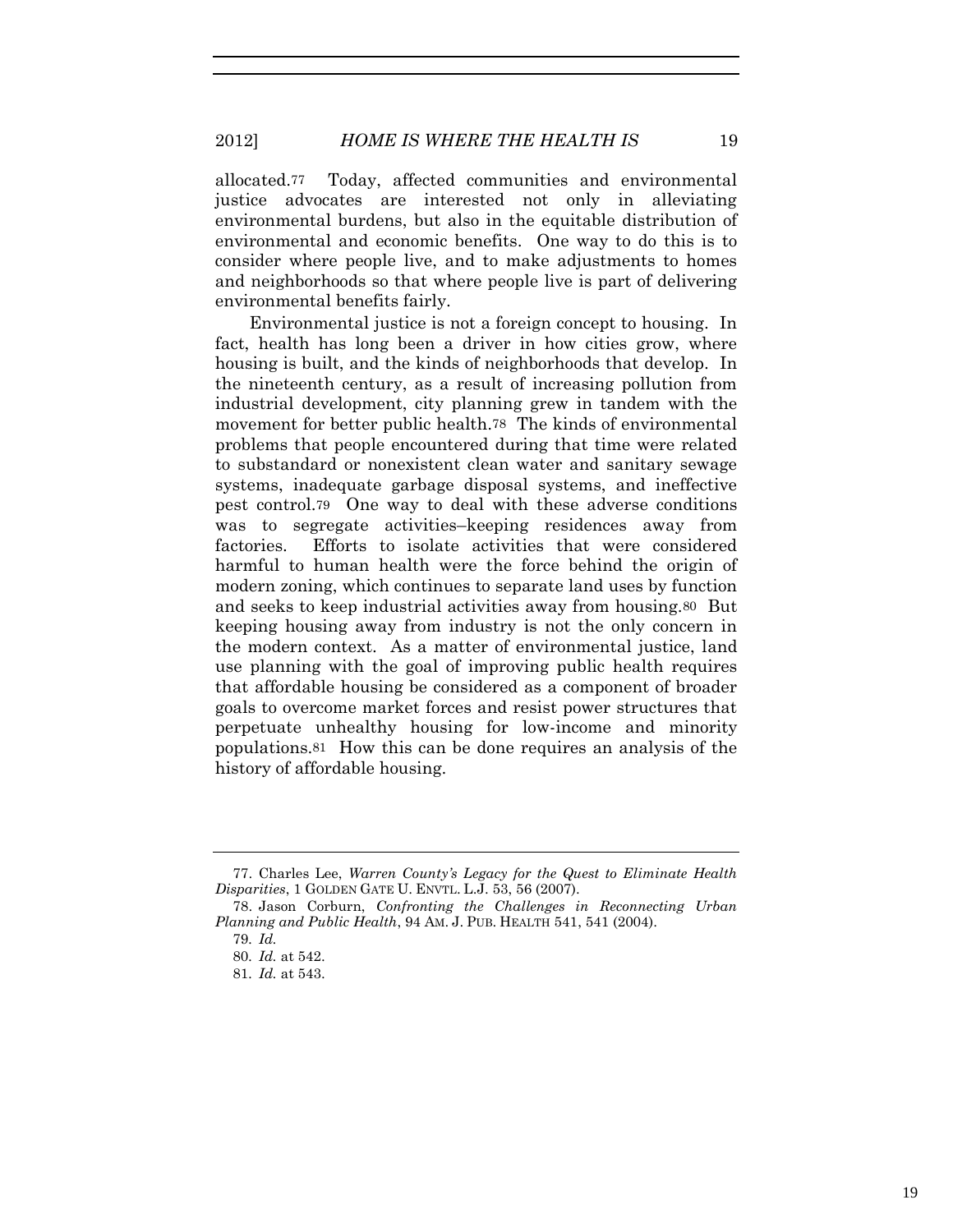allocated.[77] Today, affected communities and environmental justice advocates are interested not only in alleviating environmental burdens, but also in the equitable distribution of environmental and economic benefits. One way to do this is to consider where people live, and to make adjustments to homes and neighborhoods so that where people live is part of delivering environmental benefits fairly.

Environmental justice is not a foreign concept to housing. In fact, health has long been a driver in how cities grow, where housing is built, and the kinds of neighborhoods that develop. In the nineteenth century, as a result of increasing pollution from industrial development, city planning grew in tandem with the movement for better public health.[78] The kinds of environmental problems that people encountered during that time were related to substandard or nonexistent clean water and sanitary sewage systems, inadequate garbage disposal systems, and ineffective pest control.[79] One way to deal with these adverse conditions was to segregate activities–keeping residences away from factories. Efforts to isolate activities that were considered harmful to human health were the force behind the origin of modern zoning, which continues to separate land uses by function and seeks to keep industrial activities away from housing.[80] But keeping housing away from industry is not the only concern in the modern context. As a matter of environmental justice, land use planning with the goal of improving public health requires that affordable housing be considered as a component of broader goals to overcome market forces and resist power structures that perpetuate unhealthy housing for low-income and minority populations.[81] How this can be done requires an analysis of the history of affordable housing.

---

77. Charles Lee, *Warren County's Legacy for the Quest to Eliminate Health Disparities*, 1 GOLDEN GATE U. ENVTL. L.J. 53, 56 (2007).

78. Jason Corburn, *Confronting the Challenges in Reconnecting Urban Planning and Public Health*, 94 AM. J. PUB. HEALTH 541, 541 (2004).

79. *Id.*

80. *Id.* at 542.

81. *Id.* at 543.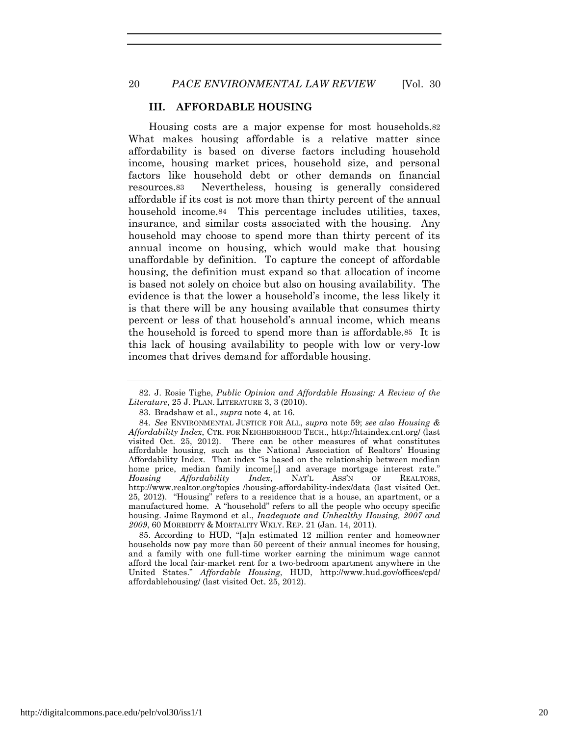## III. AFFORDABLE HOUSING

Housing costs are a major expense for most households.[82] What makes housing affordable is a relative matter since affordability is based on diverse factors including household income, housing market prices, household size, and personal factors like household debt or other demands on financial resources.[83] Nevertheless, housing is generally considered affordable if its cost is not more than thirty percent of the annual household income.[84] This percentage includes utilities, taxes, insurance, and similar costs associated with the housing. Any household may choose to spend more than thirty percent of its annual income on housing, which would make that housing unaffordable by definition. To capture the concept of affordable housing, the definition must expand so that allocation of income is based not solely on choice but also on housing availability. The evidence is that the lower a household's income, the less likely it is that there will be any housing available that consumes thirty percent or less of that household's annual income, which means the household is forced to spend more than is affordable.[85] It is this lack of housing availability to people with low or very-low incomes that drives demand for affordable housing.

---

82. J. Rosie Tighe, *Public Opinion and Affordable Housing: A Review of the Literature*, 25 J. PLAN. LITERATURE 3, 3 (2010).

83. Bradshaw et al., *supra* note 4, at 16.

84. *See* ENVIRONMENTAL JUSTICE FOR ALL, *supra* note 59; *see also Housing & Affordability Index*, CTR. FOR NEIGHBORHOOD TECH., http://htaindex.cnt.org/ (last visited Oct. 25, 2012). There can be other measures of what constitutes affordable housing, such as the National Association of Realtors' Housing Affordability Index. That index "is based on the relationship between median home price, median family income[,] and average mortgage interest rate." *Housing Affordability Index*, NAT'L ASS'N OF REALTORS, http://www.realtor.org/topics /housing-affordability-index/data (last visited Oct. 25, 2012). "Housing" refers to a residence that is a house, an apartment, or a manufactured home. A "household" refers to all the people who occupy specific housing. Jaime Raymond et al., *Inadequate and Unhealthy Housing, 2007 and 2009*, 60 MORBIDITY & MORTALITY WKLY. REP. 21 (Jan. 14, 2011).

85. According to HUD, "[a]n estimated 12 million renter and homeowner households now pay more than 50 percent of their annual incomes for housing, and a family with one full-time worker earning the minimum wage cannot afford the local fair-market rent for a two-bedroom apartment anywhere in the United States." *Affordable Housing*, HUD, http://www.hud.gov/offices/cpd/affordablehousing/ (last visited Oct. 25, 2012).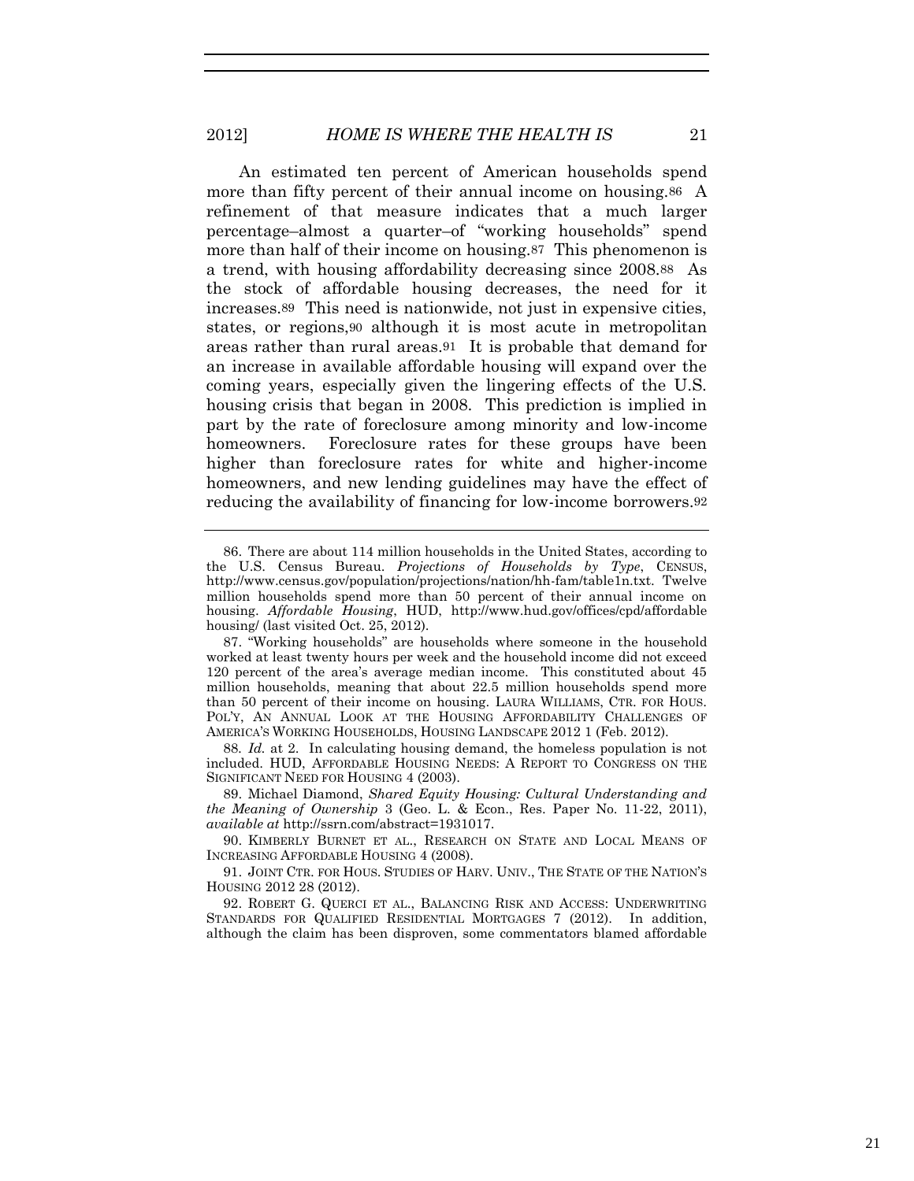An estimated ten percent of American households spend more than fifty percent of their annual income on housing.[86] A refinement of that measure indicates that a much larger percentage–almost a quarter–of "working households" spend more than half of their income on housing.[87] This phenomenon is a trend, with housing affordability decreasing since 2008.[88] As the stock of affordable housing decreases, the need for it increases.[89] This need is nationwide, not just in expensive cities, states, or regions,[90] although it is most acute in metropolitan areas rather than rural areas.[91] It is probable that demand for an increase in available affordable housing will expand over the coming years, especially given the lingering effects of the U.S. housing crisis that began in 2008. This prediction is implied in part by the rate of foreclosure among minority and low-income homeowners. Foreclosure rates for these groups have been higher than foreclosure rates for white and higher-income homeowners, and new lending guidelines may have the effect of reducing the availability of financing for low-income borrowers.[92]

---

86. There are about 114 million households in the United States, according to the U.S. Census Bureau. *Projections of Households by Type*, CENSUS, http://www.census.gov/population/projections/nation/hh-fam/table1n.txt. Twelve million households spend more than 50 percent of their annual income on housing. *Affordable Housing*, HUD, http://www.hud.gov/offices/cpd/affordable housing/ (last visited Oct. 25, 2012).

87. "Working households" are households where someone in the household worked at least twenty hours per week and the household income did not exceed 120 percent of the area's average median income. This constituted about 45 million households, meaning that about 22.5 million households spend more than 50 percent of their income on housing. LAURA WILLIAMS, CTR. FOR HOUS. POL'Y, AN ANNUAL LOOK AT THE HOUSING AFFORDABILITY CHALLENGES OF AMERICA'S WORKING HOUSEHOLDS, HOUSING LANDSCAPE 2012 1 (Feb. 2012).

88. *Id.* at 2. In calculating housing demand, the homeless population is not included. HUD, AFFORDABLE HOUSING NEEDS: A REPORT TO CONGRESS ON THE SIGNIFICANT NEED FOR HOUSING 4 (2003).

89. Michael Diamond, *Shared Equity Housing: Cultural Understanding and the Meaning of Ownership* 3 (Geo. L. & Econ., Res. Paper No. 11-22, 2011), *available at* http://ssrn.com/abstract=1931017.

90. KIMBERLY BURNET ET AL., RESEARCH ON STATE AND LOCAL MEANS OF INCREASING AFFORDABLE HOUSING 4 (2008).

91. JOINT CTR. FOR HOUS. STUDIES OF HARV. UNIV., THE STATE OF THE NATION'S HOUSING 2012 28 (2012).

92. ROBERT G. QUERCI ET AL., BALANCING RISK AND ACCESS: UNDERWRITING STANDARDS FOR QUALIFIED RESIDENTIAL MORTGAGES 7 (2012). In addition, although the claim has been disproven, some commentators blamed affordable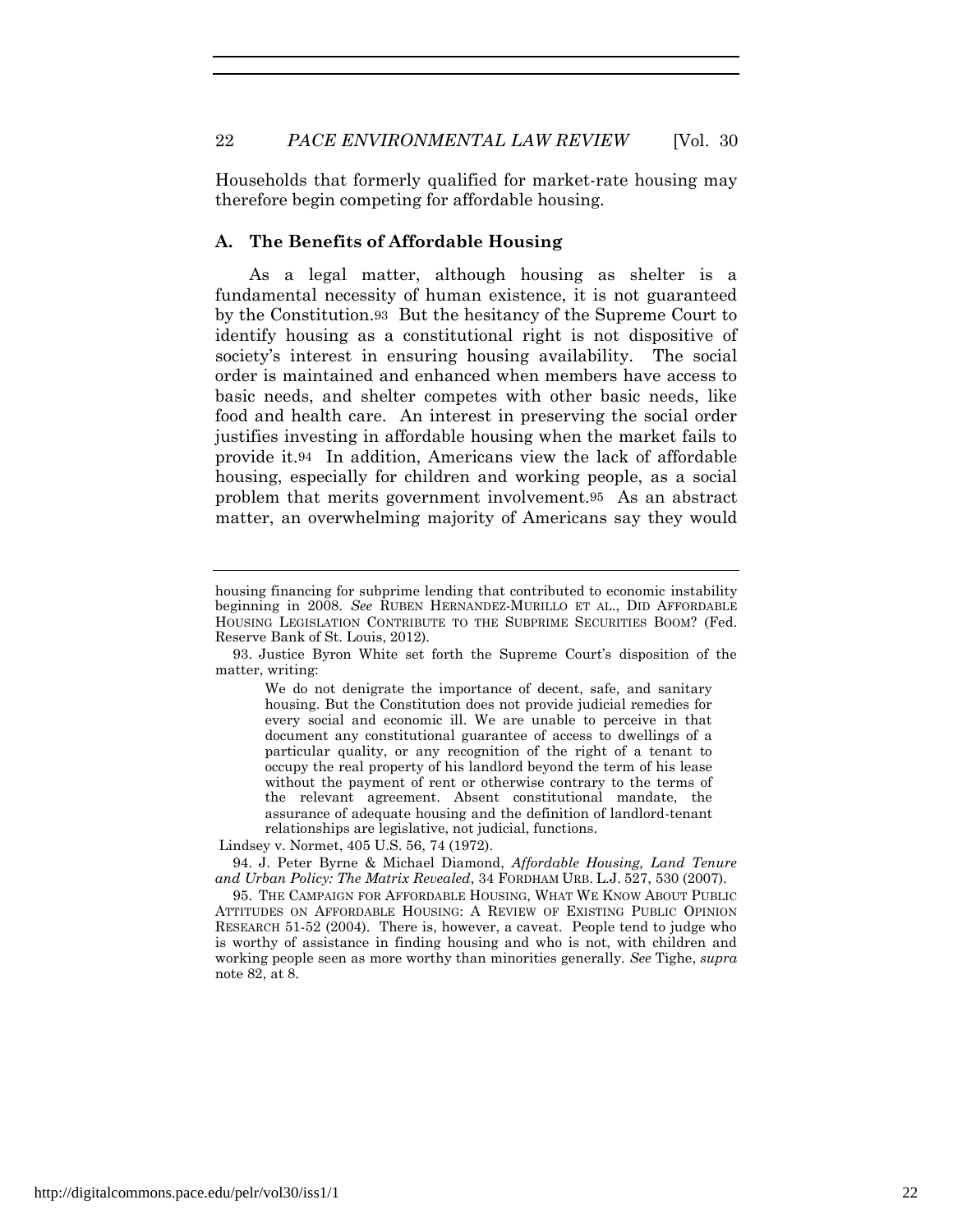Households that formerly qualified for market-rate housing may therefore begin competing for affordable housing.

### A. The Benefits of Affordable Housing

As a legal matter, although housing as shelter is a fundamental necessity of human existence, it is not guaranteed by the Constitution.[93] But the hesitancy of the Supreme Court to identify housing as a constitutional right is not dispositive of society's interest in ensuring housing availability. The social order is maintained and enhanced when members have access to basic needs, and shelter competes with other basic needs, like food and health care. An interest in preserving the social order justifies investing in affordable housing when the market fails to provide it.[94] In addition, Americans view the lack of affordable housing, especially for children and working people, as a social problem that merits government involvement.[95] As an abstract matter, an overwhelming majority of Americans say they would

---

housing financing for subprime lending that contributed to economic instability beginning in 2008. *See* RUBEN HERNANDEZ-MURILLO ET AL., DID AFFORDABLE HOUSING LEGISLATION CONTRIBUTE TO THE SUBPRIME SECURITIES BOOM? (Fed. Reserve Bank of St. Louis, 2012).

93. Justice Byron White set forth the Supreme Court's disposition of the matter, writing:

> We do not denigrate the importance of decent, safe, and sanitary housing. But the Constitution does not provide judicial remedies for every social and economic ill. We are unable to perceive in that document any constitutional guarantee of access to dwellings of a particular quality, or any recognition of the right of a tenant to occupy the real property of his landlord beyond the term of his lease without the payment of rent or otherwise contrary to the terms of the relevant agreement. Absent constitutional mandate, the assurance of adequate housing and the definition of landlord-tenant relationships are legislative, not judicial, functions.

Lindsey v. Normet, 405 U.S. 56, 74 (1972).

94. J. Peter Byrne & Michael Diamond, *Affordable Housing, Land Tenure and Urban Policy: The Matrix Revealed*, 34 FORDHAM URB. L.J. 527, 530 (2007).

95. THE CAMPAIGN FOR AFFORDABLE HOUSING, WHAT WE KNOW ABOUT PUBLIC ATTITUDES ON AFFORDABLE HOUSING: A REVIEW OF EXISTING PUBLIC OPINION RESEARCH 51-52 (2004). There is, however, a caveat. People tend to judge who is worthy of assistance in finding housing and who is not, with children and working people seen as more worthy than minorities generally. *See* Tighe, *supra* note 82, at 8.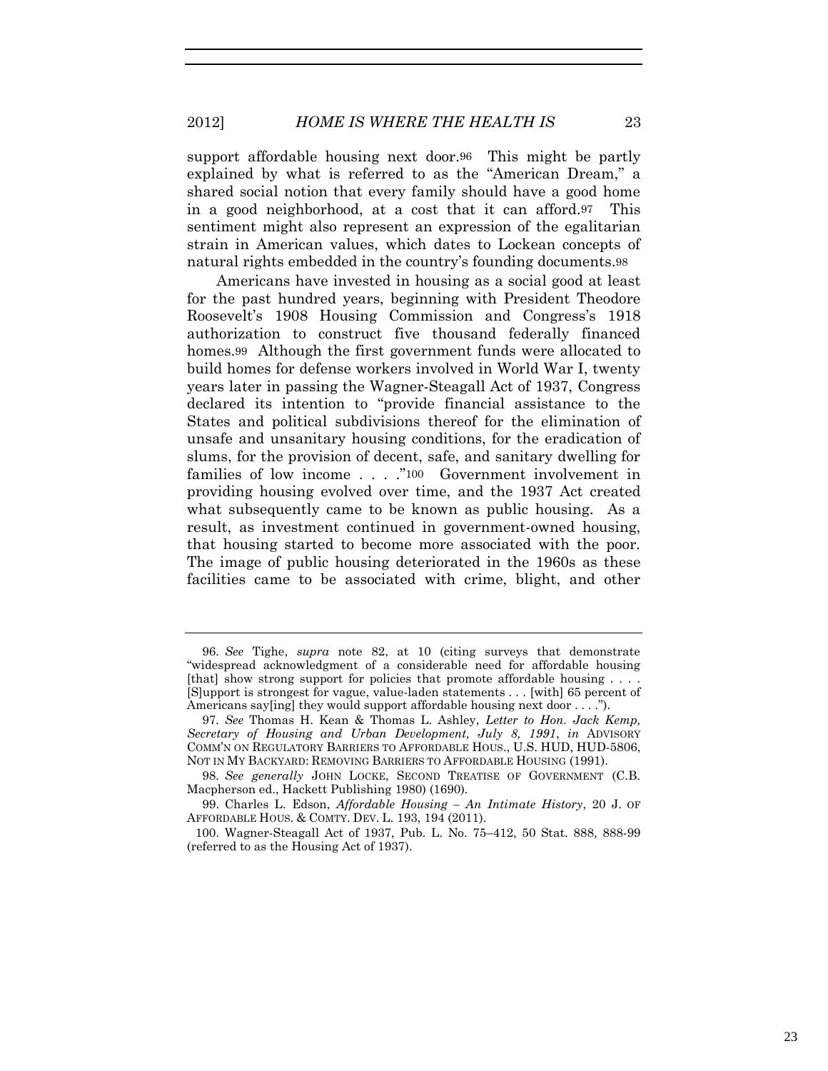support affordable housing next door.[96] This might be partly explained by what is referred to as the "American Dream," a shared social notion that every family should have a good home in a good neighborhood, at a cost that it can afford.[97] This sentiment might also represent an expression of the egalitarian strain in American values, which dates to Lockean concepts of natural rights embedded in the country's founding documents.[98]

Americans have invested in housing as a social good at least for the past hundred years, beginning with President Theodore Roosevelt's 1908 Housing Commission and Congress's 1918 authorization to construct five thousand federally financed homes.[99] Although the first government funds were allocated to build homes for defense workers involved in World War I, twenty years later in passing the Wagner-Steagall Act of 1937, Congress declared its intention to "provide financial assistance to the States and political subdivisions thereof for the elimination of unsafe and unsanitary housing conditions, for the eradication of slums, for the provision of decent, safe, and sanitary dwelling for families of low income . . . ."[100] Government involvement in providing housing evolved over time, and the 1937 Act created what subsequently came to be known as public housing. As a result, as investment continued in government-owned housing, that housing started to become more associated with the poor. The image of public housing deteriorated in the 1960s as these facilities came to be associated with crime, blight, and other

---

96. *See* Tighe, *supra* note 82, at 10 (citing surveys that demonstrate "widespread acknowledgment of a considerable need for affordable housing [that] show strong support for policies that promote affordable housing . . . . [S]upport is strongest for vague, value-laden statements . . . [with] 65 percent of Americans say[ing] they would support affordable housing next door . . . .").

97. *See* Thomas H. Kean & Thomas L. Ashley, *Letter to Hon. Jack Kemp, Secretary of Housing and Urban Development, July 8, 1991*, *in* ADVISORY COMM'N ON REGULATORY BARRIERS TO AFFORDABLE HOUS., U.S. HUD, HUD-5806, NOT IN MY BACKYARD: REMOVING BARRIERS TO AFFORDABLE HOUSING (1991).

98. *See generally* JOHN LOCKE, SECOND TREATISE OF GOVERNMENT (C.B. Macpherson ed., Hackett Publishing 1980) (1690).

99. Charles L. Edson, *Affordable Housing – An Intimate History*, 20 J. OF AFFORDABLE HOUS. & COMTY. DEV. L. 193, 194 (2011).

100. Wagner-Steagall Act of 1937, Pub. L. No. 75–412, 50 Stat. 888, 888-99 (referred to as the Housing Act of 1937).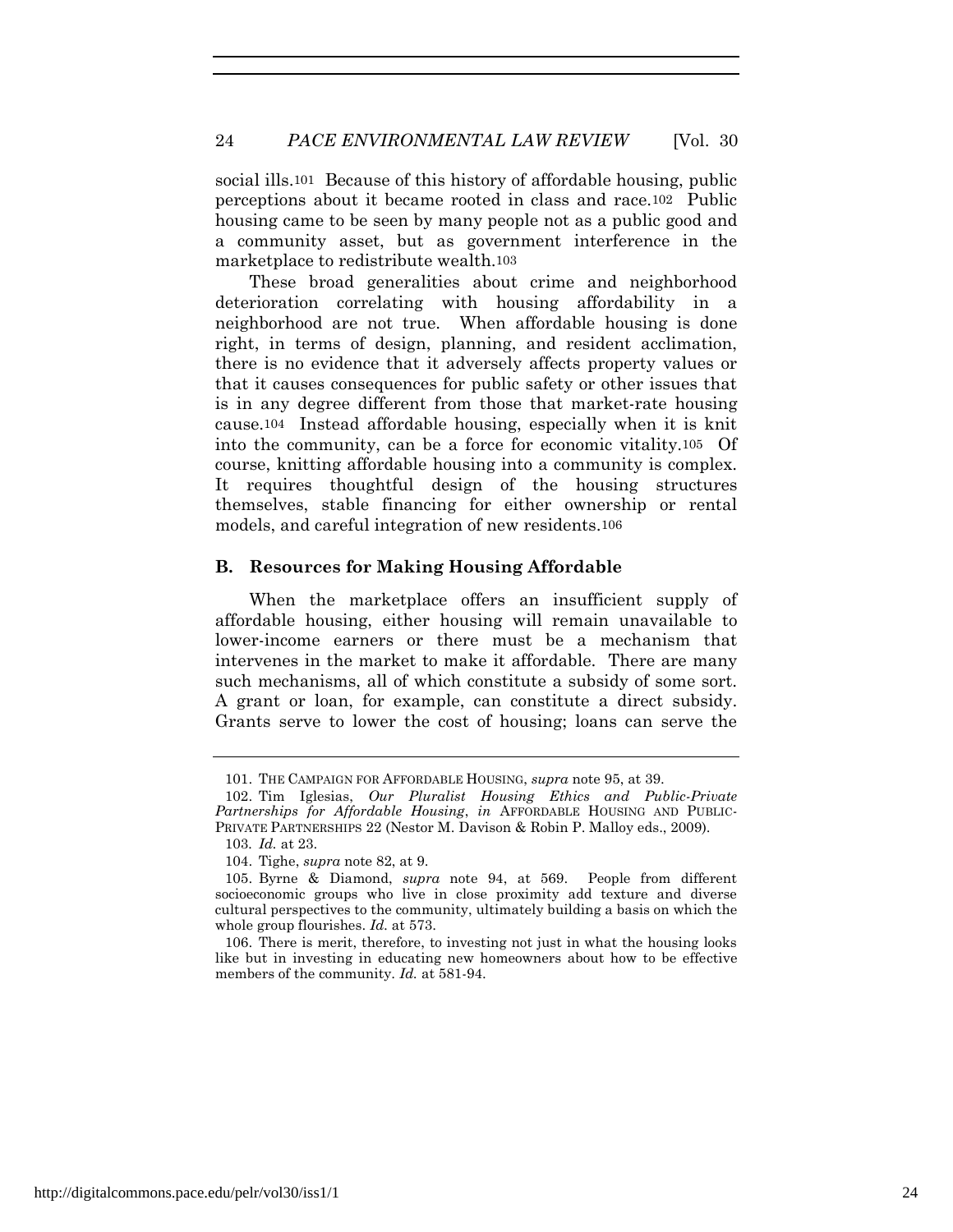social ills.[101] Because of this history of affordable housing, public perceptions about it became rooted in class and race.[102] Public housing came to be seen by many people not as a public good and a community asset, but as government interference in the marketplace to redistribute wealth.[103]

These broad generalities about crime and neighborhood deterioration correlating with housing affordability in a neighborhood are not true. When affordable housing is done right, in terms of design, planning, and resident acclimation, there is no evidence that it adversely affects property values or that it causes consequences for public safety or other issues that is in any degree different from those that market-rate housing cause.[104] Instead affordable housing, especially when it is knit into the community, can be a force for economic vitality.[105] Of course, knitting affordable housing into a community is complex. It requires thoughtful design of the housing structures themselves, stable financing for either ownership or rental models, and careful integration of new residents.[106]

### B. Resources for Making Housing Affordable

When the marketplace offers an insufficient supply of affordable housing, either housing will remain unavailable to lower-income earners or there must be a mechanism that intervenes in the market to make it affordable. There are many such mechanisms, all of which constitute a subsidy of some sort. A grant or loan, for example, can constitute a direct subsidy. Grants serve to lower the cost of housing; loans can serve the

---

101. THE CAMPAIGN FOR AFFORDABLE HOUSING, *supra* note 95, at 39.

102. Tim Iglesias, *Our Pluralist Housing Ethics and Public-Private Partnerships for Affordable Housing*, *in* AFFORDABLE HOUSING AND PUBLIC-PRIVATE PARTNERSHIPS 22 (Nestor M. Davison & Robin P. Malloy eds., 2009).

103. *Id.* at 23.

104. Tighe, *supra* note 82, at 9.

105. Byrne & Diamond, *supra* note 94, at 569. People from different socioeconomic groups who live in close proximity add texture and diverse cultural perspectives to the community, ultimately building a basis on which the whole group flourishes. *Id.* at 573.

106. There is merit, therefore, to investing not just in what the housing looks like but in investing in educating new homeowners about how to be effective members of the community. *Id.* at 581-94.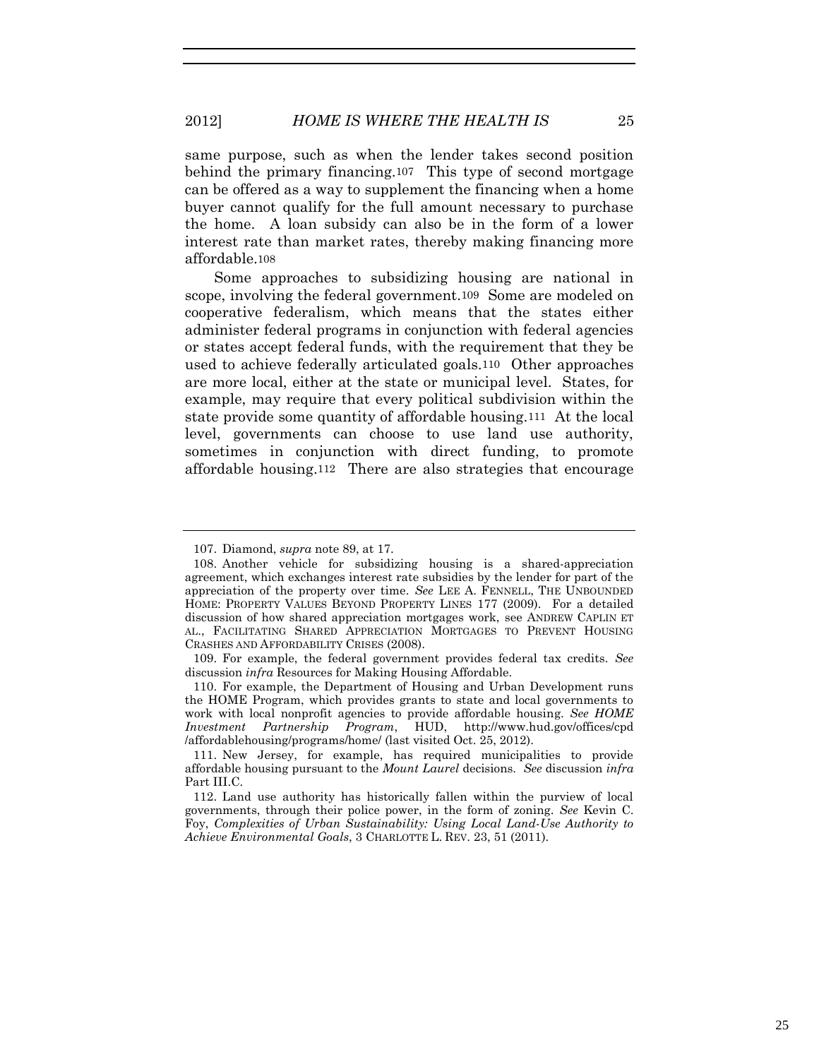same purpose, such as when the lender takes second position behind the primary financing.[107] This type of second mortgage can be offered as a way to supplement the financing when a home buyer cannot qualify for the full amount necessary to purchase the home. A loan subsidy can also be in the form of a lower interest rate than market rates, thereby making financing more affordable.[108]

Some approaches to subsidizing housing are national in scope, involving the federal government.[109] Some are modeled on cooperative federalism, which means that the states either administer federal programs in conjunction with federal agencies or states accept federal funds, with the requirement that they be used to achieve federally articulated goals.[110] Other approaches are more local, either at the state or municipal level. States, for example, may require that every political subdivision within the state provide some quantity of affordable housing.[111] At the local level, governments can choose to use land use authority, sometimes in conjunction with direct funding, to promote affordable housing.[112] There are also strategies that encourage

---

107. Diamond, *supra* note 89, at 17.

108. Another vehicle for subsidizing housing is a shared-appreciation agreement, which exchanges interest rate subsidies by the lender for part of the appreciation of the property over time. *See* LEE A. FENNELL, THE UNBOUNDED HOME: PROPERTY VALUES BEYOND PROPERTY LINES 177 (2009). For a detailed discussion of how shared appreciation mortgages work, see ANDREW CAPLIN ET AL., FACILITATING SHARED APPRECIATION MORTGAGES TO PREVENT HOUSING CRASHES AND AFFORDABILITY CRISES (2008).

109. For example, the federal government provides federal tax credits. *See* discussion *infra* Resources for Making Housing Affordable.

110. For example, the Department of Housing and Urban Development runs the HOME Program, which provides grants to state and local governments to work with local nonprofit agencies to provide affordable housing. *See HOME Investment Partnership Program*, HUD, http://www.hud.gov/offices/cpd/affordablehousing/programs/home/ (last visited Oct. 25, 2012).

111. New Jersey, for example, has required municipalities to provide affordable housing pursuant to the *Mount Laurel* decisions. *See* discussion *infra* Part III.C.

112. Land use authority has historically fallen within the purview of local governments, through their police power, in the form of zoning. *See* Kevin C. Foy, *Complexities of Urban Sustainability: Using Local Land-Use Authority to Achieve Environmental Goals*, 3 CHARLOTTE L. REV. 23, 51 (2011).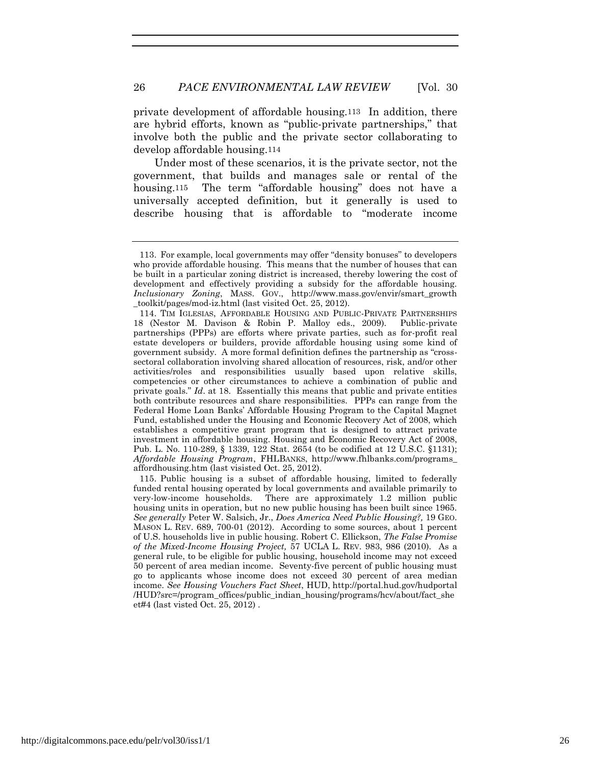private development of affordable housing.[113] In addition, there are hybrid efforts, known as "public-private partnerships," that involve both the public and the private sector collaborating to develop affordable housing.[114]

Under most of these scenarios, it is the private sector, not the government, that builds and manages sale or rental of the housing.[115] The term "affordable housing" does not have a universally accepted definition, but it generally is used to describe housing that is affordable to "moderate income

---

113. For example, local governments may offer "density bonuses" to developers who provide affordable housing. This means that the number of houses that can be built in a particular zoning district is increased, thereby lowering the cost of development and effectively providing a subsidy for the affordable housing. *Inclusionary Zoning*, MASS. GOV., http://www.mass.gov/envir/smart_growth_toolkit/pages/mod-iz.html (last visited Oct. 25, 2012).

114. TIM IGLESIAS, AFFORDABLE HOUSING AND PUBLIC-PRIVATE PARTNERSHIPS 18 (Nestor M. Davison & Robin P. Malloy eds., 2009). Public-private partnerships (PPPs) are efforts where private parties, such as for-profit real estate developers or builders, provide affordable housing using some kind of government subsidy. A more formal definition defines the partnership as "cross-sectoral collaboration involving shared allocation of resources, risk, and/or other activities/roles and responsibilities usually based upon relative skills, competencies or other circumstances to achieve a combination of public and private goals." *Id*. at 18. Essentially this means that public and private entities both contribute resources and share responsibilities. PPPs can range from the Federal Home Loan Banks' Affordable Housing Program to the Capital Magnet Fund, established under the Housing and Economic Recovery Act of 2008, which establishes a competitive grant program that is designed to attract private investment in affordable housing. Housing and Economic Recovery Act of 2008, Pub. L. No. 110-289, § 1339, 122 Stat. 2654 (to be codified at 12 U.S.C. §1131); *Affordable Housing Program*, FHLBANKS, http://www.fhlbanks.com/programs_affordhousing.htm (last visisted Oct. 25, 2012).

115. Public housing is a subset of affordable housing, limited to federally funded rental housing operated by local governments and available primarily to very-low-income households. There are approximately 1.2 million public housing units in operation, but no new public housing has been built since 1965. *See generally* Peter W. Salsich, Jr., *Does America Need Public Housing?,* 19 GEO. MASON L. REV. 689, 700-01 (2012). According to some sources, about 1 percent of U.S. households live in public housing. Robert C. Ellickson, *The False Promise of the Mixed-Income Housing Project,* 57 UCLA L. REV. 983, 986 (2010). As a general rule, to be eligible for public housing, household income may not exceed 50 percent of area median income. Seventy-five percent of public housing must go to applicants whose income does not exceed 30 percent of area median income. *See Housing Vouchers Fact Sheet*, HUD, http://portal.hud.gov/hudportal/HUD?src=/program_offices/public_indian_housing/programs/hcv/about/fact_sheet#4 (last visted Oct. 25, 2012) .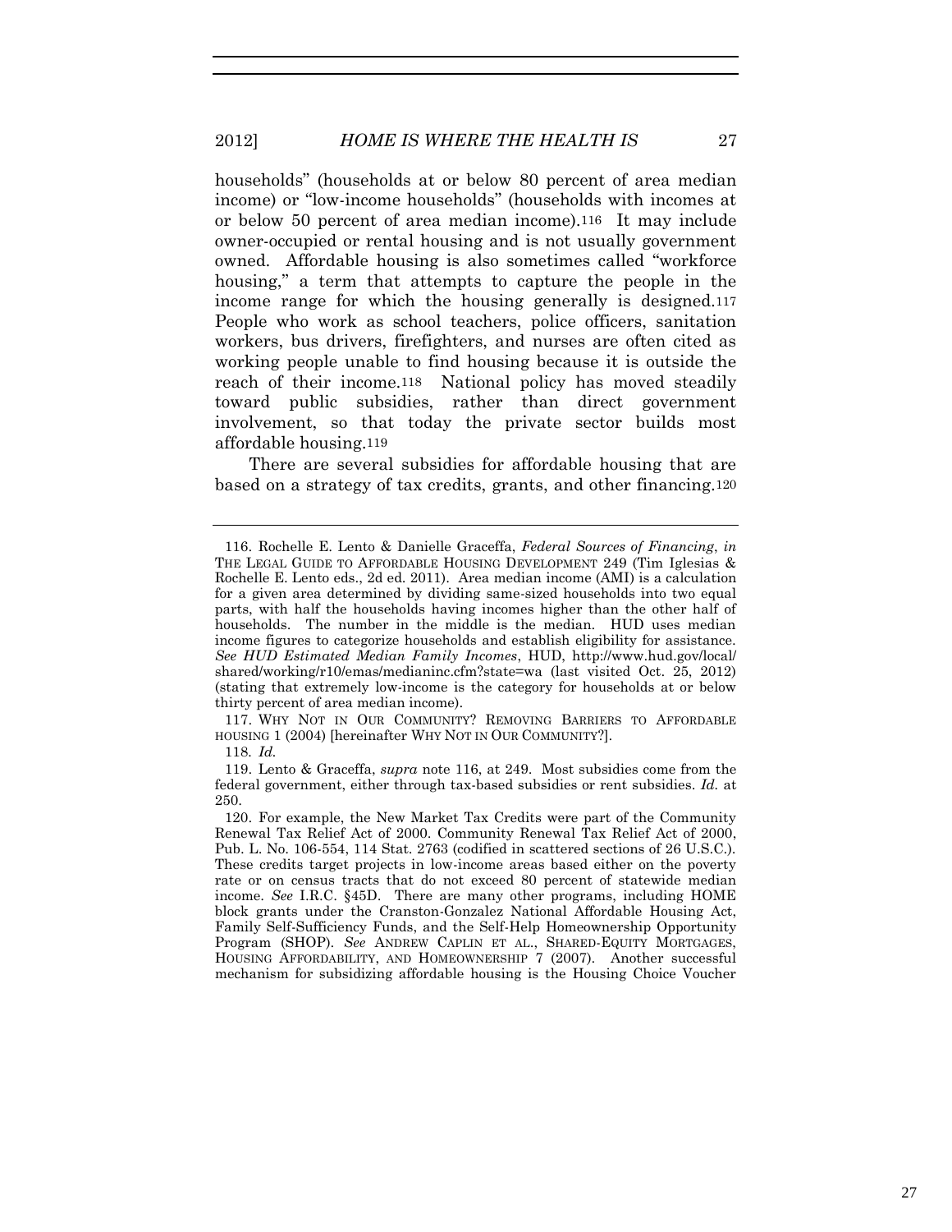households" (households at or below 80 percent of area median income) or "low-income households" (households with incomes at or below 50 percent of area median income).[116] It may include owner-occupied or rental housing and is not usually government owned. Affordable housing is also sometimes called "workforce housing," a term that attempts to capture the people in the income range for which the housing generally is designed.[117] People who work as school teachers, police officers, sanitation workers, bus drivers, firefighters, and nurses are often cited as working people unable to find housing because it is outside the reach of their income.[118] National policy has moved steadily toward public subsidies, rather than direct government involvement, so that today the private sector builds most affordable housing.[119]

There are several subsidies for affordable housing that are based on a strategy of tax credits, grants, and other financing.[120]

---

116. Rochelle E. Lento & Danielle Graceffa, *Federal Sources of Financing*, *in* THE LEGAL GUIDE TO AFFORDABLE HOUSING DEVELOPMENT 249 (Tim Iglesias & Rochelle E. Lento eds., 2d ed. 2011). Area median income (AMI) is a calculation for a given area determined by dividing same-sized households into two equal parts, with half the households having incomes higher than the other half of households. The number in the middle is the median. HUD uses median income figures to categorize households and establish eligibility for assistance. *See HUD Estimated Median Family Incomes*, HUD, http://www.hud.gov/local/shared/working/r10/emas/medianinc.cfm?state=wa (last visited Oct. 25, 2012) (stating that extremely low-income is the category for households at or below thirty percent of area median income).

117. WHY NOT IN OUR COMMUNITY? REMOVING BARRIERS TO AFFORDABLE HOUSING 1 (2004) [hereinafter WHY NOT IN OUR COMMUNITY?].

118. *Id.*

119. Lento & Graceffa, *supra* note 116, at 249. Most subsidies come from the federal government, either through tax-based subsidies or rent subsidies. *Id.* at 250.

120. For example, the New Market Tax Credits were part of the Community Renewal Tax Relief Act of 2000. Community Renewal Tax Relief Act of 2000, Pub. L. No. 106-554, 114 Stat. 2763 (codified in scattered sections of 26 U.S.C.). These credits target projects in low-income areas based either on the poverty rate or on census tracts that do not exceed 80 percent of statewide median income. *See* I.R.C. §45D. There are many other programs, including HOME block grants under the Cranston-Gonzalez National Affordable Housing Act, Family Self-Sufficiency Funds, and the Self-Help Homeownership Opportunity Program (SHOP). *See* ANDREW CAPLIN ET AL., SHARED-EQUITY MORTGAGES, HOUSING AFFORDABILITY, AND HOMEOWNERSHIP 7 (2007). Another successful mechanism for subsidizing affordable housing is the Housing Choice Voucher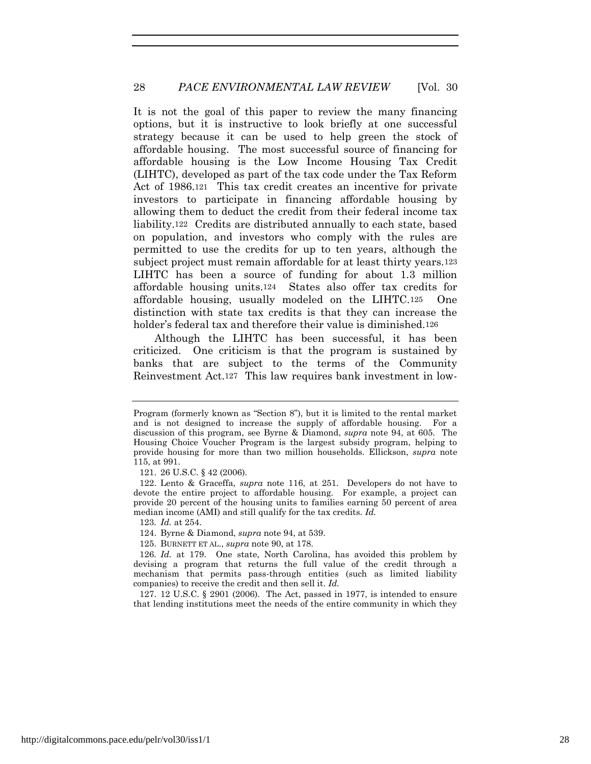It is not the goal of this paper to review the many financing options, but it is instructive to look briefly at one successful strategy because it can be used to help green the stock of affordable housing. The most successful source of financing for affordable housing is the Low Income Housing Tax Credit (LIHTC), developed as part of the tax code under the Tax Reform Act of 1986.[121] This tax credit creates an incentive for private investors to participate in financing affordable housing by allowing them to deduct the credit from their federal income tax liability.[122] Credits are distributed annually to each state, based on population, and investors who comply with the rules are permitted to use the credits for up to ten years, although the subject project must remain affordable for at least thirty years.[123] LIHTC has been a source of funding for about 1.3 million affordable housing units.[124] States also offer tax credits for affordable housing, usually modeled on the LIHTC.[125] One distinction with state tax credits is that they can increase the holder's federal tax and therefore their value is diminished.[126]

Although the LIHTC has been successful, it has been criticized. One criticism is that the program is sustained by banks that are subject to the terms of the Community Reinvestment Act.[127] This law requires bank investment in low-

---

Program (formerly known as "Section 8"), but it is limited to the rental market and is not designed to increase the supply of affordable housing. For a discussion of this program, see Byrne & Diamond, *supra* note 94, at 605. The Housing Choice Voucher Program is the largest subsidy program, helping to provide housing for more than two million households. Ellickson, *supra* note 115, at 991.

121. 26 U.S.C. § 42 (2006).

122. Lento & Graceffa, *supra* note 116, at 251. Developers do not have to devote the entire project to affordable housing. For example, a project can provide 20 percent of the housing units to families earning 50 percent of area median income (AMI) and still qualify for the tax credits. *Id.*

123. *Id.* at 254.

124. Byrne & Diamond, *supra* note 94, at 539.

125. BURNETT ET AL., *supra* note 90, at 178.

126. *Id.* at 179. One state, North Carolina, has avoided this problem by devising a program that returns the full value of the credit through a mechanism that permits pass-through entities (such as limited liability companies) to receive the credit and then sell it. *Id.*

127. 12 U.S.C. § 2901 (2006). The Act, passed in 1977, is intended to ensure that lending institutions meet the needs of the entire community in which they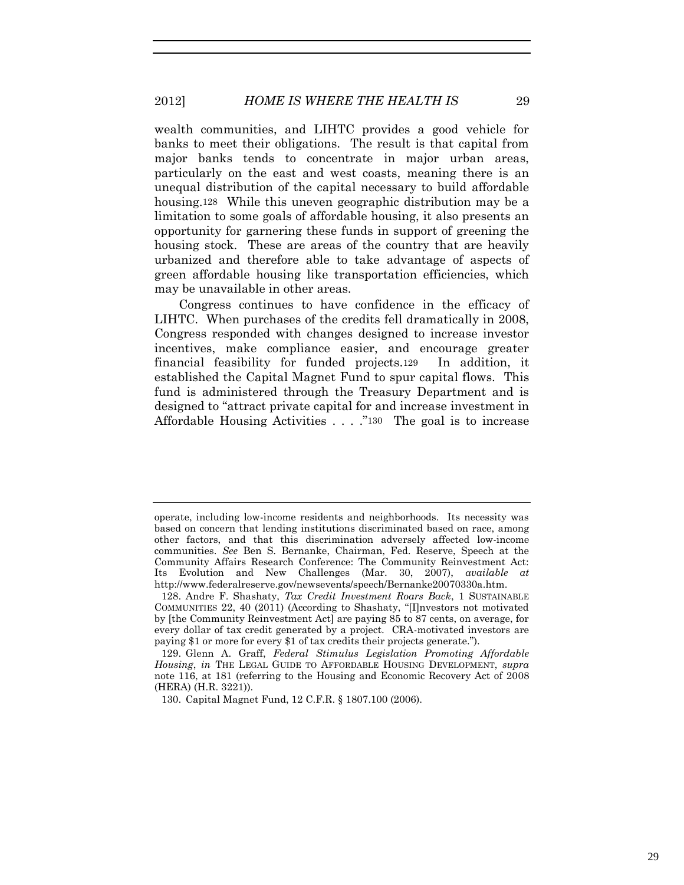wealth communities, and LIHTC provides a good vehicle for banks to meet their obligations. The result is that capital from major banks tends to concentrate in major urban areas, particularly on the east and west coasts, meaning there is an unequal distribution of the capital necessary to build affordable housing.[128] While this uneven geographic distribution may be a limitation to some goals of affordable housing, it also presents an opportunity for garnering these funds in support of greening the housing stock. These are areas of the country that are heavily urbanized and therefore able to take advantage of aspects of green affordable housing like transportation efficiencies, which may be unavailable in other areas.

Congress continues to have confidence in the efficacy of LIHTC. When purchases of the credits fell dramatically in 2008, Congress responded with changes designed to increase investor incentives, make compliance easier, and encourage greater financial feasibility for funded projects.[129] In addition, it established the Capital Magnet Fund to spur capital flows. This fund is administered through the Treasury Department and is designed to "attract private capital for and increase investment in Affordable Housing Activities . . . ."[130] The goal is to increase

---

operate, including low-income residents and neighborhoods. Its necessity was based on concern that lending institutions discriminated based on race, among other factors, and that this discrimination adversely affected low-income communities. *See* Ben S. Bernanke, Chairman, Fed. Reserve, Speech at the Community Affairs Research Conference: The Community Reinvestment Act: Its Evolution and New Challenges (Mar. 30, 2007), *available at* http://www.federalreserve.gov/newsevents/speech/Bernanke20070330a.htm.

128. Andre F. Shashaty, *Tax Credit Investment Roars Back*, 1 SUSTAINABLE COMMUNITIES 22, 40 (2011) (According to Shashaty, "[I]nvestors not motivated by [the Community Reinvestment Act] are paying 85 to 87 cents, on average, for every dollar of tax credit generated by a project. CRA-motivated investors are paying $1 or more for every $1 of tax credits their projects generate.").

129. Glenn A. Graff, *Federal Stimulus Legislation Promoting Affordable Housing*, *in* THE LEGAL GUIDE TO AFFORDABLE HOUSING DEVELOPMENT, *supra* note 116, at 181 (referring to the Housing and Economic Recovery Act of 2008 (HERA) (H.R. 3221)).

130. Capital Magnet Fund, 12 C.F.R. § 1807.100 (2006).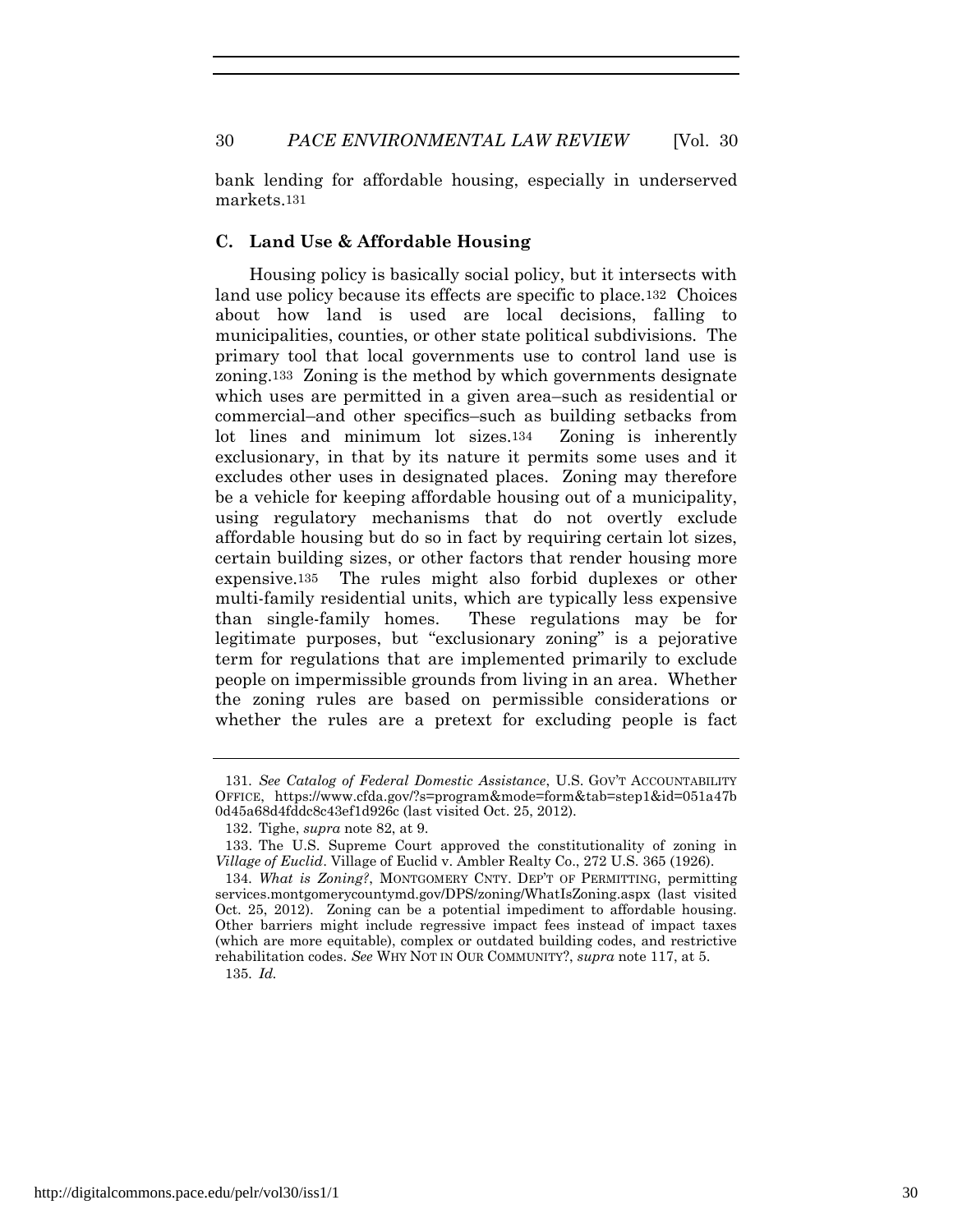bank lending for affordable housing, especially in underserved markets.[131]

### C. Land Use & Affordable Housing

Housing policy is basically social policy, but it intersects with land use policy because its effects are specific to place.[132] Choices about how land is used are local decisions, falling to municipalities, counties, or other state political subdivisions. The primary tool that local governments use to control land use is zoning.[133] Zoning is the method by which governments designate which uses are permitted in a given area–such as residential or commercial–and other specifics–such as building setbacks from lot lines and minimum lot sizes.[134] Zoning is inherently exclusionary, in that by its nature it permits some uses and it excludes other uses in designated places. Zoning may therefore be a vehicle for keeping affordable housing out of a municipality, using regulatory mechanisms that do not overtly exclude affordable housing but do so in fact by requiring certain lot sizes, certain building sizes, or other factors that render housing more expensive.[135] The rules might also forbid duplexes or other multi-family residential units, which are typically less expensive than single-family homes. These regulations may be for legitimate purposes, but "exclusionary zoning" is a pejorative term for regulations that are implemented primarily to exclude people on impermissible grounds from living in an area. Whether the zoning rules are based on permissible considerations or whether the rules are a pretext for excluding people is fact

---

131. *See Catalog of Federal Domestic Assistance*, U.S. GOV'T ACCOUNTABILITY OFFICE, https://www.cfda.gov/?s=program&mode=form&tab=step1&id=051a47b0d45a68d4fddc8c43ef1d926c (last visited Oct. 25, 2012).

132. Tighe, *supra* note 82, at 9.

133. The U.S. Supreme Court approved the constitutionality of zoning in *Village of Euclid*. Village of Euclid v. Ambler Realty Co., 272 U.S. 365 (1926).

134. *What is Zoning?*, MONTGOMERY CNTY. DEP'T OF PERMITTING, permitting services.montgomerycountymd.gov/DPS/zoning/WhatIsZoning.aspx (last visited Oct. 25, 2012). Zoning can be a potential impediment to affordable housing. Other barriers might include regressive impact fees instead of impact taxes (which are more equitable), complex or outdated building codes, and restrictive rehabilitation codes. *See* WHY NOT IN OUR COMMUNITY?, *supra* note 117, at 5.

135. *Id.*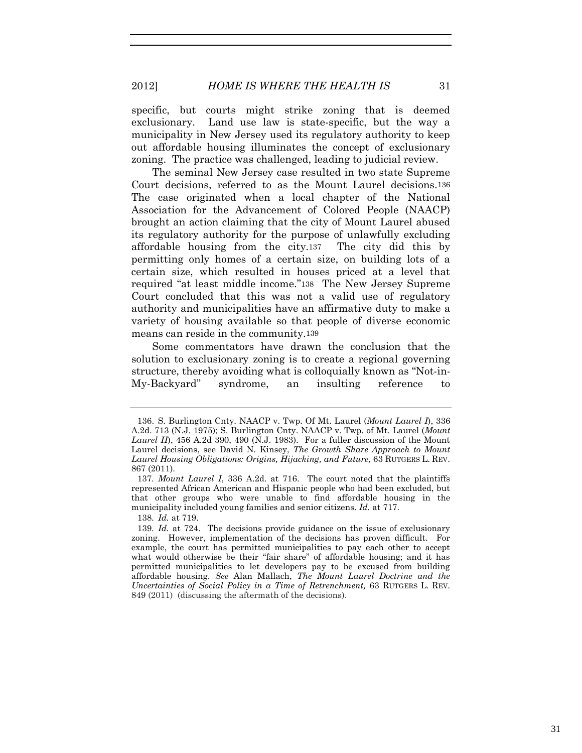specific, but courts might strike zoning that is deemed exclusionary. Land use law is state-specific, but the way a municipality in New Jersey used its regulatory authority to keep out affordable housing illuminates the concept of exclusionary zoning. The practice was challenged, leading to judicial review.

The seminal New Jersey case resulted in two state Supreme Court decisions, referred to as the Mount Laurel decisions.[136] The case originated when a local chapter of the National Association for the Advancement of Colored People (NAACP) brought an action claiming that the city of Mount Laurel abused its regulatory authority for the purpose of unlawfully excluding affordable housing from the city.[137] The city did this by permitting only homes of a certain size, on building lots of a certain size, which resulted in houses priced at a level that required "at least middle income."[138] The New Jersey Supreme Court concluded that this was not a valid use of regulatory authority and municipalities have an affirmative duty to make a variety of housing available so that people of diverse economic means can reside in the community.[139]

Some commentators have drawn the conclusion that the solution to exclusionary zoning is to create a regional governing structure, thereby avoiding what is colloquially known as "Not-in-My-Backyard" syndrome, an insulting reference to

---

136. S. Burlington Cnty. NAACP v. Twp. Of Mt. Laurel (*Mount Laurel I*), 336 A.2d. 713 (N.J. 1975); S. Burlington Cnty. NAACP v. Twp. of Mt. Laurel (*Mount Laurel II*), 456 A.2d 390, 490 (N.J. 1983). For a fuller discussion of the Mount Laurel decisions, see David N. Kinsey, *The Growth Share Approach to Mount Laurel Housing Obligations: Origins, Hijacking, and Future,* 63 RUTGERS L. REV. 867 (2011).

137. *Mount Laurel I*, 336 A.2d. at 716. The court noted that the plaintiffs represented African American and Hispanic people who had been excluded, but that other groups who were unable to find affordable housing in the municipality included young families and senior citizens. *Id.* at 717.

138. *Id.* at 719.

139. *Id.* at 724. The decisions provide guidance on the issue of exclusionary zoning. However, implementation of the decisions has proven difficult. For example, the court has permitted municipalities to pay each other to accept what would otherwise be their "fair share" of affordable housing; and it has permitted municipalities to let developers pay to be excused from building affordable housing. *See* Alan Mallach, *The Mount Laurel Doctrine and the Uncertainties of Social Policy in a Time of Retrenchment,* 63 RUTGERS L. REV. 849 (2011) (discussing the aftermath of the decisions).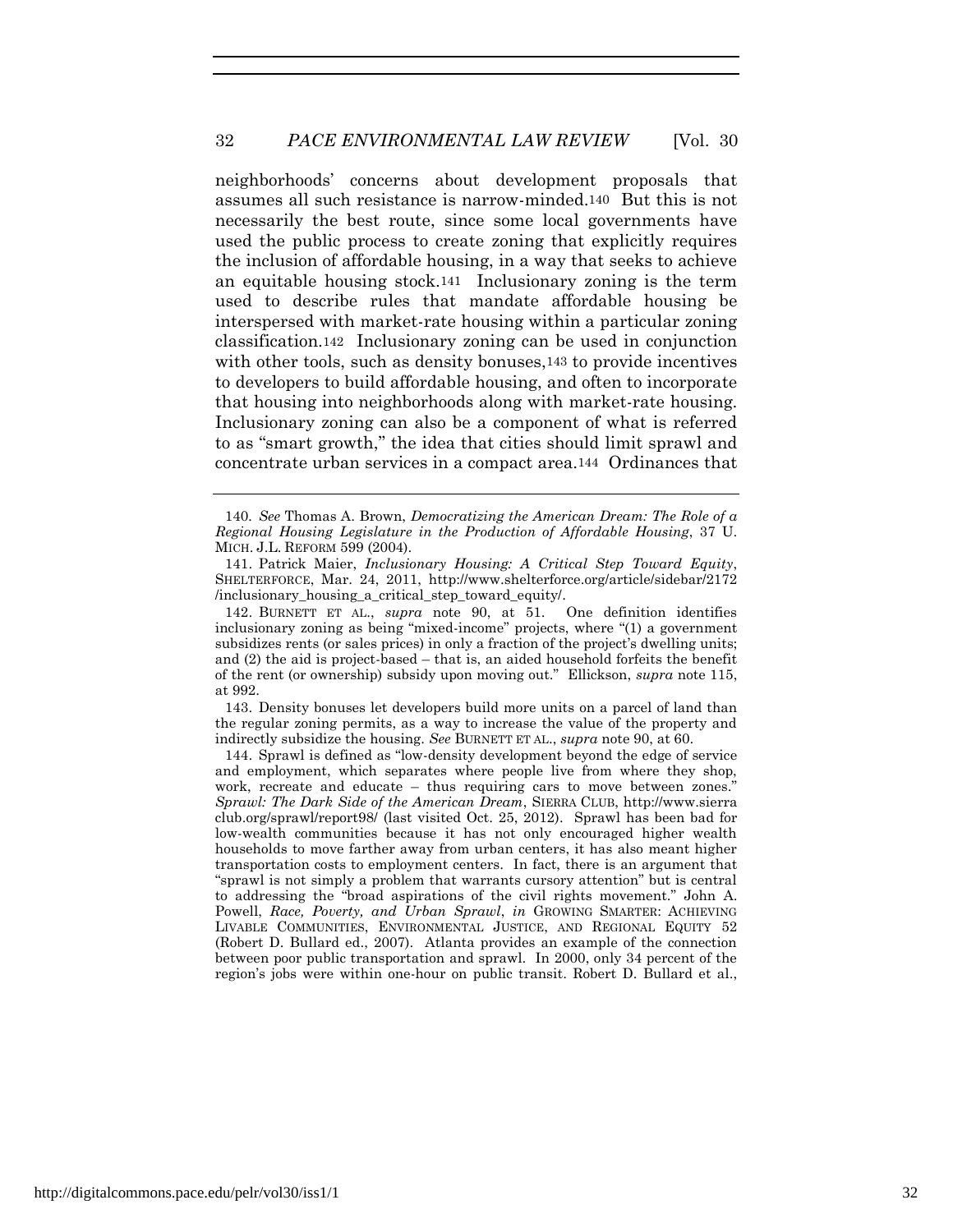neighborhoods' concerns about development proposals that assumes all such resistance is narrow-minded.[140] But this is not necessarily the best route, since some local governments have used the public process to create zoning that explicitly requires the inclusion of affordable housing, in a way that seeks to achieve an equitable housing stock.[141] Inclusionary zoning is the term used to describe rules that mandate affordable housing be interspersed with market-rate housing within a particular zoning classification.[142] Inclusionary zoning can be used in conjunction with other tools, such as density bonuses,[143] to provide incentives to developers to build affordable housing, and often to incorporate that housing into neighborhoods along with market-rate housing. Inclusionary zoning can also be a component of what is referred to as "smart growth," the idea that cities should limit sprawl and concentrate urban services in a compact area.[144] Ordinances that

---

140. *See* Thomas A. Brown, *Democratizing the American Dream: The Role of a Regional Housing Legislature in the Production of Affordable Housing*, 37 U. MICH. J.L. REFORM 599 (2004).

141. Patrick Maier, *Inclusionary Housing: A Critical Step Toward Equity*, SHELTERFORCE, Mar. 24, 2011, http://www.shelterforce.org/article/sidebar/2172/inclusionary_housing_a_critical_step_toward_equity/.

142. BURNETT ET AL., *supra* note 90, at 51. One definition identifies inclusionary zoning as being "mixed-income" projects, where "(1) a government subsidizes rents (or sales prices) in only a fraction of the project's dwelling units; and (2) the aid is project-based – that is, an aided household forfeits the benefit of the rent (or ownership) subsidy upon moving out." Ellickson, *supra* note 115, at 992.

143. Density bonuses let developers build more units on a parcel of land than the regular zoning permits, as a way to increase the value of the property and indirectly subsidize the housing. *See* BURNETT ET AL., *supra* note 90, at 60.

144. Sprawl is defined as "low-density development beyond the edge of service and employment, which separates where people live from where they shop, work, recreate and educate – thus requiring cars to move between zones." *Sprawl: The Dark Side of the American Dream*, SIERRA CLUB, http://www.sierraclub.org/sprawl/report98/ (last visited Oct. 25, 2012). Sprawl has been bad for low-wealth communities because it has not only encouraged higher wealth households to move farther away from urban centers, it has also meant higher transportation costs to employment centers. In fact, there is an argument that "sprawl is not simply a problem that warrants cursory attention" but is central to addressing the "broad aspirations of the civil rights movement." John A. Powell, *Race, Poverty, and Urban Sprawl*, *in* GROWING SMARTER: ACHIEVING LIVABLE COMMUNITIES, ENVIRONMENTAL JUSTICE, AND REGIONAL EQUITY 52 (Robert D. Bullard ed., 2007). Atlanta provides an example of the connection between poor public transportation and sprawl. In 2000, only 34 percent of the region's jobs were within one-hour on public transit. Robert D. Bullard et al.,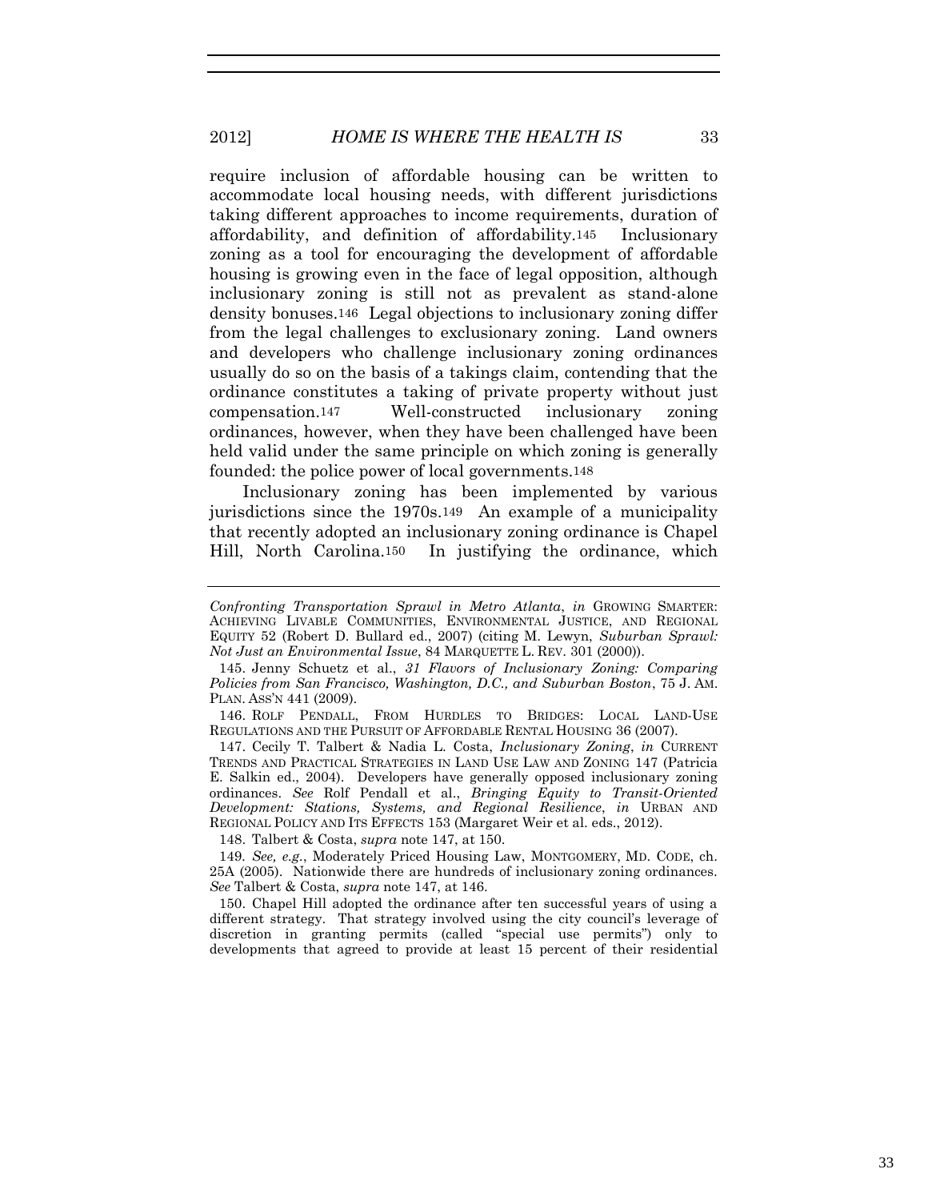require inclusion of affordable housing can be written to accommodate local housing needs, with different jurisdictions taking different approaches to income requirements, duration of affordability, and definition of affordability.[145] Inclusionary zoning as a tool for encouraging the development of affordable housing is growing even in the face of legal opposition, although inclusionary zoning is still not as prevalent as stand-alone density bonuses.[146] Legal objections to inclusionary zoning differ from the legal challenges to exclusionary zoning. Land owners and developers who challenge inclusionary zoning ordinances usually do so on the basis of a takings claim, contending that the ordinance constitutes a taking of private property without just compensation.[147] Well-constructed inclusionary zoning ordinances, however, when they have been challenged have been held valid under the same principle on which zoning is generally founded: the police power of local governments.[148]

Inclusionary zoning has been implemented by various jurisdictions since the 1970s.[149] An example of a municipality that recently adopted an inclusionary zoning ordinance is Chapel Hill, North Carolina.[150] In justifying the ordinance, which

---

*Confronting Transportation Sprawl in Metro Atlanta*, *in* GROWING SMARTER: ACHIEVING LIVABLE COMMUNITIES, ENVIRONMENTAL JUSTICE, AND REGIONAL EQUITY 52 (Robert D. Bullard ed., 2007) (citing M. Lewyn, *Suburban Sprawl: Not Just an Environmental Issue*, 84 MARQUETTE L. REV. 301 (2000)).

145. Jenny Schuetz et al., *31 Flavors of Inclusionary Zoning: Comparing Policies from San Francisco, Washington, D.C., and Suburban Boston*, 75 J. AM. PLAN. ASS'N 441 (2009).

146. ROLF PENDALL, FROM HURDLES TO BRIDGES: LOCAL LAND-USE REGULATIONS AND THE PURSUIT OF AFFORDABLE RENTAL HOUSING 36 (2007).

147. Cecily T. Talbert & Nadia L. Costa, *Inclusionary Zoning*, *in* CURRENT TRENDS AND PRACTICAL STRATEGIES IN LAND USE LAW AND ZONING 147 (Patricia E. Salkin ed., 2004). Developers have generally opposed inclusionary zoning ordinances. *See* Rolf Pendall et al., *Bringing Equity to Transit-Oriented Development: Stations, Systems, and Regional Resilience*, *in* URBAN AND REGIONAL POLICY AND ITS EFFECTS 153 (Margaret Weir et al. eds., 2012).

148. Talbert & Costa, *supra* note 147, at 150.

149. *See, e.g.*, Moderately Priced Housing Law, MONTGOMERY, MD. CODE, ch. 25A (2005). Nationwide there are hundreds of inclusionary zoning ordinances. *See* Talbert & Costa, *supra* note 147, at 146.

150. Chapel Hill adopted the ordinance after ten successful years of using a different strategy. That strategy involved using the city council's leverage of discretion in granting permits (called "special use permits") only to developments that agreed to provide at least 15 percent of their residential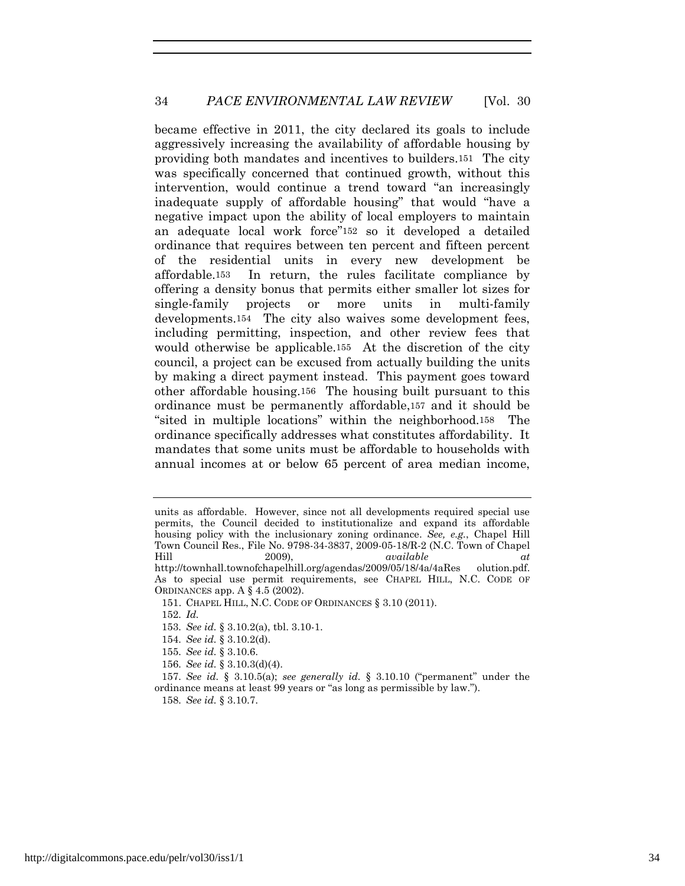became effective in 2011, the city declared its goals to include aggressively increasing the availability of affordable housing by providing both mandates and incentives to builders.[151] The city was specifically concerned that continued growth, without this intervention, would continue a trend toward "an increasingly inadequate supply of affordable housing" that would "have a negative impact upon the ability of local employers to maintain an adequate local work force"[152] so it developed a detailed ordinance that requires between ten percent and fifteen percent of the residential units in every new development be affordable.[153] In return, the rules facilitate compliance by offering a density bonus that permits either smaller lot sizes for single-family projects or more units in multi-family developments.[154] The city also waives some development fees, including permitting, inspection, and other review fees that would otherwise be applicable.[155] At the discretion of the city council, a project can be excused from actually building the units by making a direct payment instead. This payment goes toward other affordable housing.[156] The housing built pursuant to this ordinance must be permanently affordable,[157] and it should be "sited in multiple locations" within the neighborhood.[158] The ordinance specifically addresses what constitutes affordability. It mandates that some units must be affordable to households with annual incomes at or below 65 percent of area median income,

---

units as affordable. However, since not all developments required special use permits, the Council decided to institutionalize and expand its affordable housing policy with the inclusionary zoning ordinance. *See, e.g.*, Chapel Hill Town Council Res., File No. 9798-34-3837, 2009-05-18/R-2 (N.C. Town of Chapel Hill 2009), *available at* http://townhall.townofchapelhill.org/agendas/2009/05/18/4a/4aResolution.pdf. As to special use permit requirements, see CHAPEL HILL, N.C. CODE OF ORDINANCES app. A § 4.5 (2002).

151. CHAPEL HILL, N.C. CODE OF ORDINANCES § 3.10 (2011).

152. *Id.*

153. *See id.* § 3.10.2(a), tbl. 3.10-1.

154. *See id.* § 3.10.2(d).

155. *See id.* § 3.10.6.

156. *See id.* § 3.10.3(d)(4).

157. *See id.* § 3.10.5(a); *see generally id.* § 3.10.10 ("permanent" under the ordinance means at least 99 years or "as long as permissible by law.").

158. *See id.* § 3.10.7.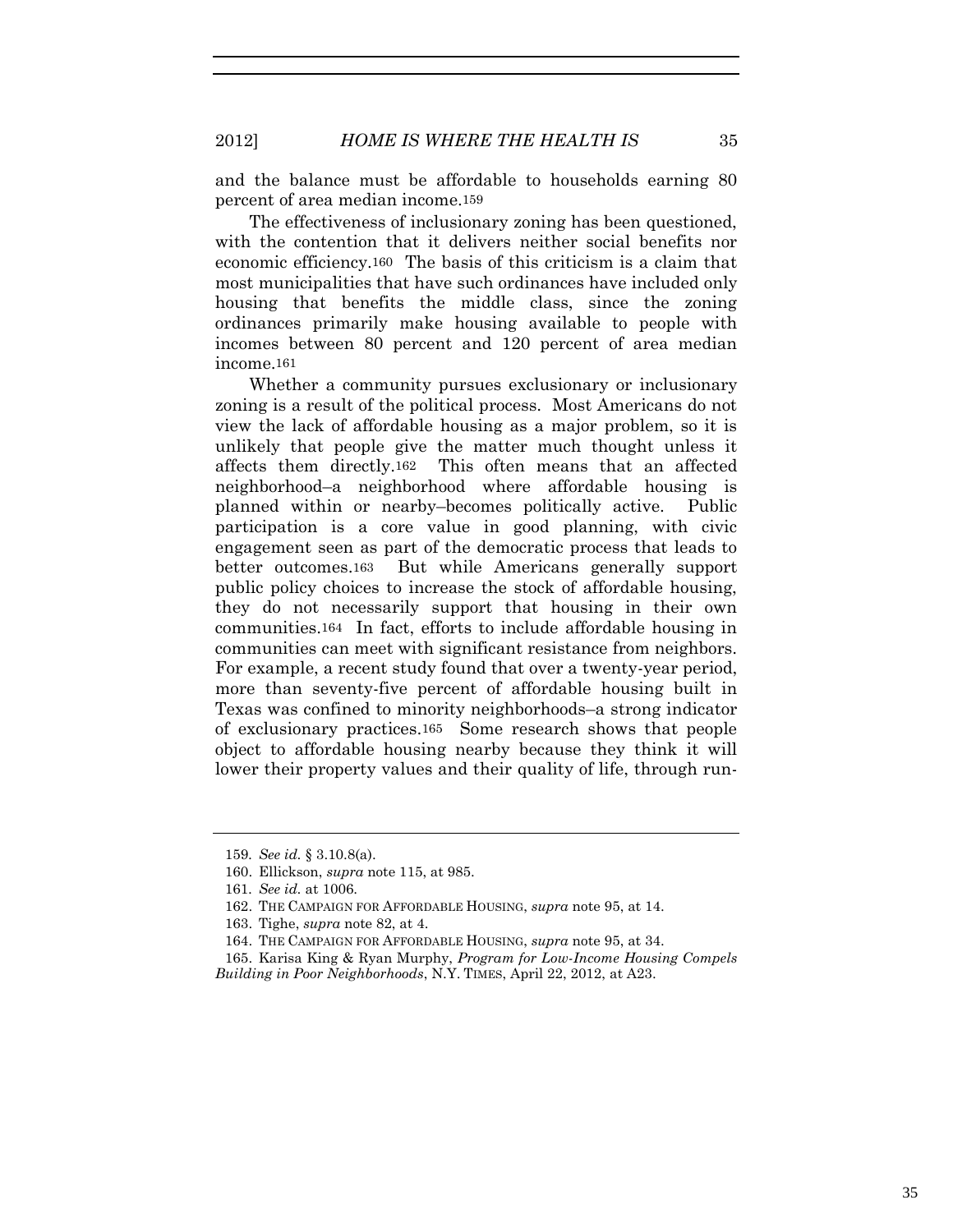and the balance must be affordable to households earning 80 percent of area median income.[159]

The effectiveness of inclusionary zoning has been questioned, with the contention that it delivers neither social benefits nor economic efficiency.[160] The basis of this criticism is a claim that most municipalities that have such ordinances have included only housing that benefits the middle class, since the zoning ordinances primarily make housing available to people with incomes between 80 percent and 120 percent of area median income.[161]

Whether a community pursues exclusionary or inclusionary zoning is a result of the political process. Most Americans do not view the lack of affordable housing as a major problem, so it is unlikely that people give the matter much thought unless it affects them directly.[162] This often means that an affected neighborhood–a neighborhood where affordable housing is planned within or nearby–becomes politically active. Public participation is a core value in good planning, with civic engagement seen as part of the democratic process that leads to better outcomes.[163] But while Americans generally support public policy choices to increase the stock of affordable housing, they do not necessarily support that housing in their own communities.[164] In fact, efforts to include affordable housing in communities can meet with significant resistance from neighbors. For example, a recent study found that over a twenty-year period, more than seventy-five percent of affordable housing built in Texas was confined to minority neighborhoods–a strong indicator of exclusionary practices.[165] Some research shows that people object to affordable housing nearby because they think it will lower their property values and their quality of life, through run-

---

159. *See id.* § 3.10.8(a).

160. Ellickson, *supra* note 115, at 985.

161. *See id.* at 1006.

162. THE CAMPAIGN FOR AFFORDABLE HOUSING, *supra* note 95, at 14.

163. Tighe, *supra* note 82, at 4.

164. THE CAMPAIGN FOR AFFORDABLE HOUSING, *supra* note 95, at 34.

165. Karisa King & Ryan Murphy, *Program for Low-Income Housing Compels Building in Poor Neighborhoods*, N.Y. TIMES, April 22, 2012, at A23.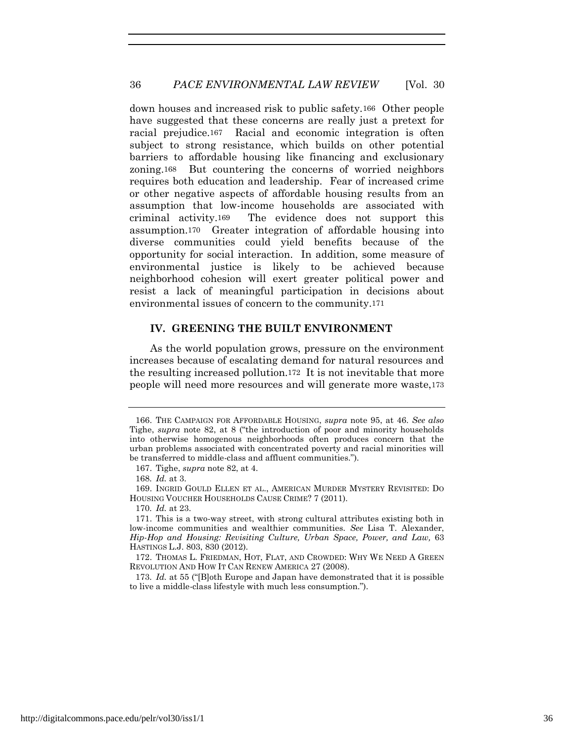down houses and increased risk to public safety.[166] Other people have suggested that these concerns are really just a pretext for racial prejudice.[167] Racial and economic integration is often subject to strong resistance, which builds on other potential barriers to affordable housing like financing and exclusionary zoning.[168] But countering the concerns of worried neighbors requires both education and leadership. Fear of increased crime or other negative aspects of affordable housing results from an assumption that low-income households are associated with criminal activity.[169] The evidence does not support this assumption.[170] Greater integration of affordable housing into diverse communities could yield benefits because of the opportunity for social interaction. In addition, some measure of environmental justice is likely to be achieved because neighborhood cohesion will exert greater political power and resist a lack of meaningful participation in decisions about environmental issues of concern to the community.[171]

## IV. GREENING THE BUILT ENVIRONMENT

As the world population grows, pressure on the environment increases because of escalating demand for natural resources and the resulting increased pollution.[172] It is not inevitable that more people will need more resources and will generate more waste,[173]

---

166. THE CAMPAIGN FOR AFFORDABLE HOUSING, *supra* note 95, at 46. *See also* Tighe, *supra* note 82, at 8 ("the introduction of poor and minority households into otherwise homogenous neighborhoods often produces concern that the urban problems associated with concentrated poverty and racial minorities will be transferred to middle-class and affluent communities.").

167. Tighe, *supra* note 82, at 4.

168. *Id.* at 3.

169. INGRID GOULD ELLEN ET AL., AMERICAN MURDER MYSTERY REVISITED: DO HOUSING VOUCHER HOUSEHOLDS CAUSE CRIME? 7 (2011).

170. *Id.* at 23.

171. This is a two-way street, with strong cultural attributes existing both in low-income communities and wealthier communities. *See* Lisa T. Alexander, *Hip-Hop and Housing: Revisiting Culture, Urban Space, Power, and Law,* 63 HASTINGS L.J. 803, 830 (2012).

172. THOMAS L. FRIEDMAN, HOT, FLAT, AND CROWDED: WHY WE NEED A GREEN REVOLUTION AND HOW IT CAN RENEW AMERICA 27 (2008).

173. *Id.* at 55 ("[B]oth Europe and Japan have demonstrated that it is possible to live a middle-class lifestyle with much less consumption.").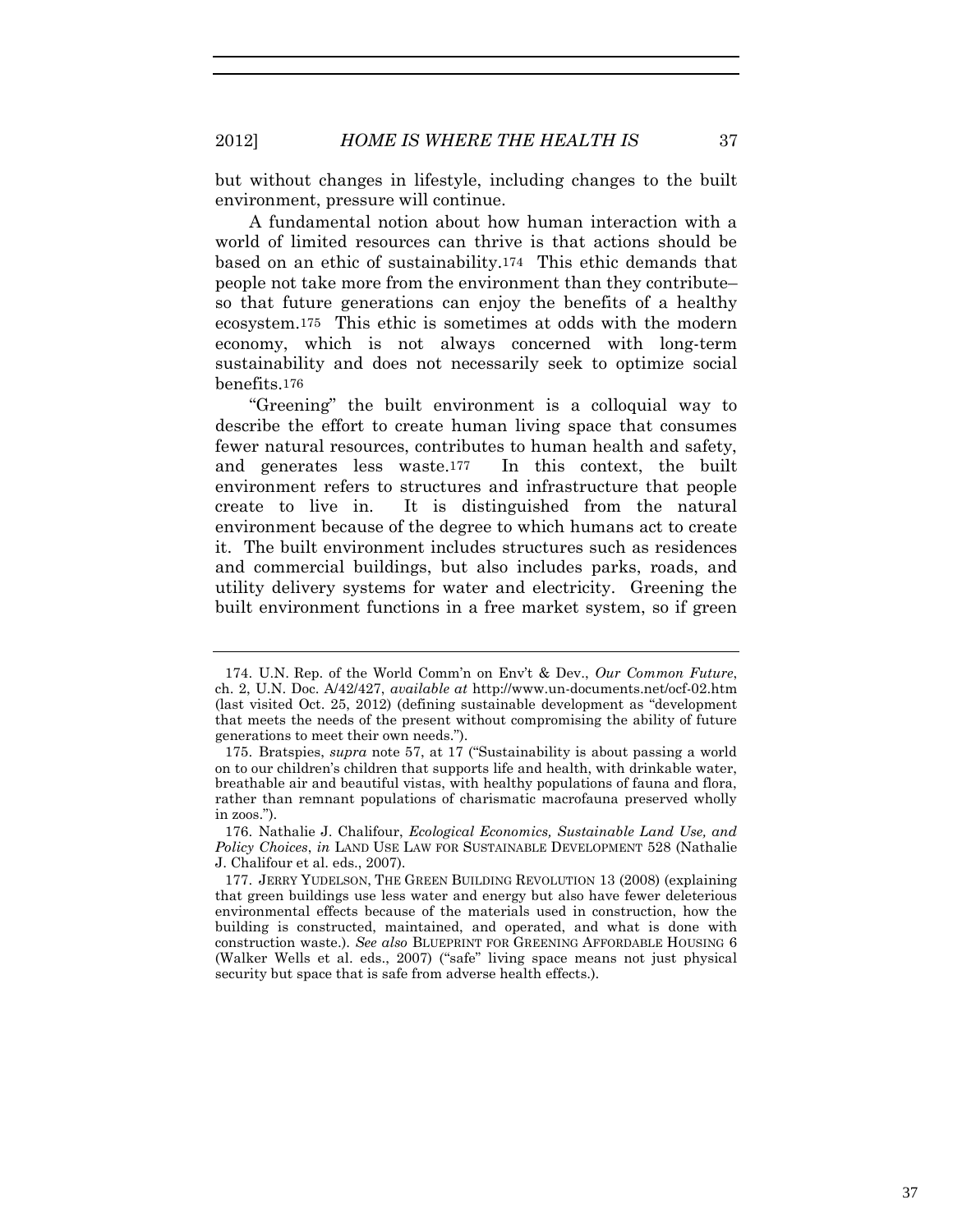but without changes in lifestyle, including changes to the built environment, pressure will continue.

A fundamental notion about how human interaction with a world of limited resources can thrive is that actions should be based on an ethic of sustainability.[174] This ethic demands that people not take more from the environment than they contribute–so that future generations can enjoy the benefits of a healthy ecosystem.[175] This ethic is sometimes at odds with the modern economy, which is not always concerned with long-term sustainability and does not necessarily seek to optimize social benefits.[176]

"Greening" the built environment is a colloquial way to describe the effort to create human living space that consumes fewer natural resources, contributes to human health and safety, and generates less waste.[177] In this context, the built environment refers to structures and infrastructure that people create to live in. It is distinguished from the natural environment because of the degree to which humans act to create it. The built environment includes structures such as residences and commercial buildings, but also includes parks, roads, and utility delivery systems for water and electricity. Greening the built environment functions in a free market system, so if green

---

174. U.N. Rep. of the World Comm'n on Env't & Dev., *Our Common Future*, ch. 2, U.N. Doc. A/42/427, *available at* http://www.un-documents.net/ocf-02.htm (last visited Oct. 25, 2012) (defining sustainable development as "development that meets the needs of the present without compromising the ability of future generations to meet their own needs.").

175. Bratspies, *supra* note 57, at 17 ("Sustainability is about passing a world on to our children's children that supports life and health, with drinkable water, breathable air and beautiful vistas, with healthy populations of fauna and flora, rather than remnant populations of charismatic macrofauna preserved wholly in zoos.").

176. Nathalie J. Chalifour, *Ecological Economics, Sustainable Land Use, and Policy Choices*, *in* LAND USE LAW FOR SUSTAINABLE DEVELOPMENT 528 (Nathalie J. Chalifour et al. eds., 2007).

177. JERRY YUDELSON, THE GREEN BUILDING REVOLUTION 13 (2008) (explaining that green buildings use less water and energy but also have fewer deleterious environmental effects because of the materials used in construction, how the building is constructed, maintained, and operated, and what is done with construction waste.). *See also* BLUEPRINT FOR GREENING AFFORDABLE HOUSING 6 (Walker Wells et al. eds., 2007) ("safe" living space means not just physical security but space that is safe from adverse health effects.).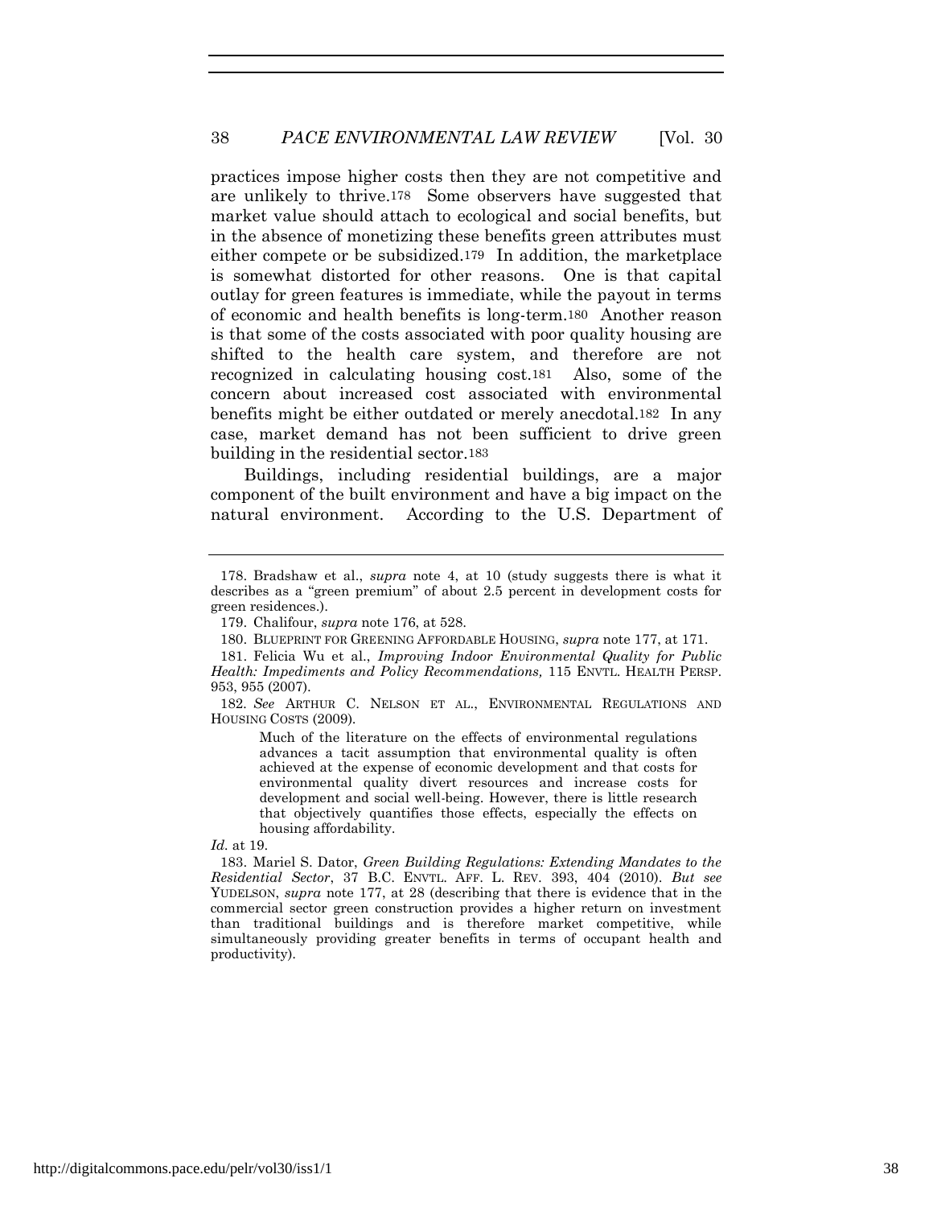practices impose higher costs then they are not competitive and are unlikely to thrive.[178] Some observers have suggested that market value should attach to ecological and social benefits, but in the absence of monetizing these benefits green attributes must either compete or be subsidized.[179] In addition, the marketplace is somewhat distorted for other reasons. One is that capital outlay for green features is immediate, while the payout in terms of economic and health benefits is long-term.[180] Another reason is that some of the costs associated with poor quality housing are shifted to the health care system, and therefore are not recognized in calculating housing cost.[181] Also, some of the concern about increased cost associated with environmental benefits might be either outdated or merely anecdotal.[182] In any case, market demand has not been sufficient to drive green building in the residential sector.[183]

Buildings, including residential buildings, are a major component of the built environment and have a big impact on the natural environment. According to the U.S. Department of

---

178. Bradshaw et al., *supra* note 4, at 10 (study suggests there is what it describes as a "green premium" of about 2.5 percent in development costs for green residences.).

179. Chalifour, *supra* note 176, at 528.

180. BLUEPRINT FOR GREENING AFFORDABLE HOUSING, *supra* note 177, at 171.

181. Felicia Wu et al., *Improving Indoor Environmental Quality for Public Health: Impediments and Policy Recommendations,* 115 ENVTL. HEALTH PERSP. 953, 955 (2007).

182. *See* ARTHUR C. NELSON ET AL., ENVIRONMENTAL REGULATIONS AND HOUSING COSTS (2009).

> Much of the literature on the effects of environmental regulations advances a tacit assumption that environmental quality is often achieved at the expense of economic development and that costs for environmental quality divert resources and increase costs for development and social well-being. However, there is little research that objectively quantifies those effects, especially the effects on housing affordability.

*Id.* at 19.

183. Mariel S. Dator, *Green Building Regulations: Extending Mandates to the Residential Sector*, 37 B.C. ENVTL. AFF. L. REV. 393, 404 (2010). *But see* YUDELSON, *supra* note 177, at 28 (describing that there is evidence that in the commercial sector green construction provides a higher return on investment than traditional buildings and is therefore market competitive, while simultaneously providing greater benefits in terms of occupant health and productivity).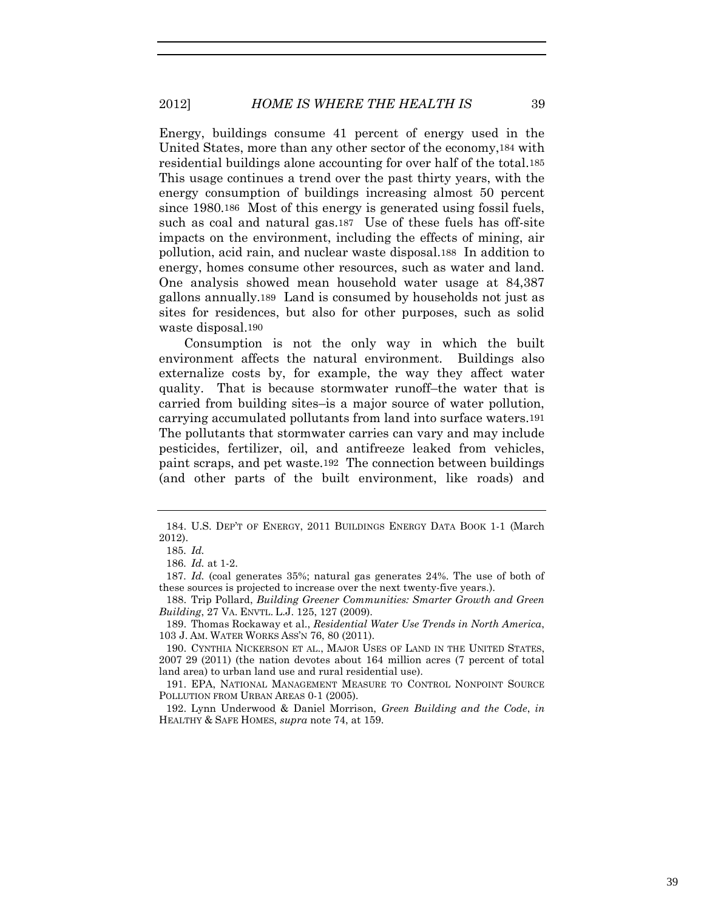Energy, buildings consume 41 percent of energy used in the United States, more than any other sector of the economy,[184] with residential buildings alone accounting for over half of the total.[185] This usage continues a trend over the past thirty years, with the energy consumption of buildings increasing almost 50 percent since 1980.[186] Most of this energy is generated using fossil fuels, such as coal and natural gas.[187] Use of these fuels has off-site impacts on the environment, including the effects of mining, air pollution, acid rain, and nuclear waste disposal.[188] In addition to energy, homes consume other resources, such as water and land. One analysis showed mean household water usage at 84,387 gallons annually.[189] Land is consumed by households not just as sites for residences, but also for other purposes, such as solid waste disposal.[190]

Consumption is not the only way in which the built environment affects the natural environment. Buildings also externalize costs by, for example, the way they affect water quality. That is because stormwater runoff–the water that is carried from building sites–is a major source of water pollution, carrying accumulated pollutants from land into surface waters.[191] The pollutants that stormwater carries can vary and may include pesticides, fertilizer, oil, and antifreeze leaked from vehicles, paint scraps, and pet waste.[192] The connection between buildings (and other parts of the built environment, like roads) and

---

184. U.S. DEP'T OF ENERGY, 2011 BUILDINGS ENERGY DATA BOOK 1-1 (March 2012).

185. *Id.*

186. *Id.* at 1-2.

187. *Id.* (coal generates 35%; natural gas generates 24%. The use of both of these sources is projected to increase over the next twenty-five years.).

188. Trip Pollard, *Building Greener Communities: Smarter Growth and Green Building*, 27 VA. ENVTL. L.J. 125, 127 (2009).

189. Thomas Rockaway et al., *Residential Water Use Trends in North America*, 103 J. AM. WATER WORKS ASS'N 76, 80 (2011).

190. CYNTHIA NICKERSON ET AL., MAJOR USES OF LAND IN THE UNITED STATES, 2007 29 (2011) (the nation devotes about 164 million acres (7 percent of total land area) to urban land use and rural residential use).

191. EPA, NATIONAL MANAGEMENT MEASURE TO CONTROL NONPOINT SOURCE POLLUTION FROM URBAN AREAS 0-1 (2005).

192. Lynn Underwood & Daniel Morrison, *Green Building and the Code*, *in* HEALTHY & SAFE HOMES, *supra* note 74, at 159.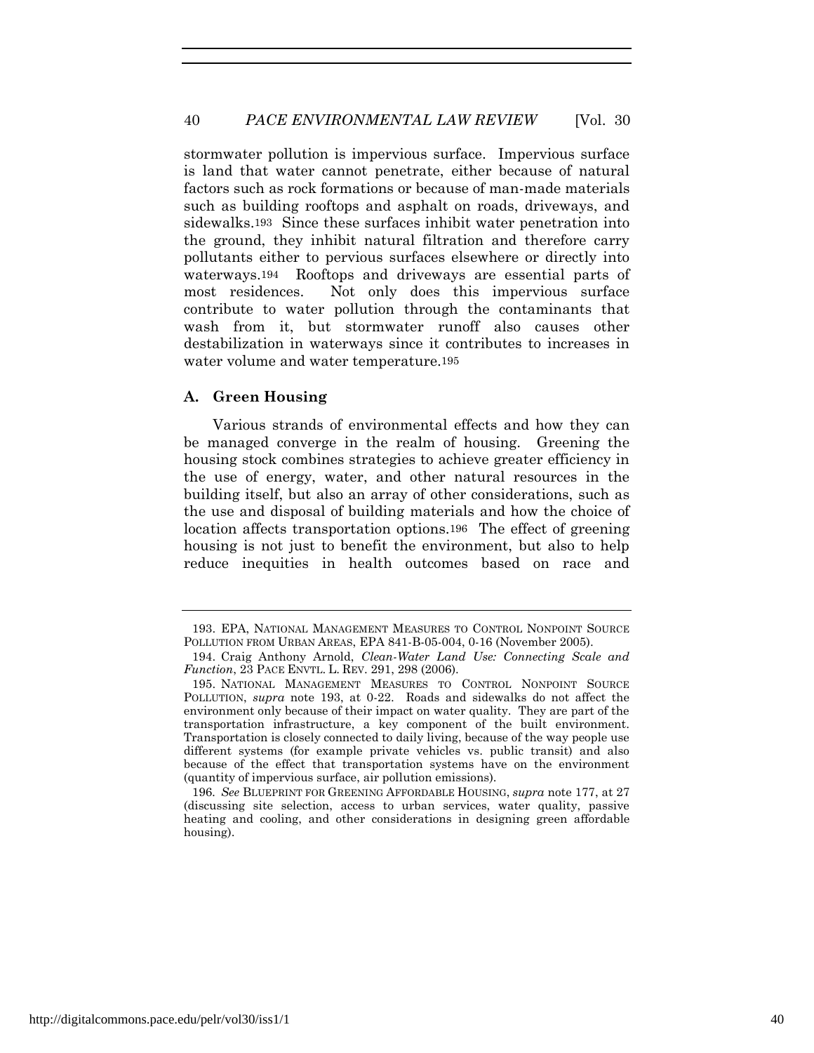stormwater pollution is impervious surface. Impervious surface is land that water cannot penetrate, either because of natural factors such as rock formations or because of man-made materials such as building rooftops and asphalt on roads, driveways, and sidewalks.[193] Since these surfaces inhibit water penetration into the ground, they inhibit natural filtration and therefore carry pollutants either to pervious surfaces elsewhere or directly into waterways.[194] Rooftops and driveways are essential parts of most residences. Not only does this impervious surface contribute to water pollution through the contaminants that wash from it, but stormwater runoff also causes other destabilization in waterways since it contributes to increases in water volume and water temperature.[195]

### A. Green Housing

Various strands of environmental effects and how they can be managed converge in the realm of housing. Greening the housing stock combines strategies to achieve greater efficiency in the use of energy, water, and other natural resources in the building itself, but also an array of other considerations, such as the use and disposal of building materials and how the choice of location affects transportation options.[196] The effect of greening housing is not just to benefit the environment, but also to help reduce inequities in health outcomes based on race and

---

193. EPA, NATIONAL MANAGEMENT MEASURES TO CONTROL NONPOINT SOURCE POLLUTION FROM URBAN AREAS, EPA 841-B-05-004, 0-16 (November 2005).

194. Craig Anthony Arnold, *Clean-Water Land Use: Connecting Scale and Function*, 23 PACE ENVTL. L. REV. 291, 298 (2006).

195. NATIONAL MANAGEMENT MEASURES TO CONTROL NONPOINT SOURCE POLLUTION, *supra* note 193, at 0-22. Roads and sidewalks do not affect the environment only because of their impact on water quality. They are part of the transportation infrastructure, a key component of the built environment. Transportation is closely connected to daily living, because of the way people use different systems (for example private vehicles vs. public transit) and also because of the effect that transportation systems have on the environment (quantity of impervious surface, air pollution emissions).

196. *See* BLUEPRINT FOR GREENING AFFORDABLE HOUSING, *supra* note 177, at 27 (discussing site selection, access to urban services, water quality, passive heating and cooling, and other considerations in designing green affordable housing).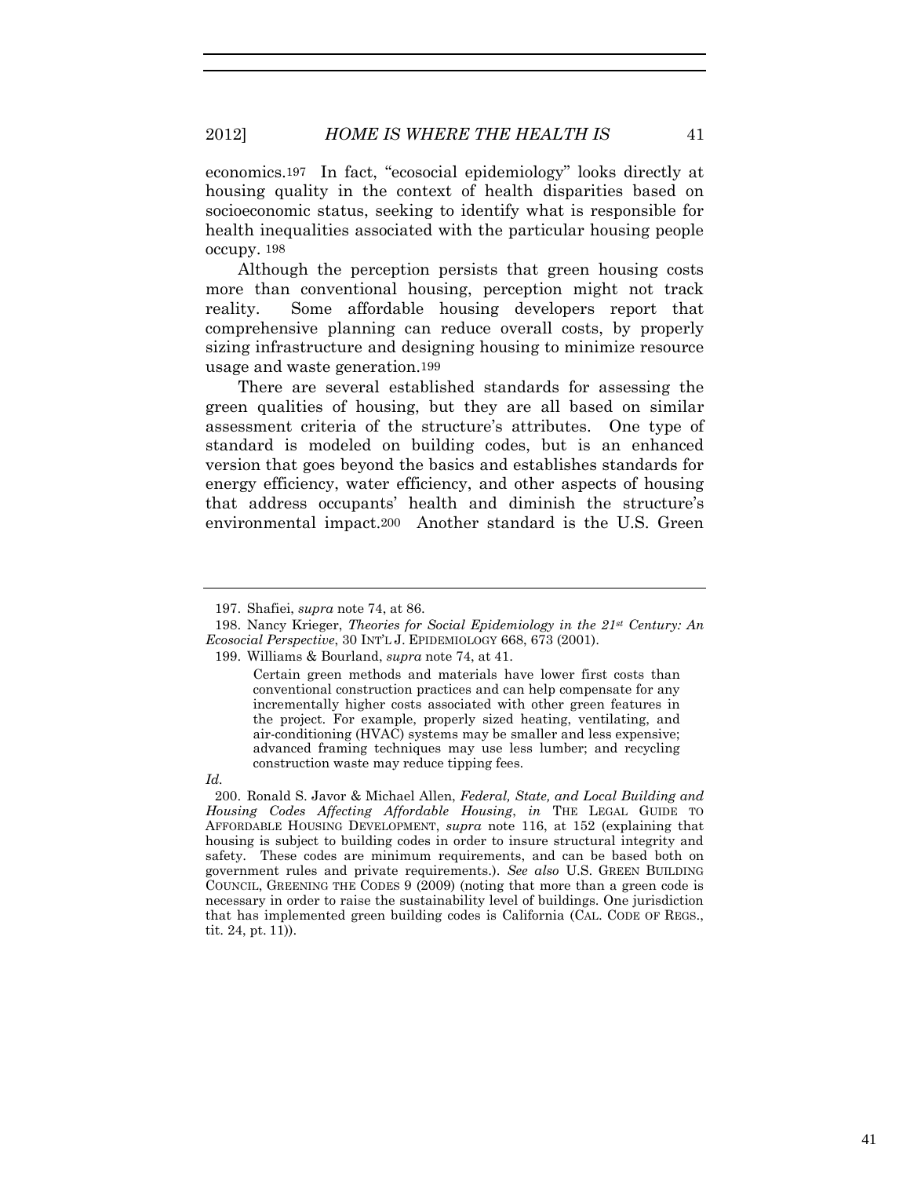economics.[197] In fact, "ecosocial epidemiology" looks directly at housing quality in the context of health disparities based on socioeconomic status, seeking to identify what is responsible for health inequalities associated with the particular housing people occupy. [198]

Although the perception persists that green housing costs more than conventional housing, perception might not track reality. Some affordable housing developers report that comprehensive planning can reduce overall costs, by properly sizing infrastructure and designing housing to minimize resource usage and waste generation.[199]

There are several established standards for assessing the green qualities of housing, but they are all based on similar assessment criteria of the structure's attributes. One type of standard is modeled on building codes, but is an enhanced version that goes beyond the basics and establishes standards for energy efficiency, water efficiency, and other aspects of housing that address occupants' health and diminish the structure's environmental impact.[200] Another standard is the U.S. Green

---

197. Shafiei, *supra* note 74, at 86.

198. Nancy Krieger, *Theories for Social Epidemiology in the 21st Century: An Ecosocial Perspective*, 30 INT'L J. EPIDEMIOLOGY 668, 673 (2001).

199. Williams & Bourland, *supra* note 74, at 41.

> Certain green methods and materials have lower first costs than conventional construction practices and can help compensate for any incrementally higher costs associated with other green features in the project. For example, properly sized heating, ventilating, and air-conditioning (HVAC) systems may be smaller and less expensive; advanced framing techniques may use less lumber; and recycling construction waste may reduce tipping fees.

*Id.*

200. Ronald S. Javor & Michael Allen, *Federal, State, and Local Building and Housing Codes Affecting Affordable Housing*, *in* THE LEGAL GUIDE TO AFFORDABLE HOUSING DEVELOPMENT, *supra* note 116, at 152 (explaining that housing is subject to building codes in order to insure structural integrity and safety. These codes are minimum requirements, and can be based both on government rules and private requirements.). *See also* U.S. GREEN BUILDING COUNCIL, GREENING THE CODES 9 (2009) (noting that more than a green code is necessary in order to raise the sustainability level of buildings. One jurisdiction that has implemented green building codes is California (CAL. CODE OF REGS., tit. 24, pt. 11)).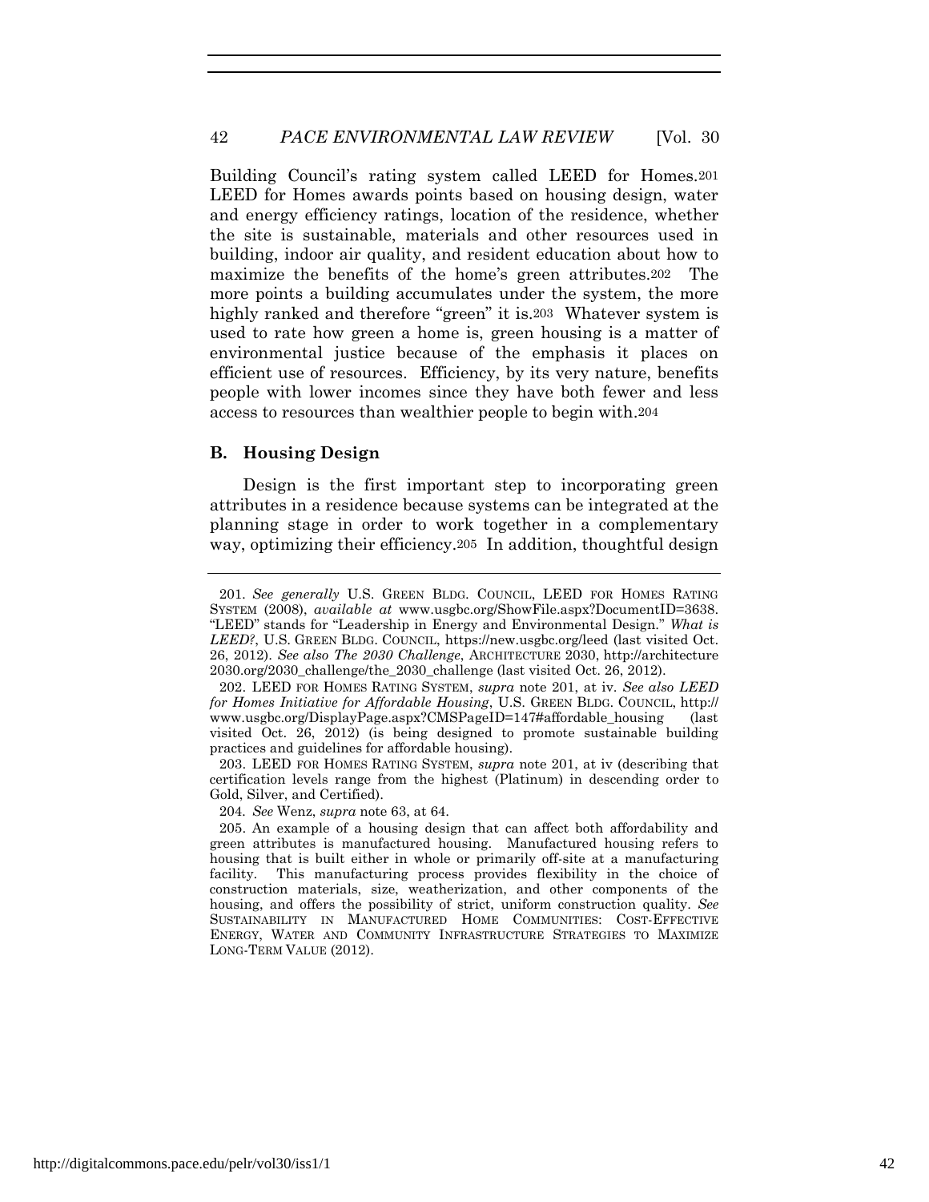Building Council's rating system called LEED for Homes.[201] LEED for Homes awards points based on housing design, water and energy efficiency ratings, location of the residence, whether the site is sustainable, materials and other resources used in building, indoor air quality, and resident education about how to maximize the benefits of the home's green attributes.[202] The more points a building accumulates under the system, the more highly ranked and therefore "green" it is.[203] Whatever system is used to rate how green a home is, green housing is a matter of environmental justice because of the emphasis it places on efficient use of resources. Efficiency, by its very nature, benefits people with lower incomes since they have both fewer and less access to resources than wealthier people to begin with.[204]

### B. Housing Design

Design is the first important step to incorporating green attributes in a residence because systems can be integrated at the planning stage in order to work together in a complementary way, optimizing their efficiency.[205] In addition, thoughtful design

---

201. *See generally* U.S. GREEN BLDG. COUNCIL, LEED FOR HOMES RATING SYSTEM (2008), *available at* www.usgbc.org/ShowFile.aspx?DocumentID=3638. "LEED" stands for "Leadership in Energy and Environmental Design." *What is LEED?*, U.S. GREEN BLDG. COUNCIL, https://new.usgbc.org/leed (last visited Oct. 26, 2012). *See also The 2030 Challenge*, ARCHITECTURE 2030, http://architecture 2030.org/2030_challenge/the_2030_challenge (last visited Oct. 26, 2012).

202. LEED FOR HOMES RATING SYSTEM, *supra* note 201, at iv. *See also LEED for Homes Initiative for Affordable Housing*, U.S. GREEN BLDG. COUNCIL, http:// www.usgbc.org/DisplayPage.aspx?CMSPageID=147#affordable_housing (last visited Oct. 26, 2012) (is being designed to promote sustainable building practices and guidelines for affordable housing).

203. LEED FOR HOMES RATING SYSTEM, *supra* note 201, at iv (describing that certification levels range from the highest (Platinum) in descending order to Gold, Silver, and Certified).

204. *See* Wenz, *supra* note 63, at 64.

205. An example of a housing design that can affect both affordability and green attributes is manufactured housing. Manufactured housing refers to housing that is built either in whole or primarily off-site at a manufacturing facility. This manufacturing process provides flexibility in the choice of construction materials, size, weatherization, and other components of the housing, and offers the possibility of strict, uniform construction quality. *See* SUSTAINABILITY IN MANUFACTURED HOME COMMUNITIES: COST-EFFECTIVE ENERGY, WATER AND COMMUNITY INFRASTRUCTURE STRATEGIES TO MAXIMIZE LONG-TERM VALUE (2012).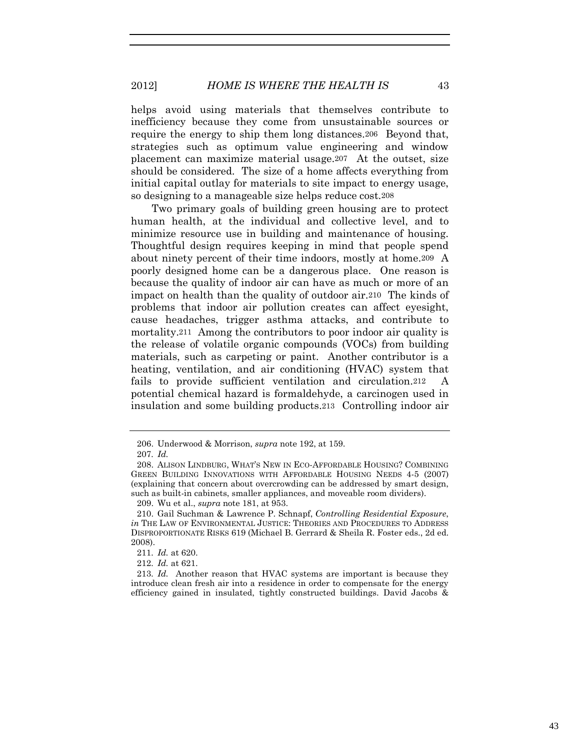helps avoid using materials that themselves contribute to inefficiency because they come from unsustainable sources or require the energy to ship them long distances.[206] Beyond that, strategies such as optimum value engineering and window placement can maximize material usage.[207] At the outset, size should be considered. The size of a home affects everything from initial capital outlay for materials to site impact to energy usage, so designing to a manageable size helps reduce cost.[208]

Two primary goals of building green housing are to protect human health, at the individual and collective level, and to minimize resource use in building and maintenance of housing. Thoughtful design requires keeping in mind that people spend about ninety percent of their time indoors, mostly at home.[209] A poorly designed home can be a dangerous place. One reason is because the quality of indoor air can have as much or more of an impact on health than the quality of outdoor air.[210] The kinds of problems that indoor air pollution creates can affect eyesight, cause headaches, trigger asthma attacks, and contribute to mortality.[211] Among the contributors to poor indoor air quality is the release of volatile organic compounds (VOCs) from building materials, such as carpeting or paint. Another contributor is a heating, ventilation, and air conditioning (HVAC) system that fails to provide sufficient ventilation and circulation.[212] A potential chemical hazard is formaldehyde, a carcinogen used in insulation and some building products.[213] Controlling indoor air

---

206. Underwood & Morrison, *supra* note 192, at 159.

207. *Id.*

208. ALISON LINDBURG, WHAT'S NEW IN ECO-AFFORDABLE HOUSING? COMBINING GREEN BUILDING INNOVATIONS WITH AFFORDABLE HOUSING NEEDS 4-5 (2007) (explaining that concern about overcrowding can be addressed by smart design, such as built-in cabinets, smaller appliances, and moveable room dividers).

209. Wu et al., *supra* note 181, at 953.

210. Gail Suchman & Lawrence P. Schnapf, *Controlling Residential Exposure*, *in* THE LAW OF ENVIRONMENTAL JUSTICE: THEORIES AND PROCEDURES TO ADDRESS DISPROPORTIONATE RISKS 619 (Michael B. Gerrard & Sheila R. Foster eds., 2d ed. 2008).

211. *Id.* at 620.

212. *Id.* at 621.

213. *Id.* Another reason that HVAC systems are important is because they introduce clean fresh air into a residence in order to compensate for the energy efficiency gained in insulated, tightly constructed buildings. David Jacobs &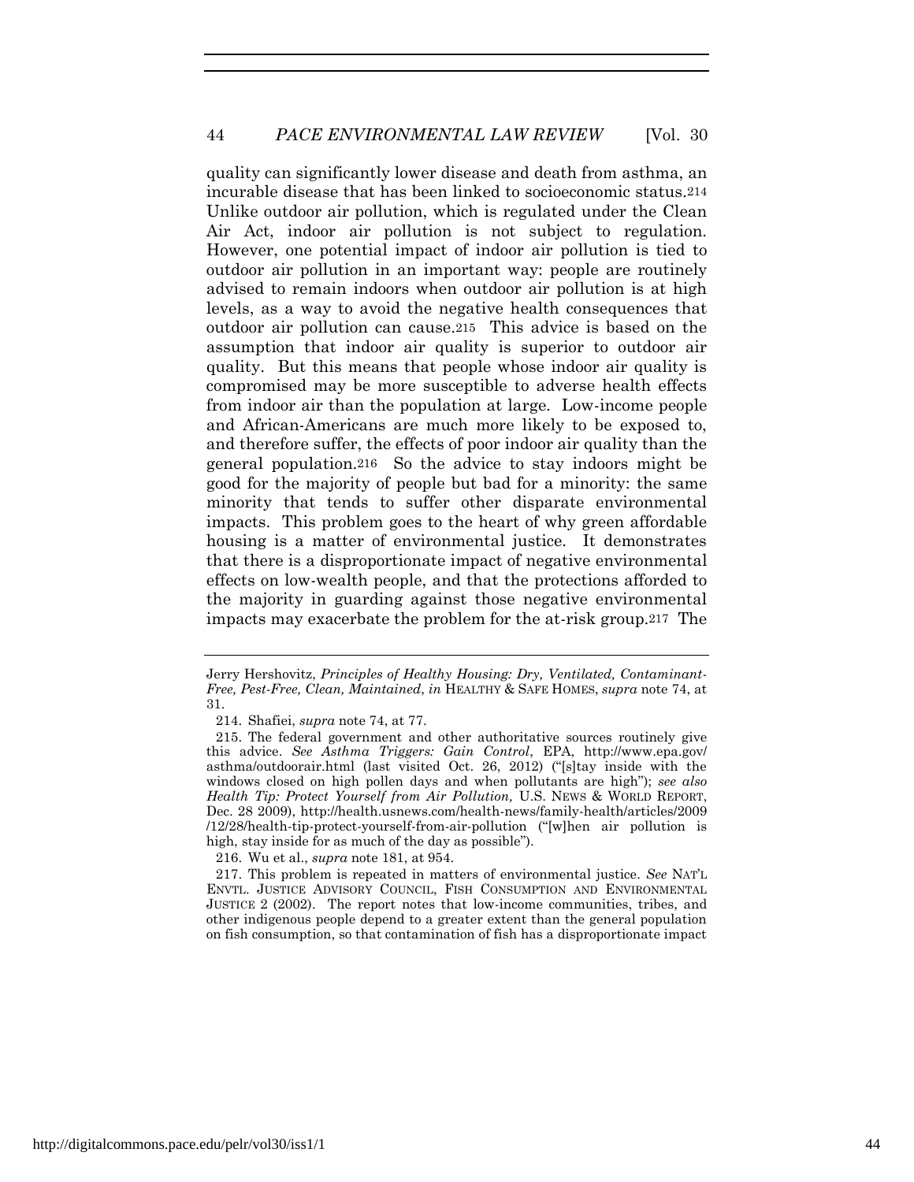quality can significantly lower disease and death from asthma, an incurable disease that has been linked to socioeconomic status.[214] Unlike outdoor air pollution, which is regulated under the Clean Air Act, indoor air pollution is not subject to regulation. However, one potential impact of indoor air pollution is tied to outdoor air pollution in an important way: people are routinely advised to remain indoors when outdoor air pollution is at high levels, as a way to avoid the negative health consequences that outdoor air pollution can cause.[215] This advice is based on the assumption that indoor air quality is superior to outdoor air quality. But this means that people whose indoor air quality is compromised may be more susceptible to adverse health effects from indoor air than the population at large. Low-income people and African-Americans are much more likely to be exposed to, and therefore suffer, the effects of poor indoor air quality than the general population.[216] So the advice to stay indoors might be good for the majority of people but bad for a minority: the same minority that tends to suffer other disparate environmental impacts. This problem goes to the heart of why green affordable housing is a matter of environmental justice. It demonstrates that there is a disproportionate impact of negative environmental effects on low-wealth people, and that the protections afforded to the majority in guarding against those negative environmental impacts may exacerbate the problem for the at-risk group.[217] The

---

Jerry Hershovitz, *Principles of Healthy Housing: Dry, Ventilated, Contaminant-Free, Pest-Free, Clean, Maintained*, *in* HEALTHY & SAFE HOMES, *supra* note 74, at 31.

214. Shafiei, *supra* note 74, at 77.

215. The federal government and other authoritative sources routinely give this advice. *See Asthma Triggers: Gain Control*, EPA, http://www.epa.gov/asthma/outdoorair.html (last visited Oct. 26, 2012) ("[s]tay inside with the windows closed on high pollen days and when pollutants are high"); *see also Health Tip: Protect Yourself from Air Pollution,* U.S. NEWS & WORLD REPORT, Dec. 28 2009), http://health.usnews.com/health-news/family-health/articles/2009/12/28/health-tip-protect-yourself-from-air-pollution ("[w]hen air pollution is high, stay inside for as much of the day as possible").

216. Wu et al., *supra* note 181, at 954.

217. This problem is repeated in matters of environmental justice. *See* NAT'L ENVTL. JUSTICE ADVISORY COUNCIL, FISH CONSUMPTION AND ENVIRONMENTAL JUSTICE 2 (2002). The report notes that low-income communities, tribes, and other indigenous people depend to a greater extent than the general population on fish consumption, so that contamination of fish has a disproportionate impact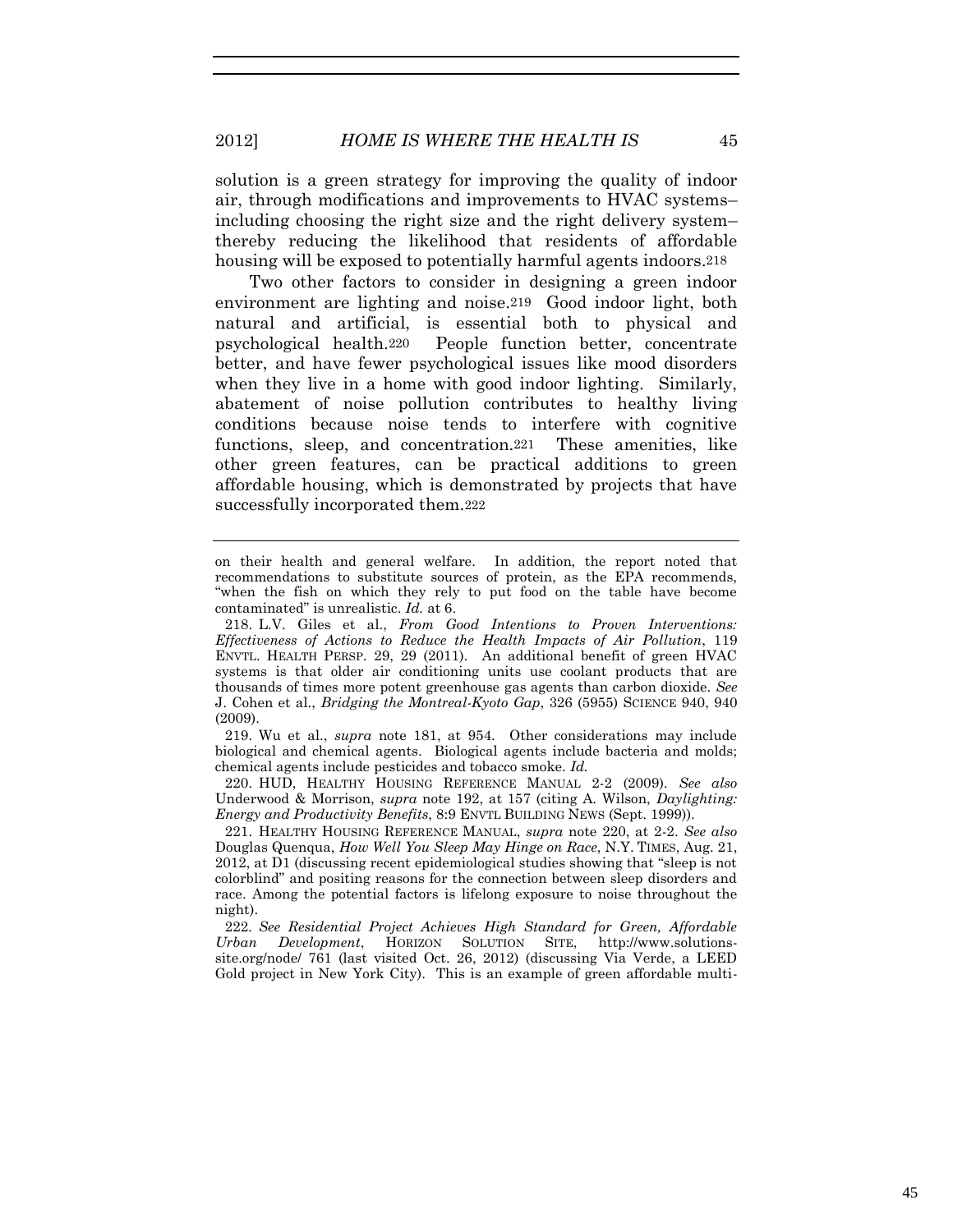solution is a green strategy for improving the quality of indoor air, through modifications and improvements to HVAC systems–including choosing the right size and the right delivery system–thereby reducing the likelihood that residents of affordable housing will be exposed to potentially harmful agents indoors.[218]

Two other factors to consider in designing a green indoor environment are lighting and noise.[219] Good indoor light, both natural and artificial, is essential both to physical and psychological health.[220] People function better, concentrate better, and have fewer psychological issues like mood disorders when they live in a home with good indoor lighting. Similarly, abatement of noise pollution contributes to healthy living conditions because noise tends to interfere with cognitive functions, sleep, and concentration.[221] These amenities, like other green features, can be practical additions to green affordable housing, which is demonstrated by projects that have successfully incorporated them.[222]

---

on their health and general welfare. In addition, the report noted that recommendations to substitute sources of protein, as the EPA recommends, "when the fish on which they rely to put food on the table have become contaminated" is unrealistic. *Id.* at 6.

218. L.V. Giles et al., *From Good Intentions to Proven Interventions: Effectiveness of Actions to Reduce the Health Impacts of Air Pollution*, 119 ENVTL. HEALTH PERSP. 29, 29 (2011). An additional benefit of green HVAC systems is that older air conditioning units use coolant products that are thousands of times more potent greenhouse gas agents than carbon dioxide. *See* J. Cohen et al., *Bridging the Montreal-Kyoto Gap*, 326 (5955) SCIENCE 940, 940 (2009).

219. Wu et al., *supra* note 181, at 954. Other considerations may include biological and chemical agents. Biological agents include bacteria and molds; chemical agents include pesticides and tobacco smoke. *Id.*

220. HUD, HEALTHY HOUSING REFERENCE MANUAL 2-2 (2009). *See also* Underwood & Morrison, *supra* note 192, at 157 (citing A. Wilson, *Daylighting: Energy and Productivity Benefits*, 8:9 ENVTL BUILDING NEWS (Sept. 1999)).

221. HEALTHY HOUSING REFERENCE MANUAL, *supra* note 220, at 2-2. *See also* Douglas Quenqua, *How Well You Sleep May Hinge on Race*, N.Y. TIMES, Aug. 21, 2012, at D1 (discussing recent epidemiological studies showing that "sleep is not colorblind" and positing reasons for the connection between sleep disorders and race. Among the potential factors is lifelong exposure to noise throughout the night).

222. *See Residential Project Achieves High Standard for Green, Affordable Urban Development*, HORIZON SOLUTION SITE, http://www.solutions-site.org/node/ 761 (last visited Oct. 26, 2012) (discussing Via Verde, a LEED Gold project in New York City). This is an example of green affordable multi-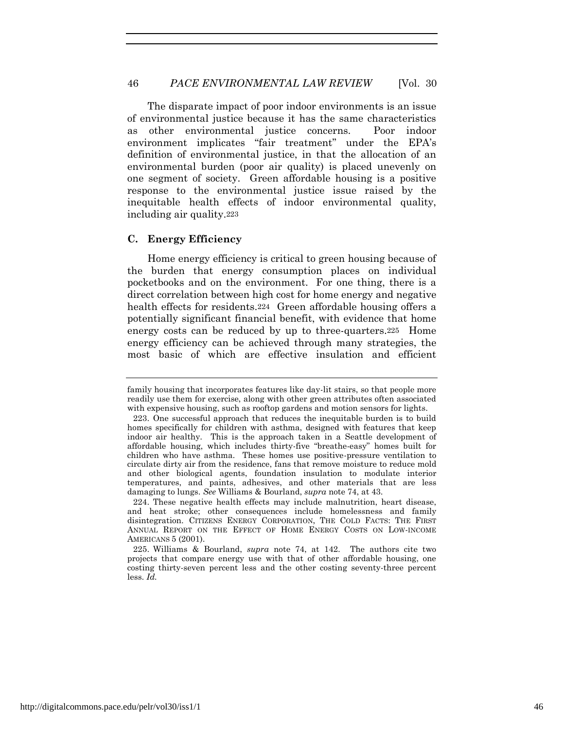The disparate impact of poor indoor environments is an issue of environmental justice because it has the same characteristics as other environmental justice concerns. Poor indoor environment implicates "fair treatment" under the EPA's definition of environmental justice, in that the allocation of an environmental burden (poor air quality) is placed unevenly on one segment of society. Green affordable housing is a positive response to the environmental justice issue raised by the inequitable health effects of indoor environmental quality, including air quality.[223]

### C. Energy Efficiency

Home energy efficiency is critical to green housing because of the burden that energy consumption places on individual pocketbooks and on the environment. For one thing, there is a direct correlation between high cost for home energy and negative health effects for residents.[224] Green affordable housing offers a potentially significant financial benefit, with evidence that home energy costs can be reduced by up to three-quarters.[225] Home energy efficiency can be achieved through many strategies, the most basic of which are effective insulation and efficient

---

family housing that incorporates features like day-lit stairs, so that people more readily use them for exercise, along with other green attributes often associated with expensive housing, such as rooftop gardens and motion sensors for lights.

223. One successful approach that reduces the inequitable burden is to build homes specifically for children with asthma, designed with features that keep indoor air healthy. This is the approach taken in a Seattle development of affordable housing, which includes thirty-five "breathe-easy" homes built for children who have asthma. These homes use positive-pressure ventilation to circulate dirty air from the residence, fans that remove moisture to reduce mold and other biological agents, foundation insulation to modulate interior temperatures, and paints, adhesives, and other materials that are less damaging to lungs. *See* Williams & Bourland, *supra* note 74, at 43.

224. These negative health effects may include malnutrition, heart disease, and heat stroke; other consequences include homelessness and family disintegration. CITIZENS ENERGY CORPORATION, THE COLD FACTS: THE FIRST ANNUAL REPORT ON THE EFFECT OF HOME ENERGY COSTS ON LOW-INCOME AMERICANS 5 (2001).

225. Williams & Bourland, *supra* note 74, at 142. The authors cite two projects that compare energy use with that of other affordable housing, one costing thirty-seven percent less and the other costing seventy-three percent less. *Id.*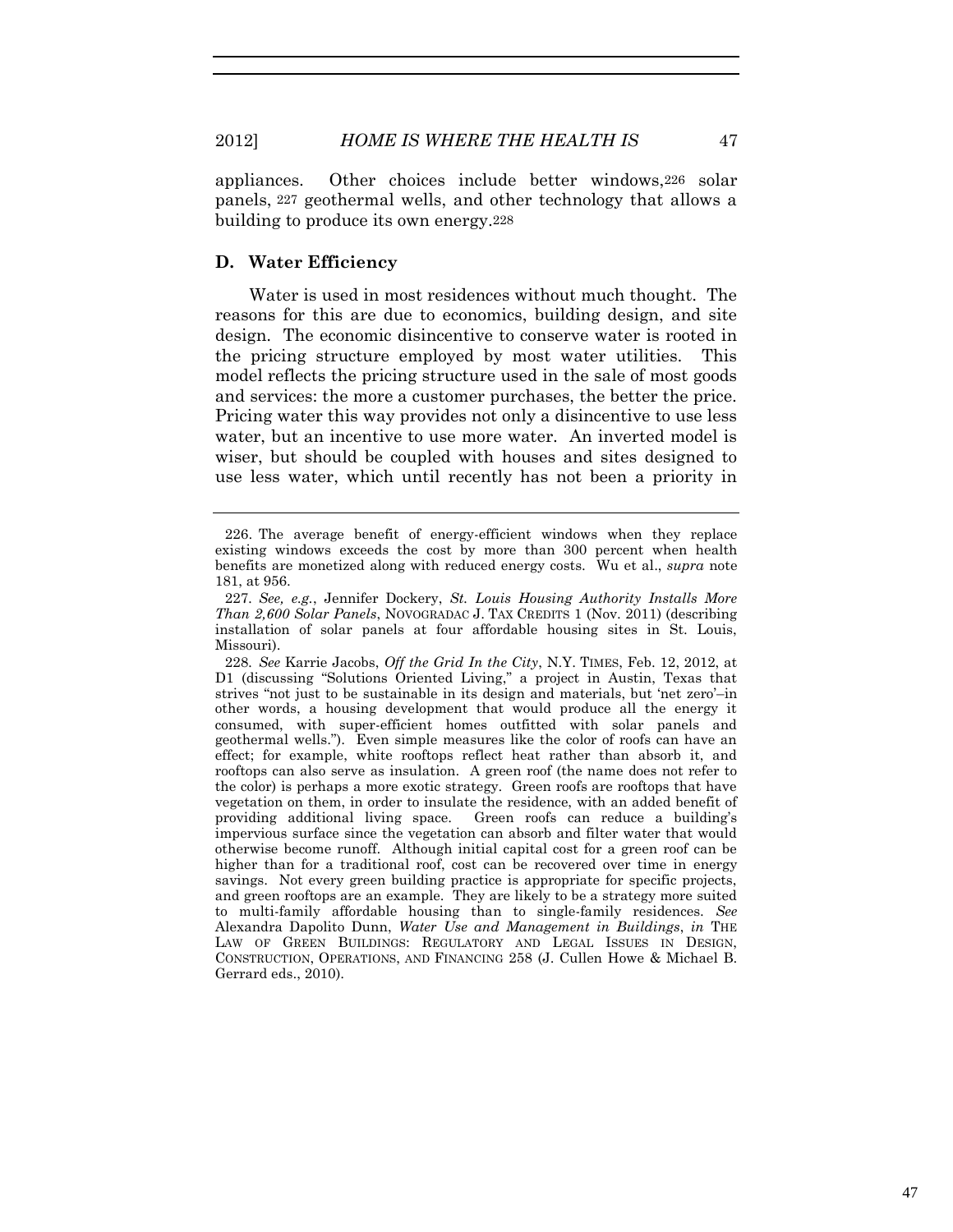appliances. Other choices include better windows,[226] solar panels,[227] geothermal wells, and other technology that allows a building to produce its own energy.[228]

### D. Water Efficiency

Water is used in most residences without much thought. The reasons for this are due to economics, building design, and site design. The economic disincentive to conserve water is rooted in the pricing structure employed by most water utilities. This model reflects the pricing structure used in the sale of most goods and services: the more a customer purchases, the better the price. Pricing water this way provides not only a disincentive to use less water, but an incentive to use more water. An inverted model is wiser, but should be coupled with houses and sites designed to use less water, which until recently has not been a priority in

---

226. The average benefit of energy-efficient windows when they replace existing windows exceeds the cost by more than 300 percent when health benefits are monetized along with reduced energy costs. Wu et al., *supra* note 181, at 956.

227. *See, e.g.*, Jennifer Dockery, *St. Louis Housing Authority Installs More Than 2,600 Solar Panels*, NOVOGRADAC J. TAX CREDITS 1 (Nov. 2011) (describing installation of solar panels at four affordable housing sites in St. Louis, Missouri).

228. *See* Karrie Jacobs, *Off the Grid In the City*, N.Y. TIMES, Feb. 12, 2012, at D1 (discussing "Solutions Oriented Living," a project in Austin, Texas that strives "not just to be sustainable in its design and materials, but 'net zero'–in other words, a housing development that would produce all the energy it consumed, with super-efficient homes outfitted with solar panels and geothermal wells."). Even simple measures like the color of roofs can have an effect; for example, white rooftops reflect heat rather than absorb it, and rooftops can also serve as insulation. A green roof (the name does not refer to the color) is perhaps a more exotic strategy. Green roofs are rooftops that have vegetation on them, in order to insulate the residence, with an added benefit of providing additional living space. Green roofs can reduce a building's impervious surface since the vegetation can absorb and filter water that would otherwise become runoff. Although initial capital cost for a green roof can be higher than for a traditional roof, cost can be recovered over time in energy savings. Not every green building practice is appropriate for specific projects, and green rooftops are an example. They are likely to be a strategy more suited to multi-family affordable housing than to single-family residences. *See* Alexandra Dapolito Dunn, *Water Use and Management in Buildings*, *in* THE LAW OF GREEN BUILDINGS: REGULATORY AND LEGAL ISSUES IN DESIGN, CONSTRUCTION, OPERATIONS, AND FINANCING 258 (J. Cullen Howe & Michael B. Gerrard eds., 2010).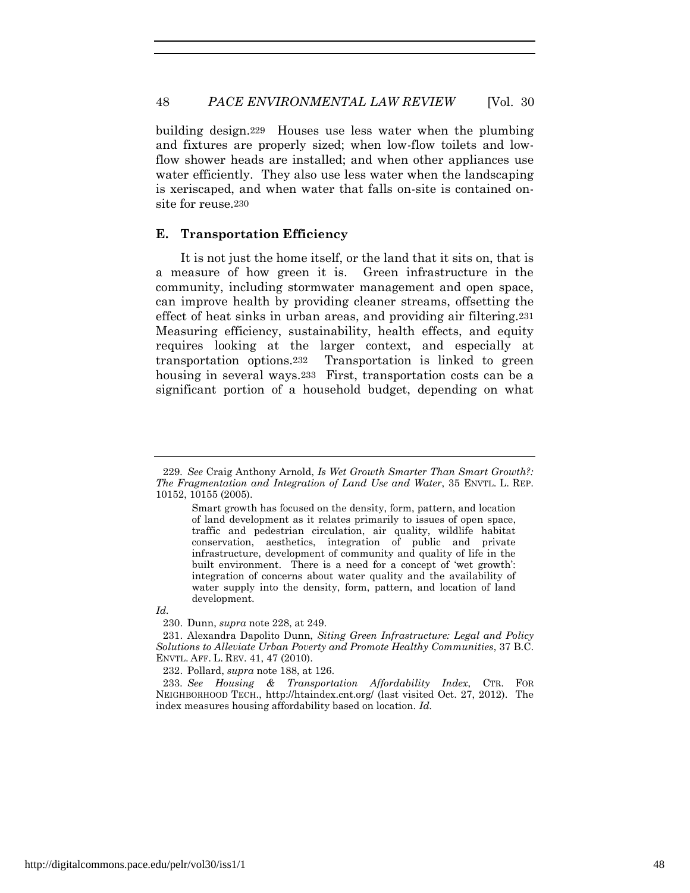building design.[229] Houses use less water when the plumbing and fixtures are properly sized; when low-flow toilets and low-flow shower heads are installed; and when other appliances use water efficiently. They also use less water when the landscaping is xeriscaped, and when water that falls on-site is contained on-site for reuse.[230]

### E. Transportation Efficiency

It is not just the home itself, or the land that it sits on, that is a measure of how green it is. Green infrastructure in the community, including stormwater management and open space, can improve health by providing cleaner streams, offsetting the effect of heat sinks in urban areas, and providing air filtering.[231] Measuring efficiency, sustainability, health effects, and equity requires looking at the larger context, and especially at transportation options.[232] Transportation is linked to green housing in several ways.[233] First, transportation costs can be a significant portion of a household budget, depending on what

---

229. *See* Craig Anthony Arnold, *Is Wet Growth Smarter Than Smart Growth?: The Fragmentation and Integration of Land Use and Water*, 35 ENVTL. L. REP. 10152, 10155 (2005).

> Smart growth has focused on the density, form, pattern, and location of land development as it relates primarily to issues of open space, traffic and pedestrian circulation, air quality, wildlife habitat conservation, aesthetics, integration of public and private infrastructure, development of community and quality of life in the built environment. There is a need for a concept of 'wet growth': integration of concerns about water quality and the availability of water supply into the density, form, pattern, and location of land development.

*Id.*

230. Dunn, *supra* note 228, at 249.

231. Alexandra Dapolito Dunn, *Siting Green Infrastructure: Legal and Policy Solutions to Alleviate Urban Poverty and Promote Healthy Communities*, 37 B.C. ENVTL. AFF. L. REV. 41, 47 (2010).

232. Pollard, *supra* note 188, at 126.

233. *See Housing & Transportation Affordability Index*, CTR. FOR NEIGHBORHOOD TECH., http://htaindex.cnt.org/ (last visited Oct. 27, 2012). The index measures housing affordability based on location. *Id.*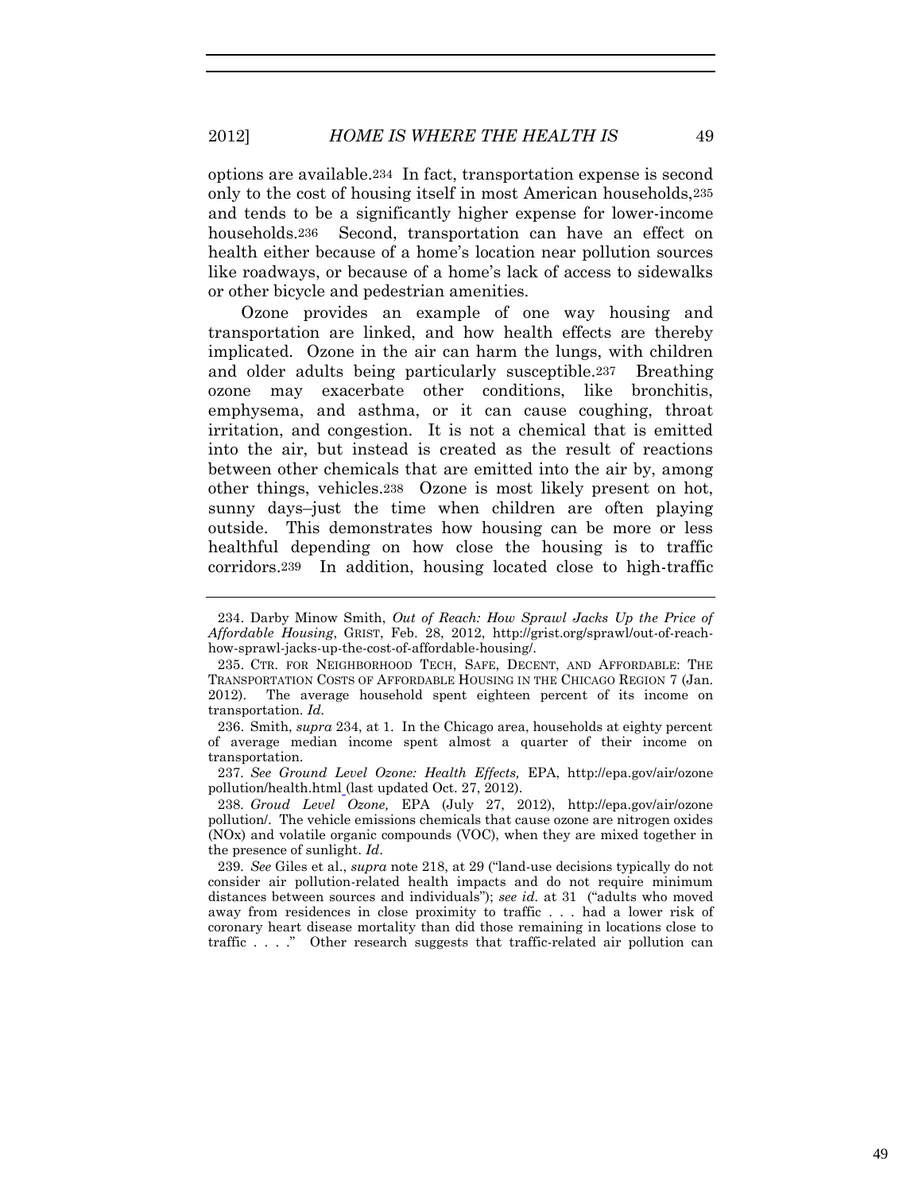options are available.[234] In fact, transportation expense is second only to the cost of housing itself in most American households,[235] and tends to be a significantly higher expense for lower-income households.[236] Second, transportation can have an effect on health either because of a home's location near pollution sources like roadways, or because of a home's lack of access to sidewalks or other bicycle and pedestrian amenities.

Ozone provides an example of one way housing and transportation are linked, and how health effects are thereby implicated. Ozone in the air can harm the lungs, with children and older adults being particularly susceptible.[237] Breathing ozone may exacerbate other conditions, like bronchitis, emphysema, and asthma, or it can cause coughing, throat irritation, and congestion. It is not a chemical that is emitted into the air, but instead is created as the result of reactions between other chemicals that are emitted into the air by, among other things, vehicles.[238] Ozone is most likely present on hot, sunny days–just the time when children are often playing outside. This demonstrates how housing can be more or less healthful depending on how close the housing is to traffic corridors.[239] In addition, housing located close to high-traffic

---

234. Darby Minow Smith, *Out of Reach: How Sprawl Jacks Up the Price of Affordable Housing*, GRIST, Feb. 28, 2012, http://grist.org/sprawl/out-of-reach-how-sprawl-jacks-up-the-cost-of-affordable-housing/.

235. CTR. FOR NEIGHBORHOOD TECH, SAFE, DECENT, AND AFFORDABLE: THE TRANSPORTATION COSTS OF AFFORDABLE HOUSING IN THE CHICAGO REGION 7 (Jan. 2012). The average household spent eighteen percent of its income on transportation. *Id.*

236. Smith, *supra* 234, at 1. In the Chicago area, households at eighty percent of average median income spent almost a quarter of their income on transportation.

237. *See Ground Level Ozone: Health Effects,* EPA, http://epa.gov/air/ozone pollution/health.html (last updated Oct. 27, 2012).

238. *Groud Level Ozone,* EPA (July 27, 2012), http://epa.gov/air/ozone pollution/. The vehicle emissions chemicals that cause ozone are nitrogen oxides (NOx) and volatile organic compounds (VOC), when they are mixed together in the presence of sunlight. *Id*.

239. *See* Giles et al., *supra* note 218, at 29 ("land-use decisions typically do not consider air pollution-related health impacts and do not require minimum distances between sources and individuals"); *see id.* at 31 ("adults who moved away from residences in close proximity to traffic . . . had a lower risk of coronary heart disease mortality than did those remaining in locations close to traffic . . . ." Other research suggests that traffic-related air pollution can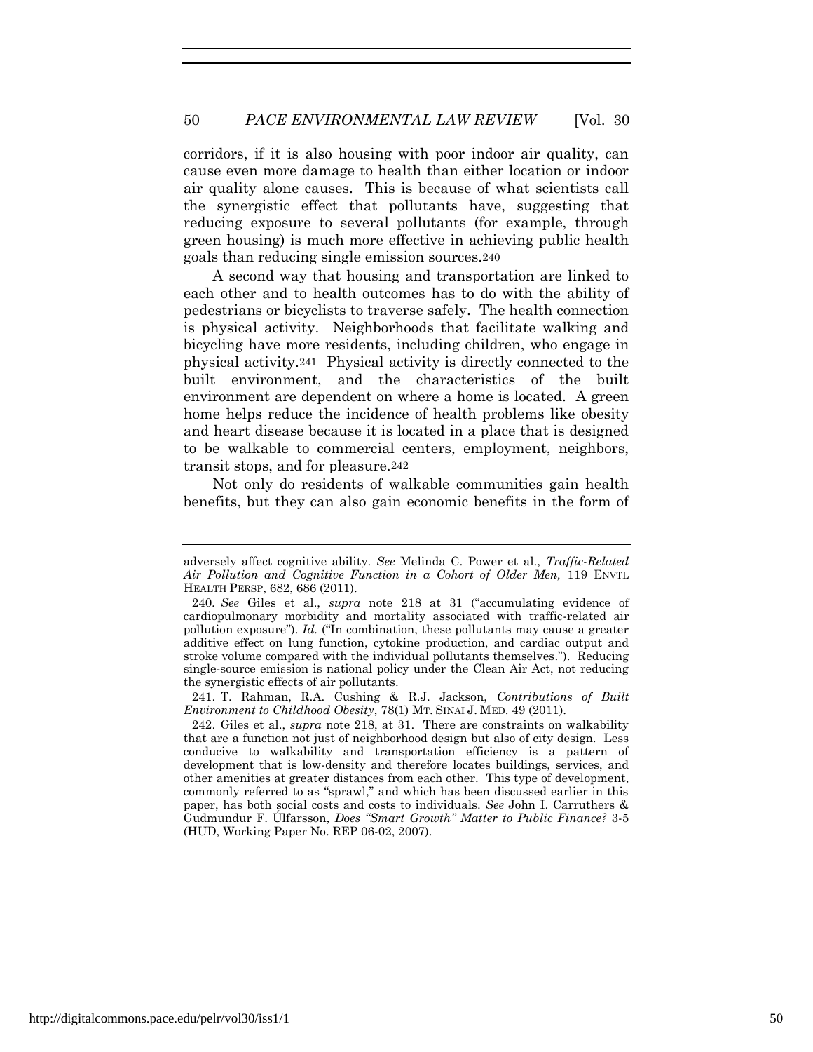corridors, if it is also housing with poor indoor air quality, can cause even more damage to health than either location or indoor air quality alone causes. This is because of what scientists call the synergistic effect that pollutants have, suggesting that reducing exposure to several pollutants (for example, through green housing) is much more effective in achieving public health goals than reducing single emission sources.[240]

A second way that housing and transportation are linked to each other and to health outcomes has to do with the ability of pedestrians or bicyclists to traverse safely. The health connection is physical activity. Neighborhoods that facilitate walking and bicycling have more residents, including children, who engage in physical activity.[241] Physical activity is directly connected to the built environment, and the characteristics of the built environment are dependent on where a home is located. A green home helps reduce the incidence of health problems like obesity and heart disease because it is located in a place that is designed to be walkable to commercial centers, employment, neighbors, transit stops, and for pleasure.[242]

Not only do residents of walkable communities gain health benefits, but they can also gain economic benefits in the form of

---

adversely affect cognitive ability. *See* Melinda C. Power et al., *Traffic-Related Air Pollution and Cognitive Function in a Cohort of Older Men,* 119 ENVTL HEALTH PERSP, 682, 686 (2011).

240. *See* Giles et al., *supra* note 218 at 31 ("accumulating evidence of cardiopulmonary morbidity and mortality associated with traffic-related air pollution exposure"). *Id.* ("In combination, these pollutants may cause a greater additive effect on lung function, cytokine production, and cardiac output and stroke volume compared with the individual pollutants themselves."). Reducing single-source emission is national policy under the Clean Air Act, not reducing the synergistic effects of air pollutants.

241. T. Rahman, R.A. Cushing & R.J. Jackson, *Contributions of Built Environment to Childhood Obesity*, 78(1) MT. SINAI J. MED. 49 (2011).

242. Giles et al., *supra* note 218, at 31. There are constraints on walkability that are a function not just of neighborhood design but also of city design. Less conducive to walkability and transportation efficiency is a pattern of development that is low-density and therefore locates buildings, services, and other amenities at greater distances from each other. This type of development, commonly referred to as "sprawl," and which has been discussed earlier in this paper, has both social costs and costs to individuals. *See* John I. Carruthers & Gudmundur F. Úlfarsson, *Does "Smart Growth" Matter to Public Finance?* 3-5 (HUD, Working Paper No. REP 06-02, 2007).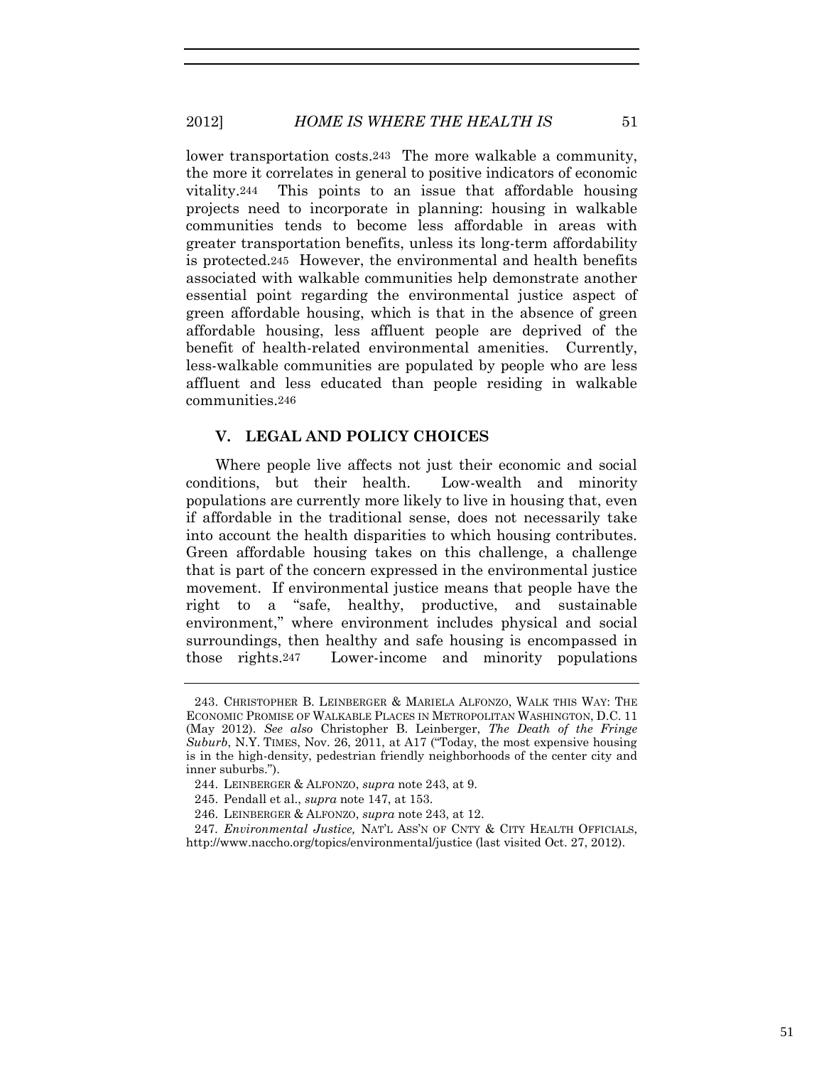lower transportation costs.[243] The more walkable a community, the more it correlates in general to positive indicators of economic vitality.[244] This points to an issue that affordable housing projects need to incorporate in planning: housing in walkable communities tends to become less affordable in areas with greater transportation benefits, unless its long-term affordability is protected.[245] However, the environmental and health benefits associated with walkable communities help demonstrate another essential point regarding the environmental justice aspect of green affordable housing, which is that in the absence of green affordable housing, less affluent people are deprived of the benefit of health-related environmental amenities. Currently, less-walkable communities are populated by people who are less affluent and less educated than people residing in walkable communities.[246]

## V. LEGAL AND POLICY CHOICES

Where people live affects not just their economic and social conditions, but their health. Low-wealth and minority populations are currently more likely to live in housing that, even if affordable in the traditional sense, does not necessarily take into account the health disparities to which housing contributes. Green affordable housing takes on this challenge, a challenge that is part of the concern expressed in the environmental justice movement. If environmental justice means that people have the right to a "safe, healthy, productive, and sustainable environment," where environment includes physical and social surroundings, then healthy and safe housing is encompassed in those rights.[247] Lower-income and minority populations

---

243. CHRISTOPHER B. LEINBERGER & MARIELA ALFONZO, WALK THIS WAY: THE ECONOMIC PROMISE OF WALKABLE PLACES IN METROPOLITAN WASHINGTON, D.C. 11 (May 2012). *See also* Christopher B. Leinberger, *The Death of the Fringe Suburb*, N.Y. TIMES, Nov. 26, 2011, at A17 ("Today, the most expensive housing is in the high-density, pedestrian friendly neighborhoods of the center city and inner suburbs.").

244. LEINBERGER & ALFONZO, *supra* note 243, at 9.

245. Pendall et al., *supra* note 147, at 153.

246. LEINBERGER & ALFONZO, *supra* note 243, at 12.

247. *Environmental Justice,* NAT'L ASS'N OF CNTY & CITY HEALTH OFFICIALS, http://www.naccho.org/topics/environmental/justice (last visited Oct. 27, 2012).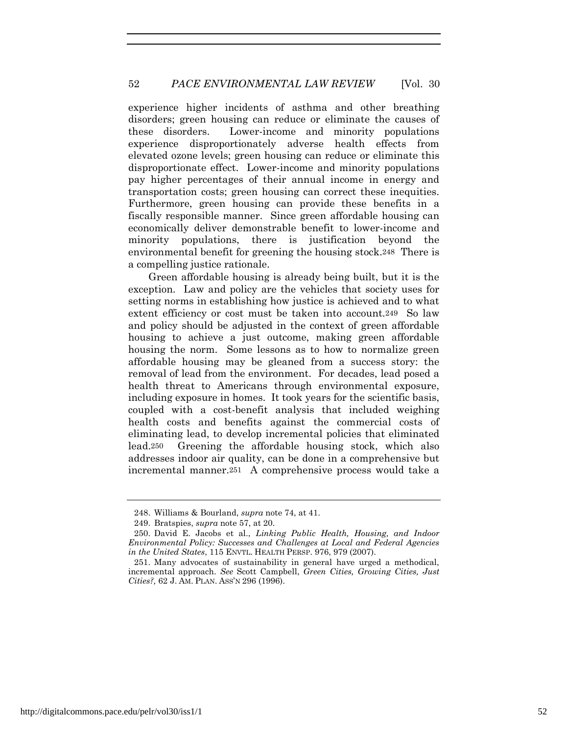experience higher incidents of asthma and other breathing disorders; green housing can reduce or eliminate the causes of these disorders. Lower-income and minority populations experience disproportionately adverse health effects from elevated ozone levels; green housing can reduce or eliminate this disproportionate effect. Lower-income and minority populations pay higher percentages of their annual income in energy and transportation costs; green housing can correct these inequities. Furthermore, green housing can provide these benefits in a fiscally responsible manner. Since green affordable housing can economically deliver demonstrable benefit to lower-income and minority populations, there is justification beyond the environmental benefit for greening the housing stock.[248] There is a compelling justice rationale.

Green affordable housing is already being built, but it is the exception. Law and policy are the vehicles that society uses for setting norms in establishing how justice is achieved and to what extent efficiency or cost must be taken into account.[249] So law and policy should be adjusted in the context of green affordable housing to achieve a just outcome, making green affordable housing the norm. Some lessons as to how to normalize green affordable housing may be gleaned from a success story: the removal of lead from the environment. For decades, lead posed a health threat to Americans through environmental exposure, including exposure in homes. It took years for the scientific basis, coupled with a cost-benefit analysis that included weighing health costs and benefits against the commercial costs of eliminating lead, to develop incremental policies that eliminated lead.[250] Greening the affordable housing stock, which also addresses indoor air quality, can be done in a comprehensive but incremental manner.[251] A comprehensive process would take a

---

248. Williams & Bourland, *supra* note 74, at 41.

249. Bratspies, *supra* note 57, at 20.

250. David E. Jacobs et al., *Linking Public Health, Housing, and Indoor Environmental Policy: Successes and Challenges at Local and Federal Agencies in the United States*, 115 ENVTL. HEALTH PERSP. 976, 979 (2007).

251. Many advocates of sustainability in general have urged a methodical, incremental approach. *See* Scott Campbell, *Green Cities, Growing Cities, Just Cities?,* 62 J. AM. PLAN. ASS'N 296 (1996).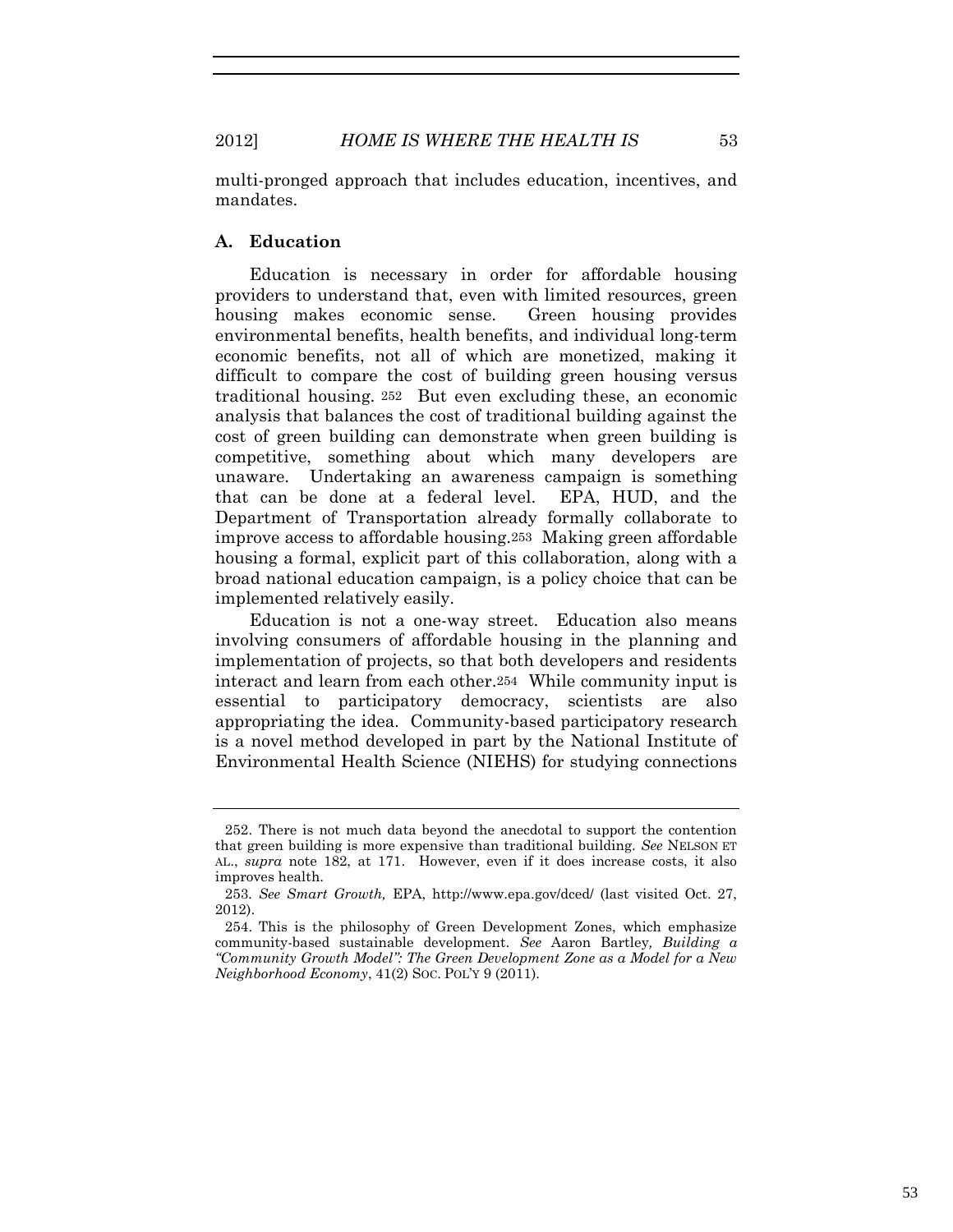multi-pronged approach that includes education, incentives, and mandates.

### A. Education

Education is necessary in order for affordable housing providers to understand that, even with limited resources, green housing makes economic sense. Green housing provides environmental benefits, health benefits, and individual long-term economic benefits, not all of which are monetized, making it difficult to compare the cost of building green housing versus traditional housing.[252] But even excluding these, an economic analysis that balances the cost of traditional building against the cost of green building can demonstrate when green building is competitive, something about which many developers are unaware. Undertaking an awareness campaign is something that can be done at a federal level. EPA, HUD, and the Department of Transportation already formally collaborate to improve access to affordable housing.[253] Making green affordable housing a formal, explicit part of this collaboration, along with a broad national education campaign, is a policy choice that can be implemented relatively easily.

Education is not a one-way street. Education also means involving consumers of affordable housing in the planning and implementation of projects, so that both developers and residents interact and learn from each other.[254] While community input is essential to participatory democracy, scientists are also appropriating the idea. Community-based participatory research is a novel method developed in part by the National Institute of Environmental Health Science (NIEHS) for studying connections

---

252. There is not much data beyond the anecdotal to support the contention that green building is more expensive than traditional building. *See* NELSON ET AL., *supra* note 182, at 171. However, even if it does increase costs, it also improves health.

253. *See Smart Growth,* EPA, http://www.epa.gov/dced/ (last visited Oct. 27, 2012).

254. This is the philosophy of Green Development Zones, which emphasize community-based sustainable development. *See* Aaron Bartley*, Building a "Community Growth Model": The Green Development Zone as a Model for a New Neighborhood Economy*, 41(2) SOC. POL'Y 9 (2011).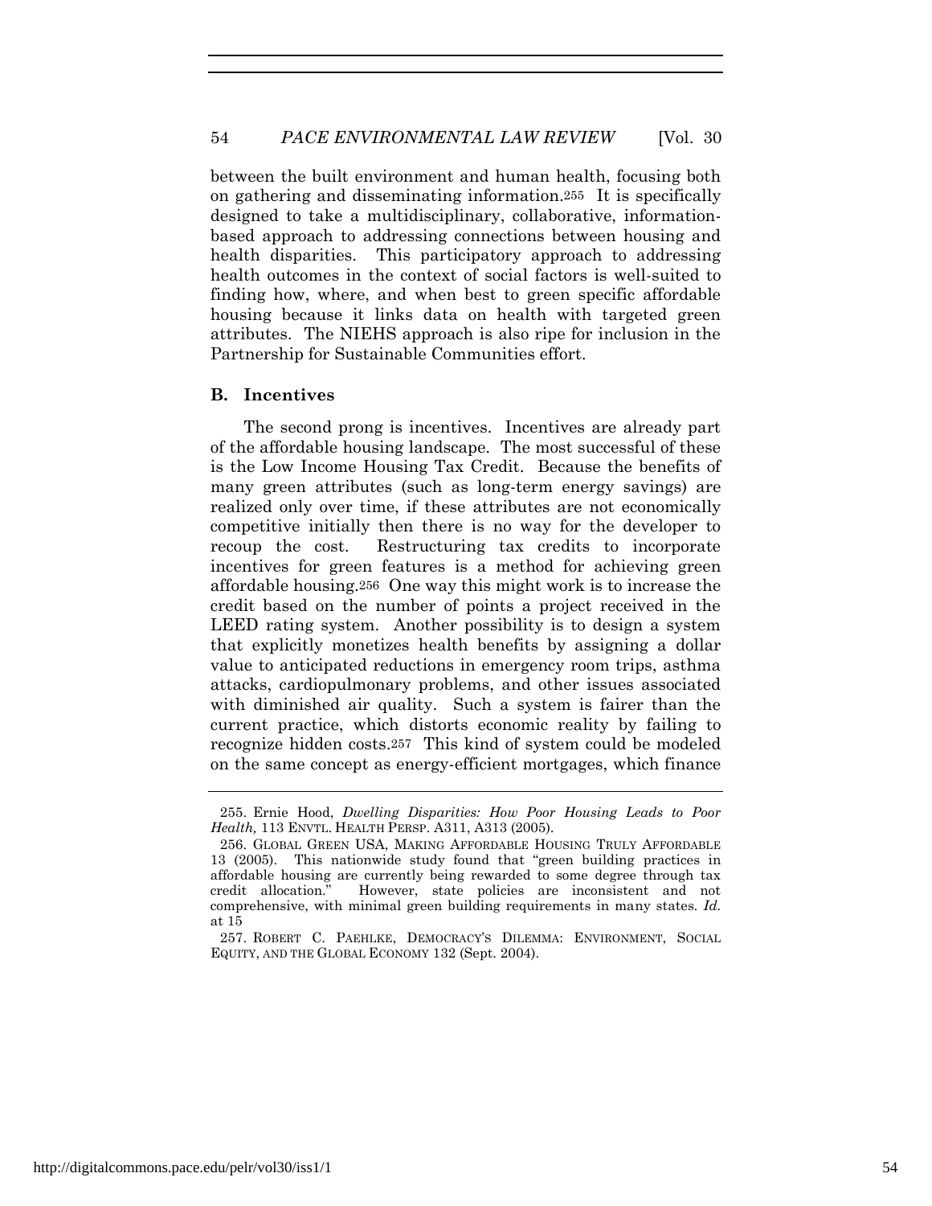between the built environment and human health, focusing both on gathering and disseminating information.[255] It is specifically designed to take a multidisciplinary, collaborative, information-based approach to addressing connections between housing and health disparities. This participatory approach to addressing health outcomes in the context of social factors is well-suited to finding how, where, and when best to green specific affordable housing because it links data on health with targeted green attributes. The NIEHS approach is also ripe for inclusion in the Partnership for Sustainable Communities effort.

### B. Incentives

The second prong is incentives. Incentives are already part of the affordable housing landscape. The most successful of these is the Low Income Housing Tax Credit. Because the benefits of many green attributes (such as long-term energy savings) are realized only over time, if these attributes are not economically competitive initially then there is no way for the developer to recoup the cost. Restructuring tax credits to incorporate incentives for green features is a method for achieving green affordable housing.[256] One way this might work is to increase the credit based on the number of points a project received in the LEED rating system. Another possibility is to design a system that explicitly monetizes health benefits by assigning a dollar value to anticipated reductions in emergency room trips, asthma attacks, cardiopulmonary problems, and other issues associated with diminished air quality. Such a system is fairer than the current practice, which distorts economic reality by failing to recognize hidden costs.[257] This kind of system could be modeled on the same concept as energy-efficient mortgages, which finance

---

255. Ernie Hood, *Dwelling Disparities: How Poor Housing Leads to Poor Health,* 113 ENVTL. HEALTH PERSP. A311, A313 (2005).

256. GLOBAL GREEN USA, MAKING AFFORDABLE HOUSING TRULY AFFORDABLE 13 (2005). This nationwide study found that "green building practices in affordable housing are currently being rewarded to some degree through tax credit allocation." However, state policies are inconsistent and not comprehensive, with minimal green building requirements in many states. *Id.* at 15

257. ROBERT C. PAEHLKE, DEMOCRACY'S DILEMMA: ENVIRONMENT, SOCIAL EQUITY, AND THE GLOBAL ECONOMY 132 (Sept. 2004).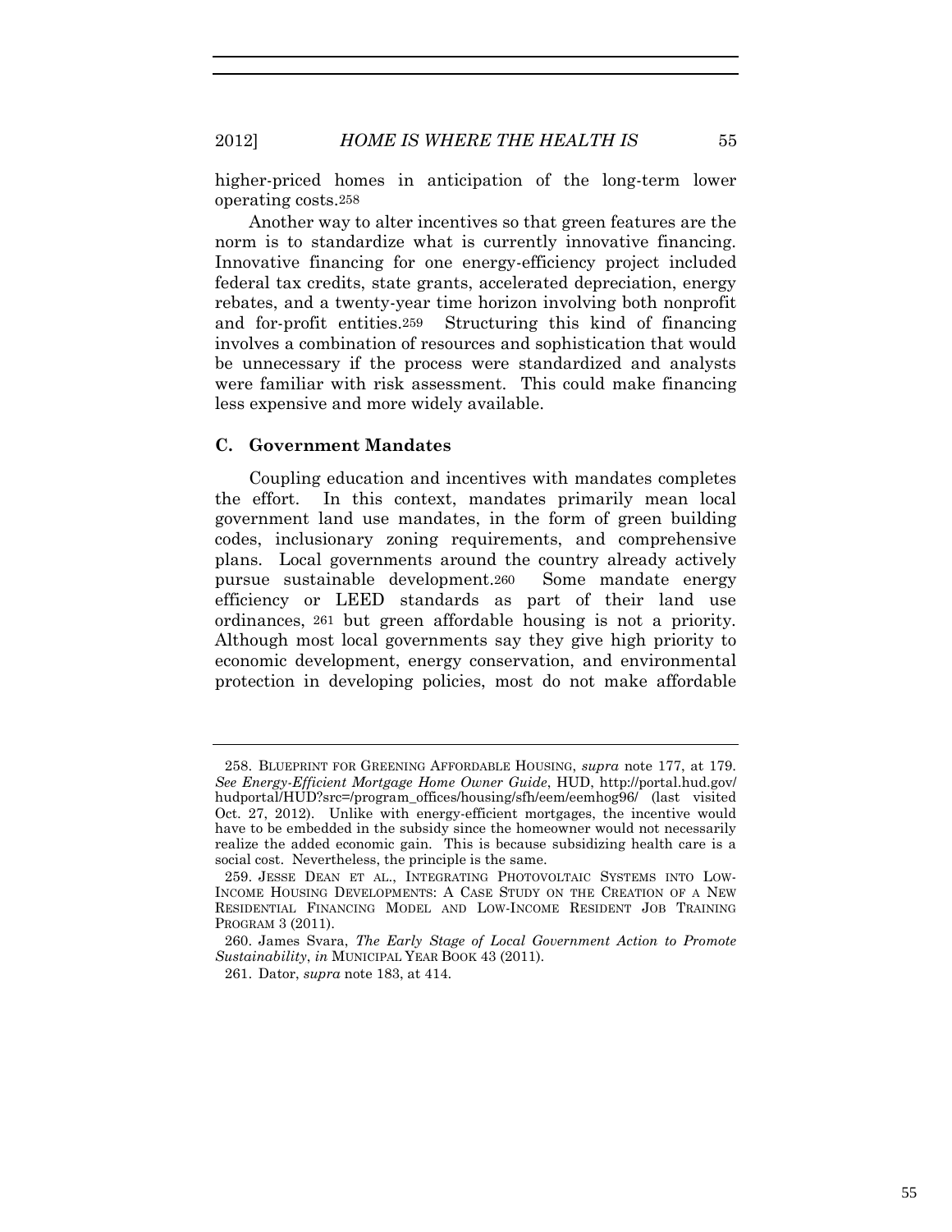higher-priced homes in anticipation of the long-term lower operating costs.[258]

Another way to alter incentives so that green features are the norm is to standardize what is currently innovative financing. Innovative financing for one energy-efficiency project included federal tax credits, state grants, accelerated depreciation, energy rebates, and a twenty-year time horizon involving both nonprofit and for-profit entities.[259] Structuring this kind of financing involves a combination of resources and sophistication that would be unnecessary if the process were standardized and analysts were familiar with risk assessment. This could make financing less expensive and more widely available.

### C. Government Mandates

Coupling education and incentives with mandates completes the effort. In this context, mandates primarily mean local government land use mandates, in the form of green building codes, inclusionary zoning requirements, and comprehensive plans. Local governments around the country already actively pursue sustainable development.[260] Some mandate energy efficiency or LEED standards as part of their land use ordinances,[261] but green affordable housing is not a priority. Although most local governments say they give high priority to economic development, energy conservation, and environmental protection in developing policies, most do not make affordable

---

258. BLUEPRINT FOR GREENING AFFORDABLE HOUSING, *supra* note 177, at 179. *See Energy-Efficient Mortgage Home Owner Guide*, HUD, http://portal.hud.gov/hudportal/HUD?src=/program_offices/housing/sfh/eem/eemhog96/ (last visited Oct. 27, 2012). Unlike with energy-efficient mortgages, the incentive would have to be embedded in the subsidy since the homeowner would not necessarily realize the added economic gain. This is because subsidizing health care is a social cost. Nevertheless, the principle is the same.

259. JESSE DEAN ET AL., INTEGRATING PHOTOVOLTAIC SYSTEMS INTO LOW-INCOME HOUSING DEVELOPMENTS: A CASE STUDY ON THE CREATION OF A NEW RESIDENTIAL FINANCING MODEL AND LOW-INCOME RESIDENT JOB TRAINING PROGRAM 3 (2011).

260. James Svara, *The Early Stage of Local Government Action to Promote Sustainability*, *in* MUNICIPAL YEAR BOOK 43 (2011).

261. Dator, *supra* note 183, at 414.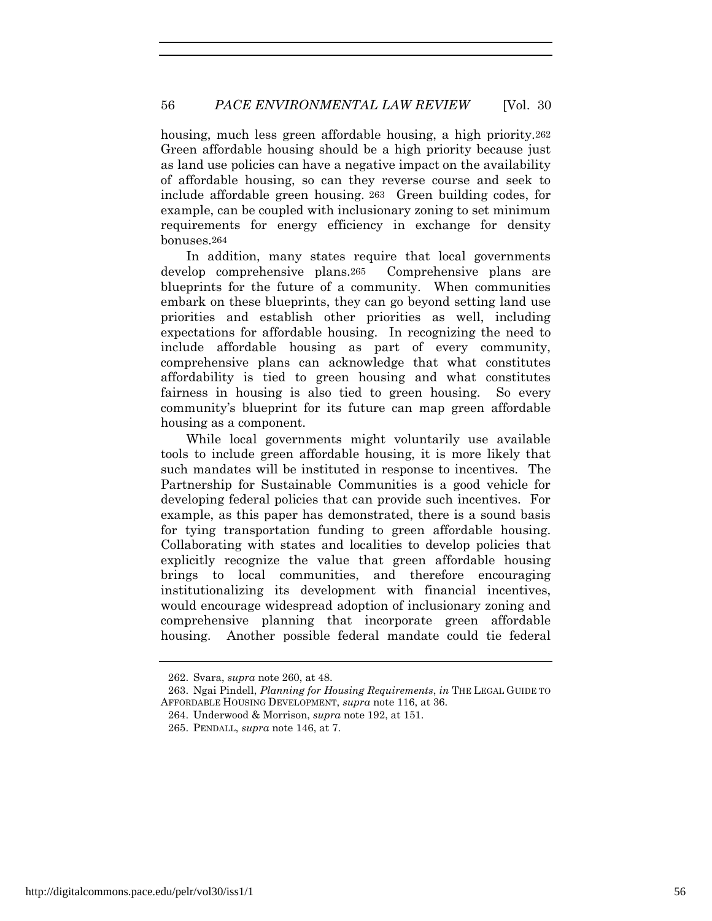housing, much less green affordable housing, a high priority.[262] Green affordable housing should be a high priority because just as land use policies can have a negative impact on the availability of affordable housing, so can they reverse course and seek to include affordable green housing.[263] Green building codes, for example, can be coupled with inclusionary zoning to set minimum requirements for energy efficiency in exchange for density bonuses.[264]

In addition, many states require that local governments develop comprehensive plans.[265] Comprehensive plans are blueprints for the future of a community. When communities embark on these blueprints, they can go beyond setting land use priorities and establish other priorities as well, including expectations for affordable housing. In recognizing the need to include affordable housing as part of every community, comprehensive plans can acknowledge that what constitutes affordability is tied to green housing and what constitutes fairness in housing is also tied to green housing. So every community's blueprint for its future can map green affordable housing as a component.

While local governments might voluntarily use available tools to include green affordable housing, it is more likely that such mandates will be instituted in response to incentives. The Partnership for Sustainable Communities is a good vehicle for developing federal policies that can provide such incentives. For example, as this paper has demonstrated, there is a sound basis for tying transportation funding to green affordable housing. Collaborating with states and localities to develop policies that explicitly recognize the value that green affordable housing brings to local communities, and therefore encouraging institutionalizing its development with financial incentives, would encourage widespread adoption of inclusionary zoning and comprehensive planning that incorporate green affordable housing. Another possible federal mandate could tie federal

---

262. Svara, *supra* note 260, at 48.

263. Ngai Pindell, *Planning for Housing Requirements*, *in* THE LEGAL GUIDE TO AFFORDABLE HOUSING DEVELOPMENT, *supra* note 116, at 36.

264. Underwood & Morrison, *supra* note 192, at 151.

265. PENDALL, *supra* note 146, at 7.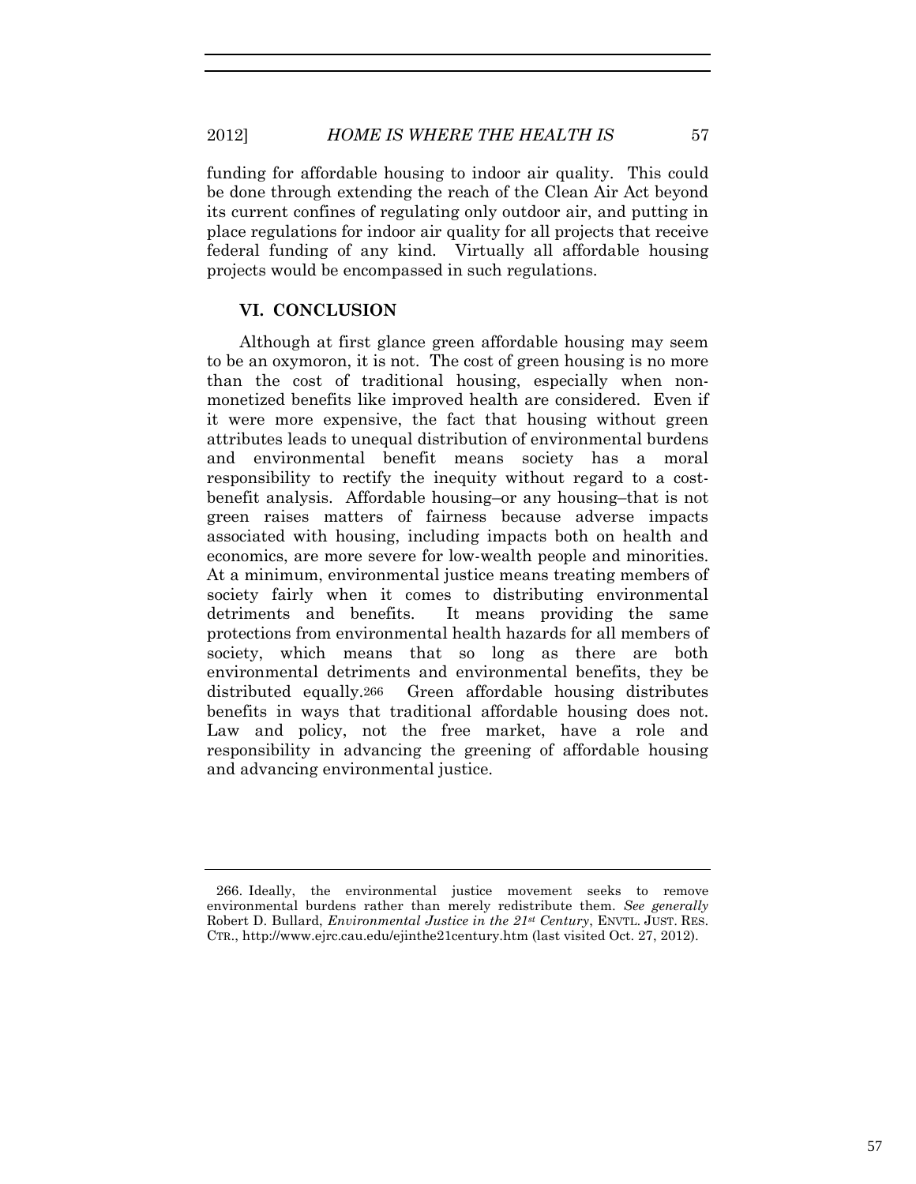funding for affordable housing to indoor air quality. This could be done through extending the reach of the Clean Air Act beyond its current confines of regulating only outdoor air, and putting in place regulations for indoor air quality for all projects that receive federal funding of any kind. Virtually all affordable housing projects would be encompassed in such regulations.

## VI. CONCLUSION

Although at first glance green affordable housing may seem to be an oxymoron, it is not. The cost of green housing is no more than the cost of traditional housing, especially when non-monetized benefits like improved health are considered. Even if it were more expensive, the fact that housing without green attributes leads to unequal distribution of environmental burdens and environmental benefit means society has a moral responsibility to rectify the inequity without regard to a cost-benefit analysis. Affordable housing–or any housing–that is not green raises matters of fairness because adverse impacts associated with housing, including impacts both on health and economics, are more severe for low-wealth people and minorities. At a minimum, environmental justice means treating members of society fairly when it comes to distributing environmental detriments and benefits. It means providing the same protections from environmental health hazards for all members of society, which means that so long as there are both environmental detriments and environmental benefits, they be distributed equally.[266] Green affordable housing distributes benefits in ways that traditional affordable housing does not. Law and policy, not the free market, have a role and responsibility in advancing the greening of affordable housing and advancing environmental justice.

---

266. Ideally, the environmental justice movement seeks to remove environmental burdens rather than merely redistribute them. *See generally* Robert D. Bullard, *Environmental Justice in the 21st Century*, ENVTL. JUST. RES. CTR., http://www.ejrc.cau.edu/ejinthe21century.htm (last visited Oct. 27, 2012).